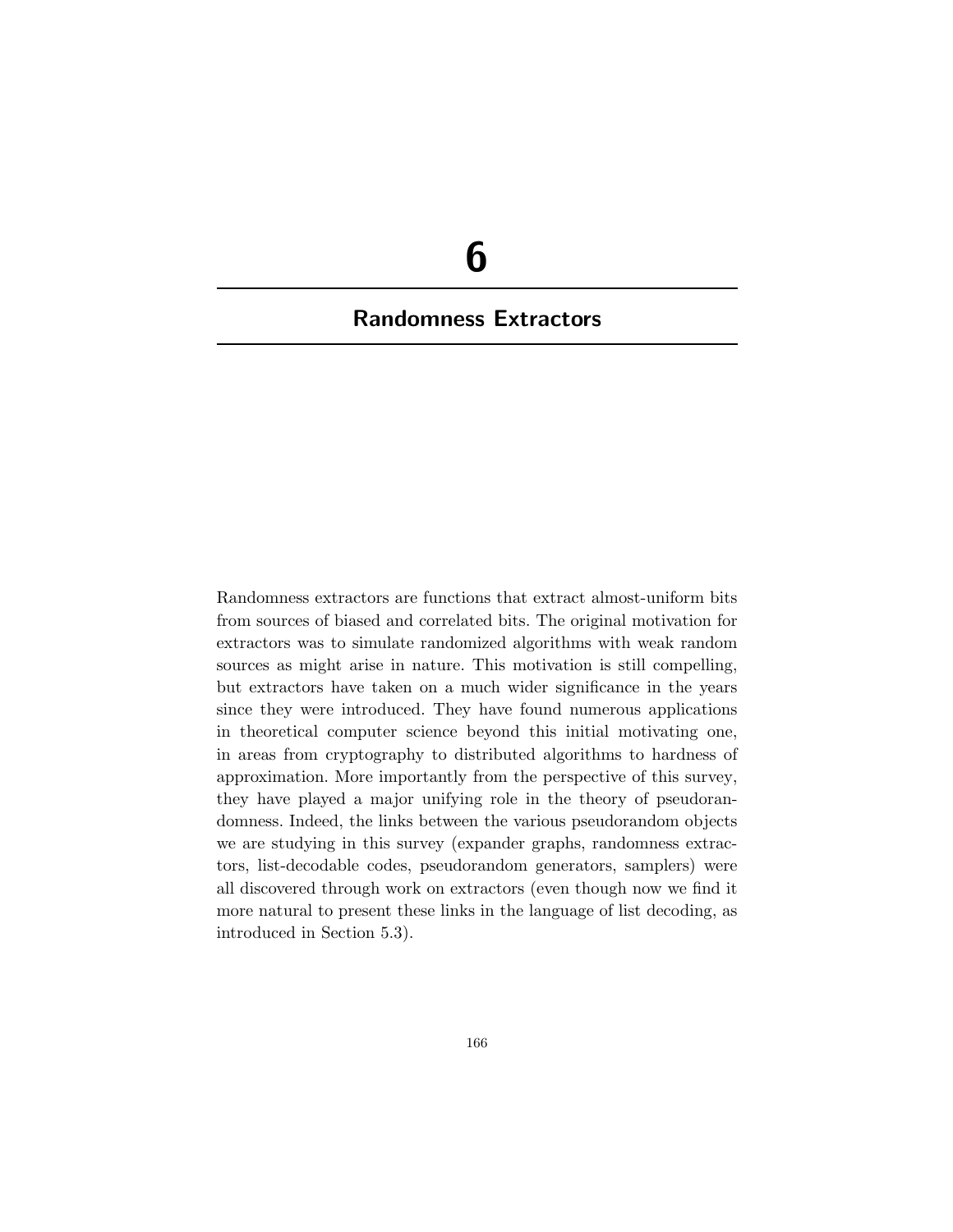# 6

# Randomness Extractors

Randomness extractors are functions that extract almost-uniform bits from sources of biased and correlated bits. The original motivation for extractors was to simulate randomized algorithms with weak random sources as might arise in nature. This motivation is still compelling, but extractors have taken on a much wider significance in the years since they were introduced. They have found numerous applications in theoretical computer science beyond this initial motivating one, in areas from cryptography to distributed algorithms to hardness of approximation. More importantly from the perspective of this survey, they have played a major unifying role in the theory of pseudorandomness. Indeed, the links between the various pseudorandom objects we are studying in this survey (expander graphs, randomness extractors, list-decodable codes, pseudorandom generators, samplers) were all discovered through work on extractors (even though now we find it more natural to present these links in the language of list decoding, as introduced in Section 5.3).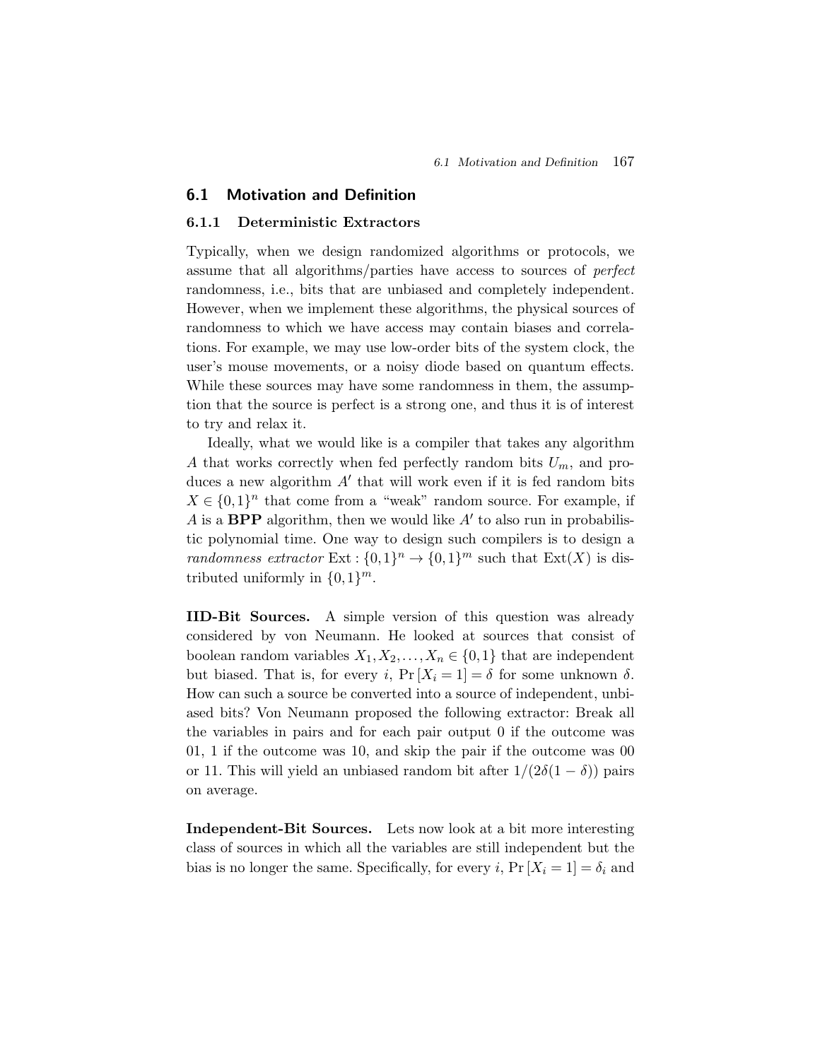## 6.1 Motivation and Definition

### 6.1.1 Deterministic Extractors

Typically, when we design randomized algorithms or protocols, we assume that all algorithms/parties have access to sources of *perfect* randomness, i.e., bits that are unbiased and completely independent. However, when we implement these algorithms, the physical sources of randomness to which we have access may contain biases and correlations. For example, we may use low-order bits of the system clock, the user's mouse movements, or a noisy diode based on quantum effects. While these sources may have some randomness in them, the assumption that the source is perfect is a strong one, and thus it is of interest to try and relax it.

Ideally, what we would like is a compiler that takes any algorithm $A$ that works correctly when fed perfectly random bits $U_m$, and produces a new algorithm $A'$ that will work even if it is fed random bits $X \in \{0,1\}^n$ that come from a "weak" random source. For example, if $A$ is a **BPP** algorithm, then we would like $A'$ to also run in probabilistic polynomial time. One way to design such compilers is to design a *randomness extractor* $\mathrm{Ext} : \{0,1\}^n \to \{0,1\}^m$ such that $\mathrm{Ext}(X)$ is distributed uniformly in $\{0,1\}^m$.

**IID-Bit Sources.** A simple version of this question was already considered by von Neumann. He looked at sources that consist of boolean random variables $X_1, X_2, \ldots, X_n \in \{0,1\}$ that are independent but biased. That is, for every $i$, $\Pr[X_i = 1] = \delta$ for some unknown $\delta$. How can such a source be converted into a source of independent, unbiased bits? Von Neumann proposed the following extractor: Break all the variables in pairs and for each pair output 0 if the outcome was 01, 1 if the outcome was 10, and skip the pair if the outcome was 00 or 11. This will yield an unbiased random bit after $1/(2\delta(1-\delta))$ pairs on average.

**Independent-Bit Sources.** Lets now look at a bit more interesting class of sources in which all the variables are still independent but the bias is no longer the same. Specifically, for every $i$, $\Pr[X_i = 1] = \delta_i$ and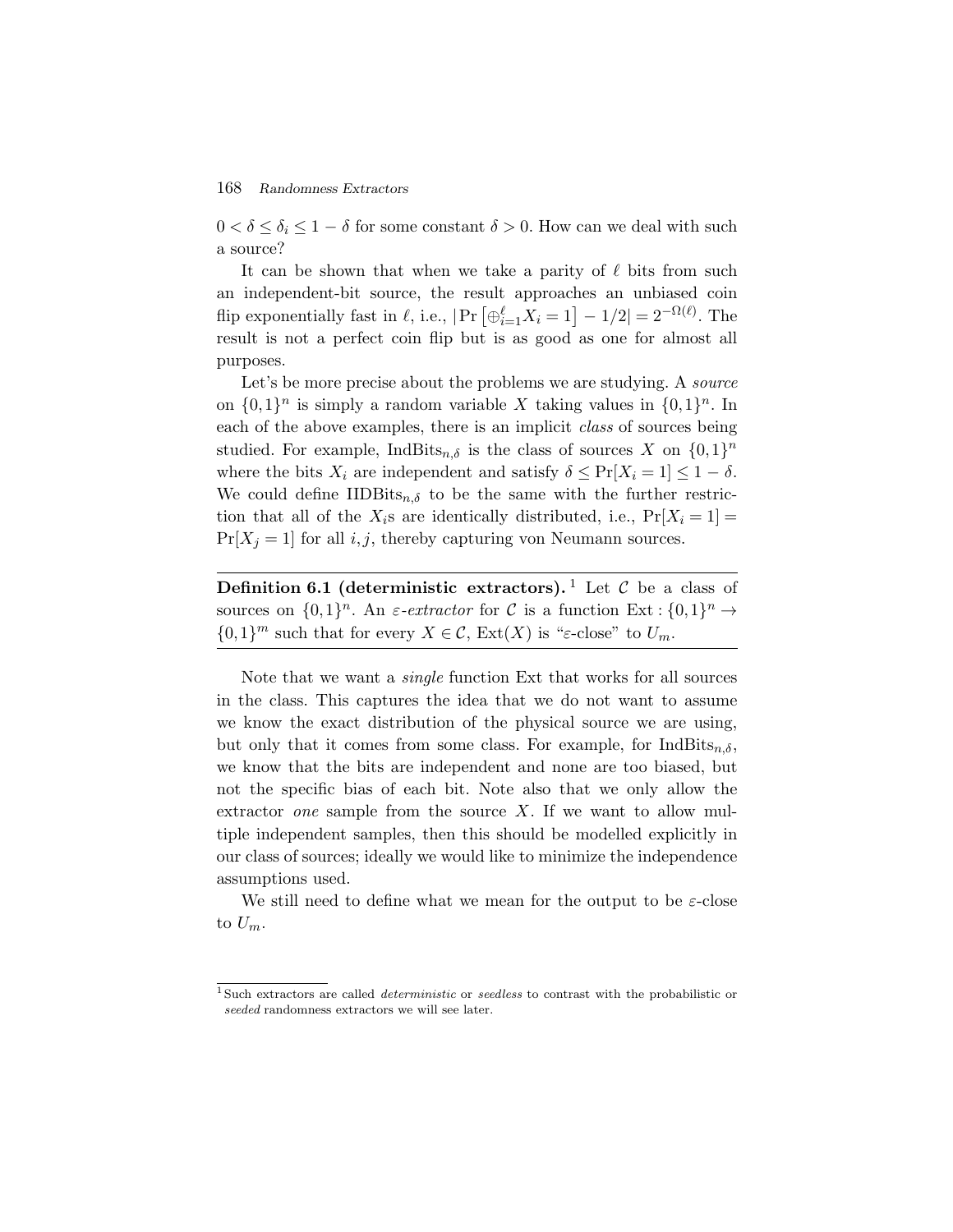$0 < \delta \leq \delta_i \leq 1 - \delta$ for some constant $\delta > 0$. How can we deal with such a source?

It can be shown that when we take a parity of $\ell$ bits from such an independent-bit source, the result approaches an unbiased coin flip exponentially fast in $\ell$, i.e., $|\Pr\left[\oplus_{i=1}^{\ell} X_i = 1\right] - 1/2| = 2^{-\Omega(\ell)}$. The result is not a perfect coin flip but is as good as one for almost all purposes.

Let's be more precise about the problems we are studying. A *source* on $\{0,1\}^n$ is simply a random variable $X$ taking values in $\{0,1\}^n$. In each of the above examples, there is an implicit *class* of sources being studied. For example, $\mathrm{IndBits}_{n,\delta}$ is the class of sources $X$ on $\{0,1\}^n$ where the bits $X_i$ are independent and satisfy $\delta \leq \Pr[X_i = 1] \leq 1 - \delta$. We could define $\mathrm{IIDBits}_{n,\delta}$ to be the same with the further restriction that all of the $X_i$s are identically distributed, i.e., $\Pr[X_i = 1] = \Pr[X_j = 1]$ for all $i, j$, thereby capturing von Neumann sources.

---

**Definition 6.1 (deterministic extractors).**[1] Let $\mathcal{C}$ be a class of sources on $\{0,1\}^n$. An $\varepsilon$*-extractor* for $\mathcal{C}$ is a function $\mathrm{Ext} : \{0,1\}^n \to \{0,1\}^m$ such that for every $X \in \mathcal{C}$, $\mathrm{Ext}(X)$ is "$\varepsilon$-close" to $U_m$.

---

Note that we want a *single* function Ext that works for all sources in the class. This captures the idea that we do not want to assume we know the exact distribution of the physical source we are using, but only that it comes from some class. For example, for $\mathrm{IndBits}_{n,\delta}$, we know that the bits are independent and none are too biased, but not the specific bias of each bit. Note also that we only allow the extractor *one* sample from the source $X$. If we want to allow multiple independent samples, then this should be modelled explicitly in our class of sources; ideally we would like to minimize the independence assumptions used.

We still need to define what we mean for the output to be $\varepsilon$-close to $U_m$.

[1] Such extractors are called *deterministic* or *seedless* to contrast with the probabilistic or *seeded* randomness extractors we will see later.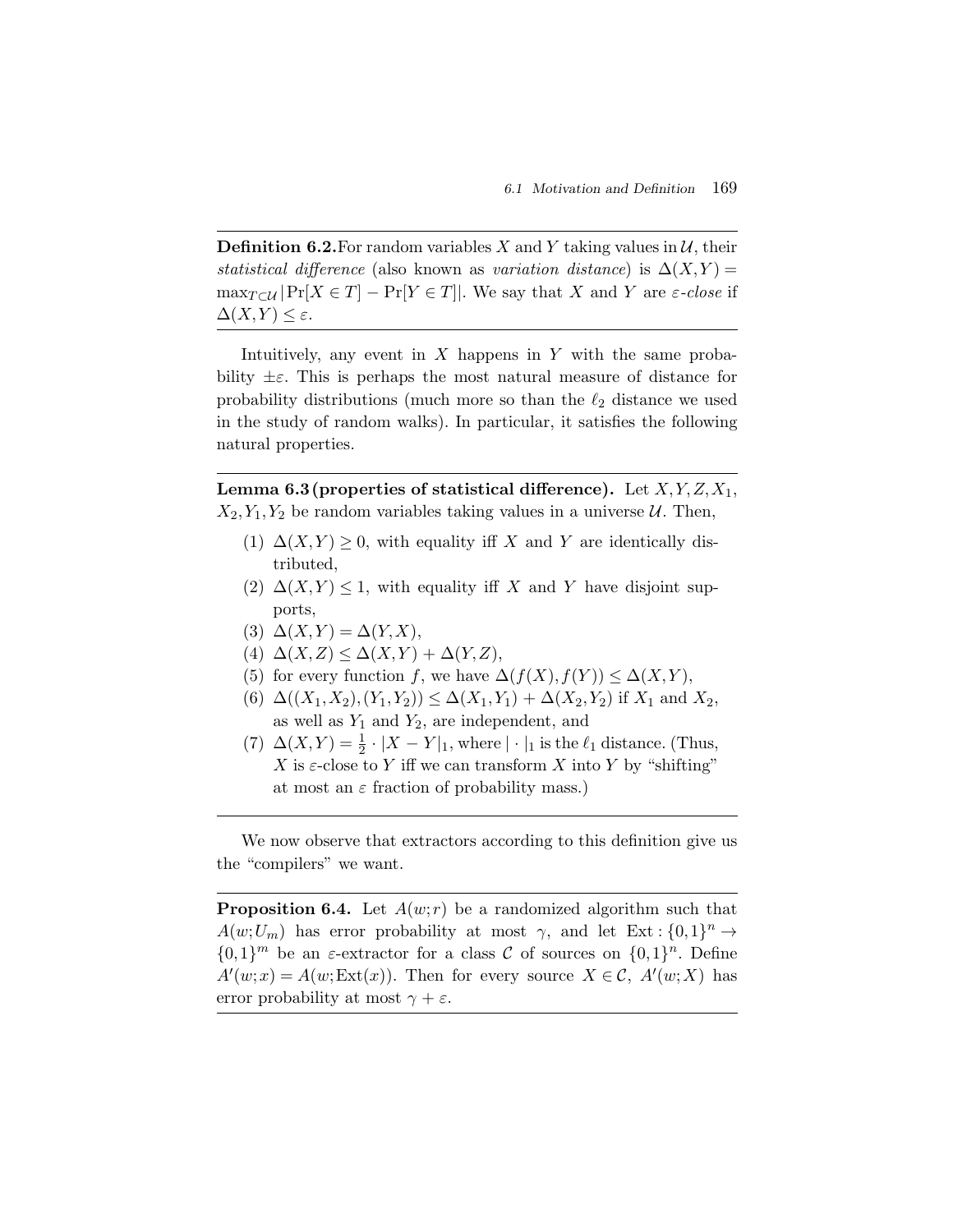**Definition 6.2.** For random variables $X$ and $Y$ taking values in $\mathcal{U}$, their *statistical difference* (also known as *variation distance*) is $\Delta(X,Y) = \max_{T\subset\mathcal{U}} |\Pr[X \in T] - \Pr[Y \in T]|$. We say that $X$ and $Y$ are *$\varepsilon$-close* if $\Delta(X,Y) \leq \varepsilon$.

Intuitively, any event in $X$ happens in $Y$ with the same probability $\pm\varepsilon$. This is perhaps the most natural measure of distance for probability distributions (much more so than the $\ell_2$ distance we used in the study of random walks). In particular, it satisfies the following natural properties.

**Lemma 6.3 (properties of statistical difference).** Let $X, Y, Z, X_1, X_2, Y_1, Y_2$ be random variables taking values in a universe $\mathcal{U}$. Then,

(1) $\Delta(X,Y) \geq 0$, with equality iff $X$ and $Y$ are identically distributed,
(2) $\Delta(X,Y) \leq 1$, with equality iff $X$ and $Y$ have disjoint supports,
(3) $\Delta(X,Y) = \Delta(Y,X)$,
(4) $\Delta(X,Z) \leq \Delta(X,Y) + \Delta(Y,Z)$,
(5) for every function $f$, we have $\Delta(f(X), f(Y)) \leq \Delta(X,Y)$,
(6) $\Delta((X_1,X_2),(Y_1,Y_2)) \leq \Delta(X_1,Y_1) + \Delta(X_2,Y_2)$ if $X_1$ and $X_2$, as well as $Y_1$ and $Y_2$, are independent, and
(7) $\Delta(X,Y) = \frac{1}{2} \cdot |X - Y|_1$, where $|\cdot|_1$ is the $\ell_1$ distance. (Thus, $X$ is $\varepsilon$-close to $Y$ iff we can transform $X$ into $Y$ by "shifting" at most an $\varepsilon$ fraction of probability mass.)

We now observe that extractors according to this definition give us the "compilers" we want.

**Proposition 6.4.** Let $A(w;r)$ be a randomized algorithm such that $A(w;U_m)$ has error probability at most $\gamma$, and let $\mathrm{Ext}: \{0,1\}^n \to \{0,1\}^m$ be an $\varepsilon$-extractor for a class $\mathcal{C}$ of sources on $\{0,1\}^n$. Define $A'(w;x) = A(w;\mathrm{Ext}(x))$. Then for every source $X \in \mathcal{C}$, $A'(w;X)$ has error probability at most $\gamma + \varepsilon$.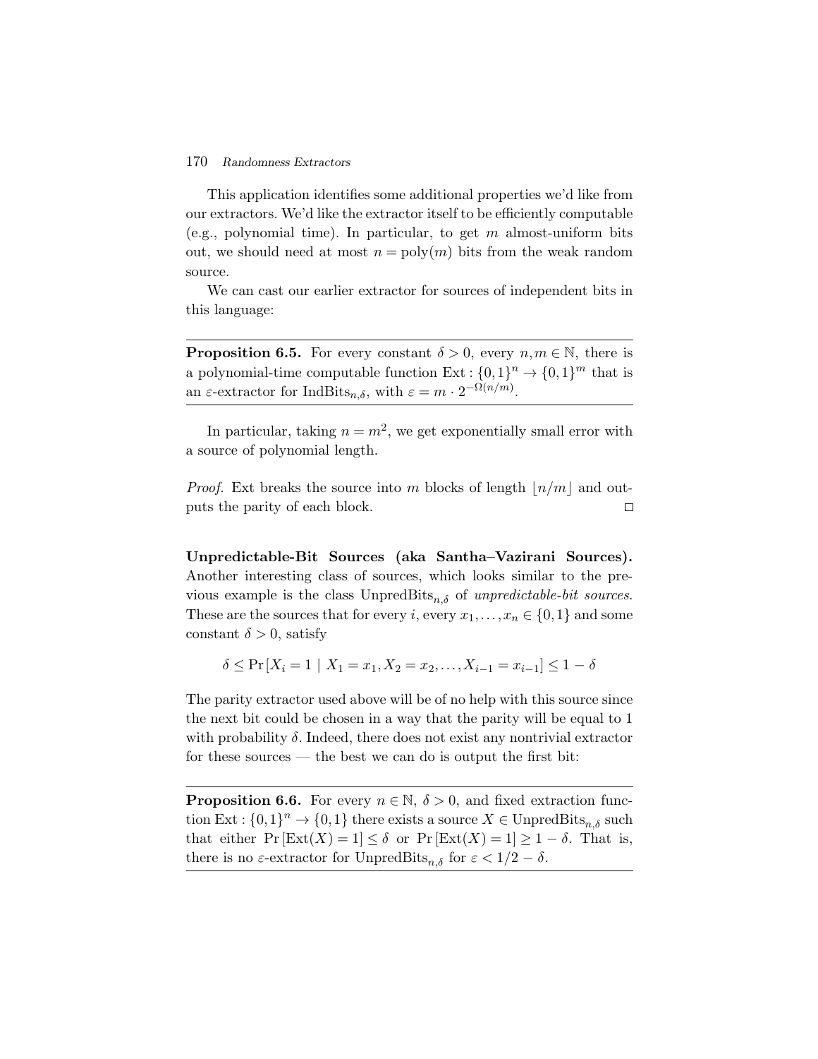This application identifies some additional properties we'd like from our extractors. We'd like the extractor itself to be efficiently computable (e.g., polynomial time). In particular, to get $m$ almost-uniform bits out, we should need at most $n = \text{poly}(m)$ bits from the weak random source.

We can cast our earlier extractor for sources of independent bits in this language:

---

**Proposition 6.5.** For every constant $\delta > 0$, every $n, m \in \mathbb{N}$, there is a polynomial-time computable function $\text{Ext} : \{0,1\}^n \to \{0,1\}^m$ that is an $\varepsilon$-extractor for $\text{IndBits}_{n,\delta}$, with $\varepsilon = m \cdot 2^{-\Omega(n/m)}$.

---

In particular, taking $n = m^2$, we get exponentially small error with a source of polynomial length.

*Proof.* Ext breaks the source into $m$ blocks of length $\lfloor n/m \rfloor$ and outputs the parity of each block. $\square$

**Unpredictable-Bit Sources (aka Santha–Vazirani Sources).** Another interesting class of sources, which looks similar to the previous example is the class $\text{UnpredBits}_{n,\delta}$ of *unpredictable-bit sources*. These are the sources that for every $i$, every $x_1, \ldots, x_n \in \{0,1\}$ and some constant $\delta > 0$, satisfy

$$\delta \leq \Pr[X_i = 1 \mid X_1 = x_1, X_2 = x_2, \ldots, X_{i-1} = x_{i-1}] \leq 1 - \delta$$

The parity extractor used above will be of no help with this source since the next bit could be chosen in a way that the parity will be equal to 1 with probability $\delta$. Indeed, there does not exist any nontrivial extractor for these sources — the best we can do is output the first bit:

---

**Proposition 6.6.** For every $n \in \mathbb{N}$, $\delta > 0$, and fixed extraction function $\text{Ext} : \{0,1\}^n \to \{0,1\}$ there exists a source $X \in \text{UnpredBits}_{n,\delta}$ such that either $\Pr[\text{Ext}(X) = 1] \leq \delta$ or $\Pr[\text{Ext}(X) = 1] \geq 1 - \delta$. That is, there is no $\varepsilon$-extractor for $\text{UnpredBits}_{n,\delta}$ for $\varepsilon < 1/2 - \delta$.

---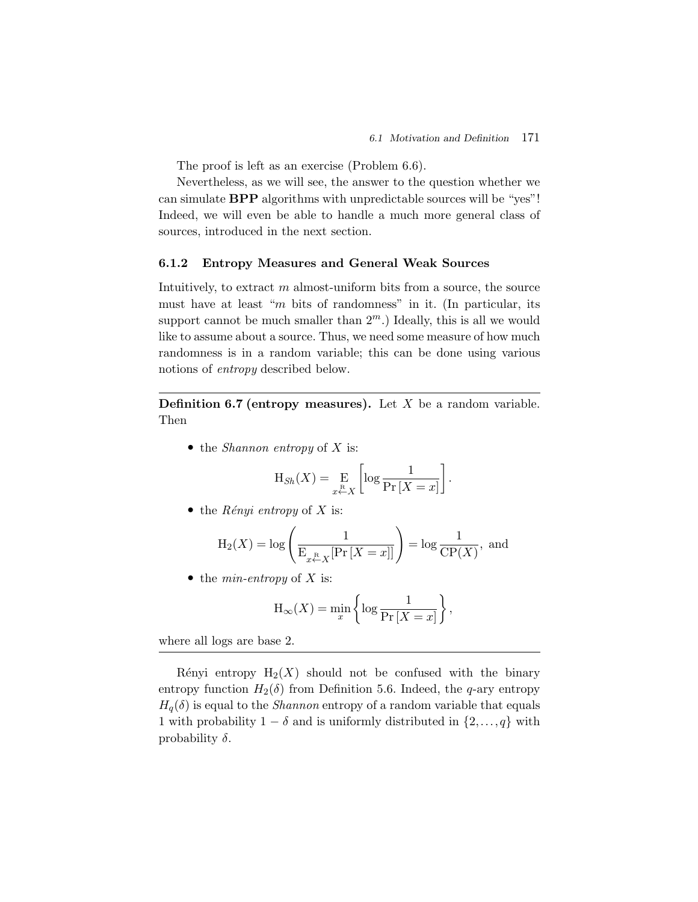The proof is left as an exercise (Problem 6.6).

Nevertheless, as we will see, the answer to the question whether we can simulate **BPP** algorithms with unpredictable sources will be "yes"! Indeed, we will even be able to handle a much more general class of sources, introduced in the next section.

### 6.1.2 Entropy Measures and General Weak Sources

Intuitively, to extract $m$ almost-uniform bits from a source, the source must have at least "$m$ bits of randomness" in it. (In particular, its support cannot be much smaller than $2^m$.) Ideally, this is all we would like to assume about a source. Thus, we need some measure of how much randomness is in a random variable; this can be done using various notions of *entropy* described below.

---

**Definition 6.7 (entropy measures).** Let $X$ be a random variable. Then

- the *Shannon entropy* of $X$ is:

$$\mathrm{H}_{Sh}(X) = \mathop{\mathrm{E}}_{x \overset{\mathrm{R}}{\leftarrow} X} \left[ \log \frac{1}{\Pr[X = x]} \right].$$

- the *Rényi entropy* of $X$ is:

$$\mathrm{H}_2(X) = \log \left( \frac{1}{\mathrm{E}_{x \overset{\mathrm{R}}{\leftarrow} X}[\Pr[X = x]]} \right) = \log \frac{1}{\mathrm{CP}(X)}, \text{ and}$$

- the *min-entropy* of $X$ is:

$$\mathrm{H}_\infty(X) = \min_x \left\{ \log \frac{1}{\Pr[X = x]} \right\},$$

where all logs are base 2.

---

Rényi entropy $\mathrm{H}_2(X)$ should not be confused with the binary entropy function $H_2(\delta)$ from Definition 5.6. Indeed, the $q$-ary entropy $H_q(\delta)$ is equal to the *Shannon* entropy of a random variable that equals 1 with probability $1 - \delta$ and is uniformly distributed in $\{2, \ldots, q\}$ with probability $\delta$.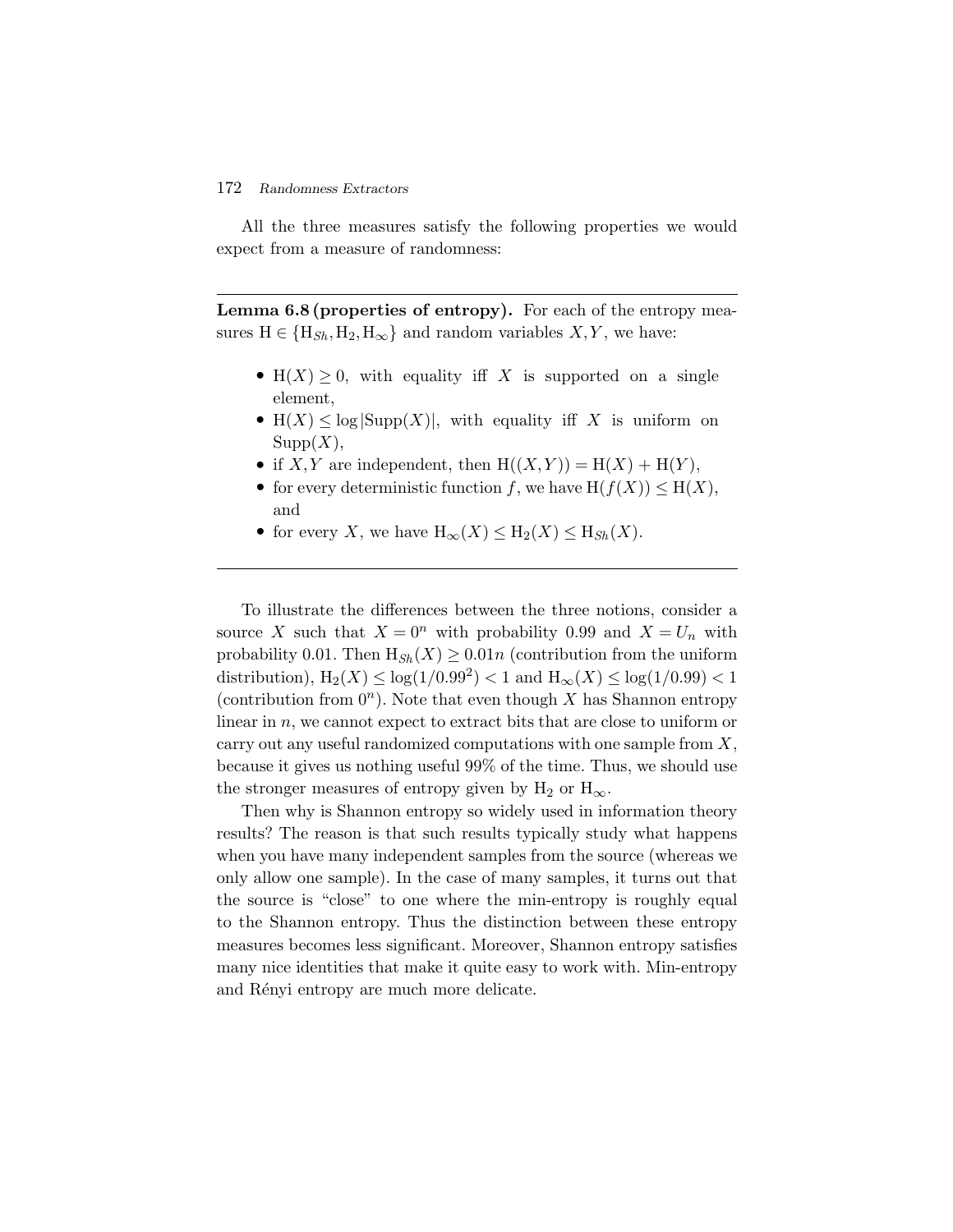All the three measures satisfy the following properties we would expect from a measure of randomness:

---

**Lemma 6.8 (properties of entropy).** For each of the entropy measures $\mathrm{H} \in \{\mathrm{H}_{Sh}, \mathrm{H}_2, \mathrm{H}_\infty\}$ and random variables $X, Y$, we have:

- $\mathrm{H}(X) \geq 0$, with equality iff $X$ is supported on a single element,
- $\mathrm{H}(X) \leq \log|\mathrm{Supp}(X)|$, with equality iff $X$ is uniform on $\mathrm{Supp}(X)$,
- if $X, Y$ are independent, then $\mathrm{H}((X,Y)) = \mathrm{H}(X) + \mathrm{H}(Y)$,
- for every deterministic function $f$, we have $\mathrm{H}(f(X)) \leq \mathrm{H}(X)$, and
- for every $X$, we have $\mathrm{H}_\infty(X) \leq \mathrm{H}_2(X) \leq \mathrm{H}_{Sh}(X)$.

---

To illustrate the differences between the three notions, consider a source $X$ such that $X = 0^n$ with probability 0.99 and $X = U_n$ with probability 0.01. Then $\mathrm{H}_{Sh}(X) \geq 0.01n$ (contribution from the uniform distribution), $\mathrm{H}_2(X) \leq \log(1/0.99^2) < 1$ and $\mathrm{H}_\infty(X) \leq \log(1/0.99) < 1$ (contribution from $0^n$). Note that even though $X$ has Shannon entropy linear in $n$, we cannot expect to extract bits that are close to uniform or carry out any useful randomized computations with one sample from $X$, because it gives us nothing useful 99% of the time. Thus, we should use the stronger measures of entropy given by $\mathrm{H}_2$ or $\mathrm{H}_\infty$.

Then why is Shannon entropy so widely used in information theory results? The reason is that such results typically study what happens when you have many independent samples from the source (whereas we only allow one sample). In the case of many samples, it turns out that the source is "close" to one where the min-entropy is roughly equal to the Shannon entropy. Thus the distinction between these entropy measures becomes less significant. Moreover, Shannon entropy satisfies many nice identities that make it quite easy to work with. Min-entropy and Rényi entropy are much more delicate.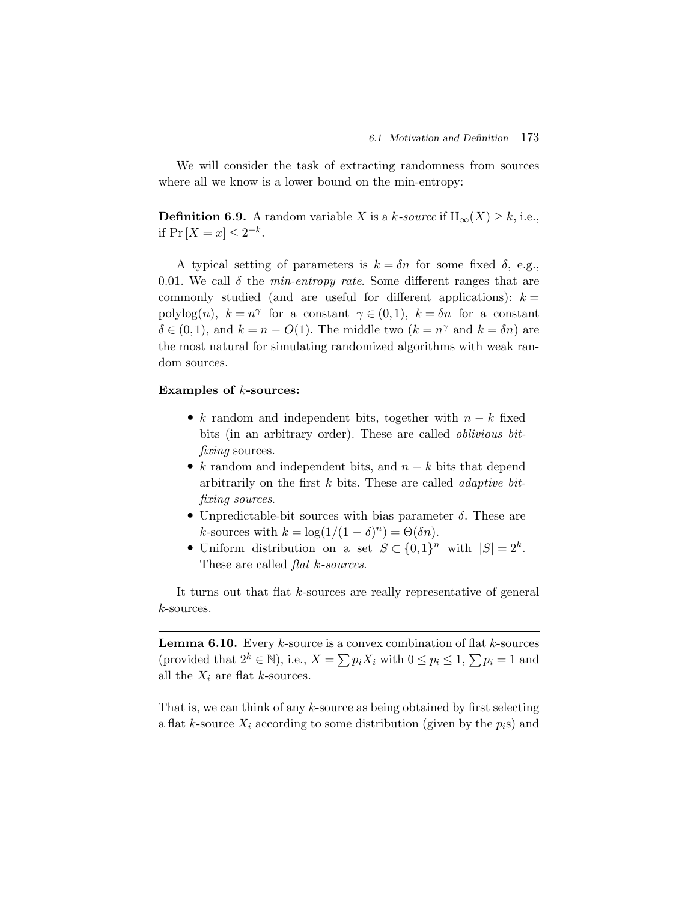We will consider the task of extracting randomness from sources where all we know is a lower bound on the min-entropy:

**Definition 6.9.** A random variable $X$ is a *$k$-source* if $\mathrm{H}_\infty(X) \geq k$, i.e., if $\Pr[X = x] \leq 2^{-k}$.

A typical setting of parameters is $k = \delta n$ for some fixed $\delta$, e.g., 0.01. We call $\delta$ the *min-entropy rate*. Some different ranges that are commonly studied (and are useful for different applications): $k = \mathrm{polylog}(n)$, $k = n^\gamma$ for a constant $\gamma \in (0,1)$, $k = \delta n$ for a constant $\delta \in (0,1)$, and $k = n - O(1)$. The middle two ($k = n^\gamma$ and $k = \delta n$) are the most natural for simulating randomized algorithms with weak random sources.

**Examples of $k$-sources:**

- $k$ random and independent bits, together with $n - k$ fixed bits (in an arbitrary order). These are called *oblivious bit-fixing* sources.
- $k$ random and independent bits, and $n - k$ bits that depend arbitrarily on the first $k$ bits. These are called *adaptive bit-fixing sources*.
- Unpredictable-bit sources with bias parameter $\delta$. These are $k$-sources with $k = \log(1/(1-\delta)^n) = \Theta(\delta n)$.
- Uniform distribution on a set $S \subset \{0,1\}^n$ with $|S| = 2^k$. These are called *flat $k$-sources*.

It turns out that flat $k$-sources are really representative of general $k$-sources.

**Lemma 6.10.** Every $k$-source is a convex combination of flat $k$-sources (provided that $2^k \in \mathbb{N}$), i.e., $X = \sum p_i X_i$ with $0 \leq p_i \leq 1$, $\sum p_i = 1$ and all the $X_i$ are flat $k$-sources.

That is, we can think of any $k$-source as being obtained by first selecting a flat $k$-source $X_i$ according to some distribution (given by the $p_i$s) and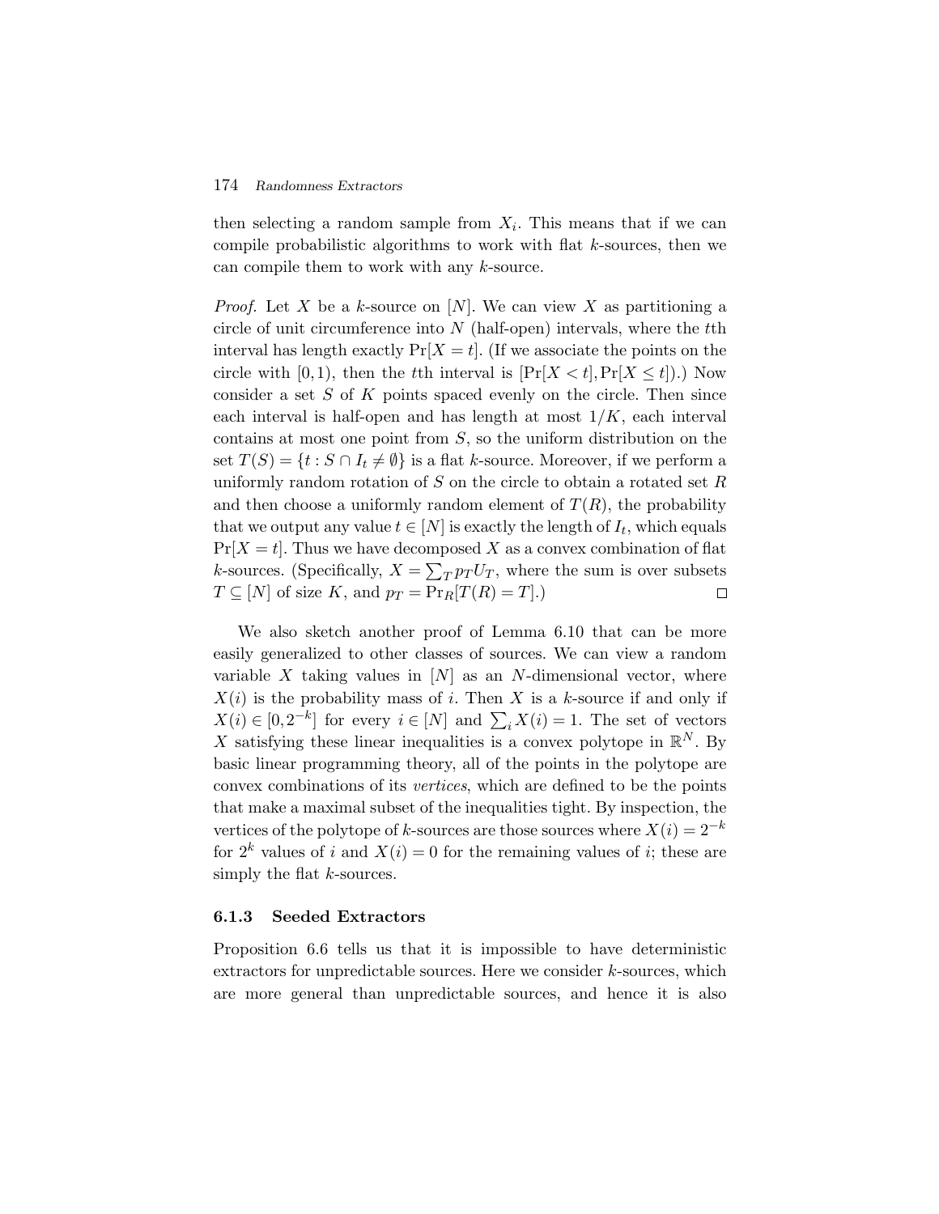then selecting a random sample from $X_i$. This means that if we can compile probabilistic algorithms to work with flat $k$-sources, then we can compile them to work with any $k$-source.

*Proof.* Let $X$ be a $k$-source on $[N]$. We can view $X$ as partitioning a circle of unit circumference into $N$ (half-open) intervals, where the $t$th interval has length exactly $\Pr[X = t]$. (If we associate the points on the circle with $[0,1)$, then the $t$th interval is $[\Pr[X < t], \Pr[X \leq t])$.) Now consider a set $S$ of $K$ points spaced evenly on the circle. Then since each interval is half-open and has length at most $1/K$, each interval contains at most one point from $S$, so the uniform distribution on the set $T(S) = \{t : S \cap I_t \neq \emptyset\}$ is a flat $k$-source. Moreover, if we perform a uniformly random rotation of $S$ on the circle to obtain a rotated set $R$ and then choose a uniformly random element of $T(R)$, the probability that we output any value $t \in [N]$ is exactly the length of $I_t$, which equals $\Pr[X = t]$. Thus we have decomposed $X$ as a convex combination of flat $k$-sources. (Specifically, $X = \sum_T p_T U_T$, where the sum is over subsets $T \subseteq [N]$ of size $K$, and $p_T = \Pr_R[T(R) = T]$.) □

We also sketch another proof of Lemma 6.10 that can be more easily generalized to other classes of sources. We can view a random variable $X$ taking values in $[N]$ as an $N$-dimensional vector, where $X(i)$ is the probability mass of $i$. Then $X$ is a $k$-source if and only if $X(i) \in [0, 2^{-k}]$ for every $i \in [N]$ and $\sum_i X(i) = 1$. The set of vectors $X$ satisfying these linear inequalities is a convex polytope in $\mathbb{R}^N$. By basic linear programming theory, all of the points in the polytope are convex combinations of its *vertices*, which are defined to be the points that make a maximal subset of the inequalities tight. By inspection, the vertices of the polytope of $k$-sources are those sources where $X(i) = 2^{-k}$ for $2^k$ values of $i$ and $X(i) = 0$ for the remaining values of $i$; these are simply the flat $k$-sources.

### 6.1.3 Seeded Extractors

Proposition 6.6 tells us that it is impossible to have deterministic extractors for unpredictable sources. Here we consider $k$-sources, which are more general than unpredictable sources, and hence it is also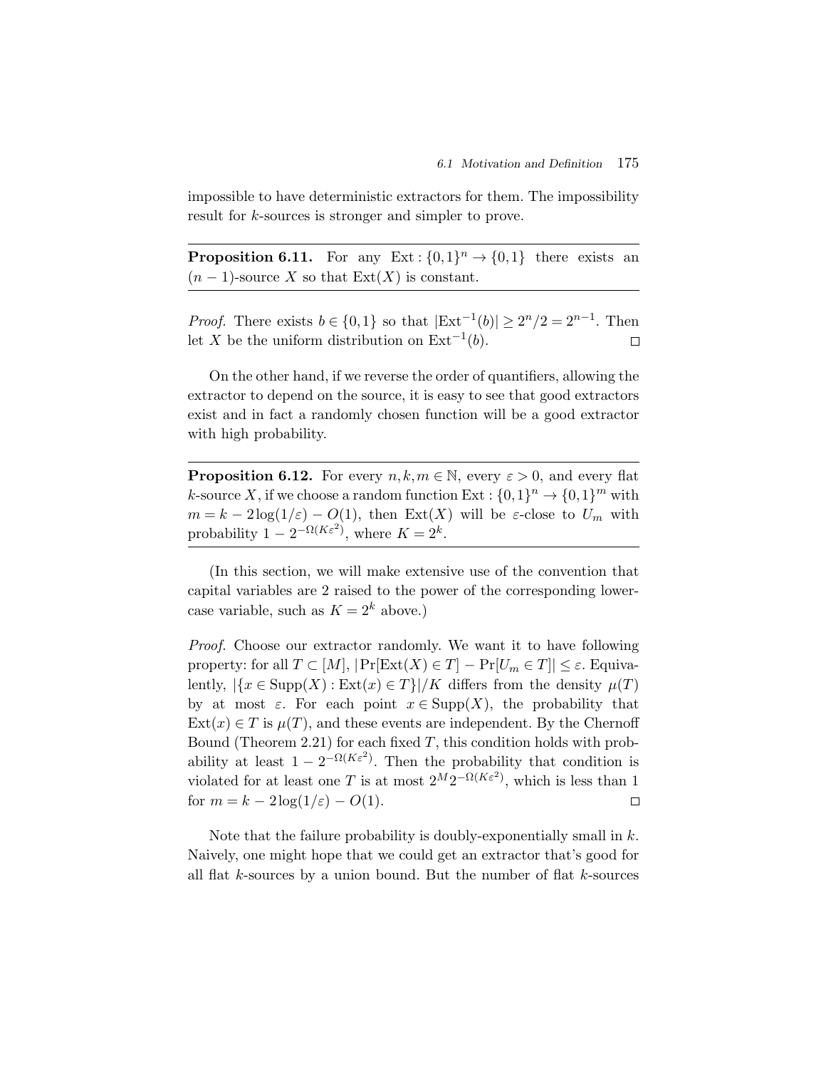impossible to have deterministic extractors for them. The impossibility result for $k$-sources is stronger and simpler to prove.

**Proposition 6.11.** For any $\mathrm{Ext} : \{0,1\}^n \to \{0,1\}$ there exists an $(n-1)$-source $X$ so that $\mathrm{Ext}(X)$ is constant.

*Proof.* There exists $b \in \{0,1\}$ so that $|\mathrm{Ext}^{-1}(b)| \geq 2^n/2 = 2^{n-1}$. Then let $X$ be the uniform distribution on $\mathrm{Ext}^{-1}(b)$. $\square$

On the other hand, if we reverse the order of quantifiers, allowing the extractor to depend on the source, it is easy to see that good extractors exist and in fact a randomly chosen function will be a good extractor with high probability.

**Proposition 6.12.** For every $n, k, m \in \mathbb{N}$, every $\varepsilon > 0$, and every flat $k$-source $X$, if we choose a random function $\mathrm{Ext} : \{0,1\}^n \to \{0,1\}^m$ with $m = k - 2\log(1/\varepsilon) - O(1)$, then $\mathrm{Ext}(X)$ will be $\varepsilon$-close to $U_m$ with probability $1 - 2^{-\Omega(K\varepsilon^2)}$, where $K = 2^k$.

(In this section, we will make extensive use of the convention that capital variables are 2 raised to the power of the corresponding lowercase variable, such as $K = 2^k$ above.)

*Proof.* Choose our extractor randomly. We want it to have following property: for all $T \subset [M]$, $|\Pr[\mathrm{Ext}(X) \in T] - \Pr[U_m \in T]| \leq \varepsilon$. Equivalently, $|\{x \in \mathrm{Supp}(X) : \mathrm{Ext}(x) \in T\}|/K$ differs from the density $\mu(T)$ by at most $\varepsilon$. For each point $x \in \mathrm{Supp}(X)$, the probability that $\mathrm{Ext}(x) \in T$ is $\mu(T)$, and these events are independent. By the Chernoff Bound (Theorem 2.21) for each fixed $T$, this condition holds with probability at least $1 - 2^{-\Omega(K\varepsilon^2)}$. Then the probability that condition is violated for at least one $T$ is at most $2^M 2^{-\Omega(K\varepsilon^2)}$, which is less than 1 for $m = k - 2\log(1/\varepsilon) - O(1)$. $\square$

Note that the failure probability is doubly-exponentially small in $k$. Naively, one might hope that we could get an extractor that's good for all flat $k$-sources by a union bound. But the number of flat $k$-sources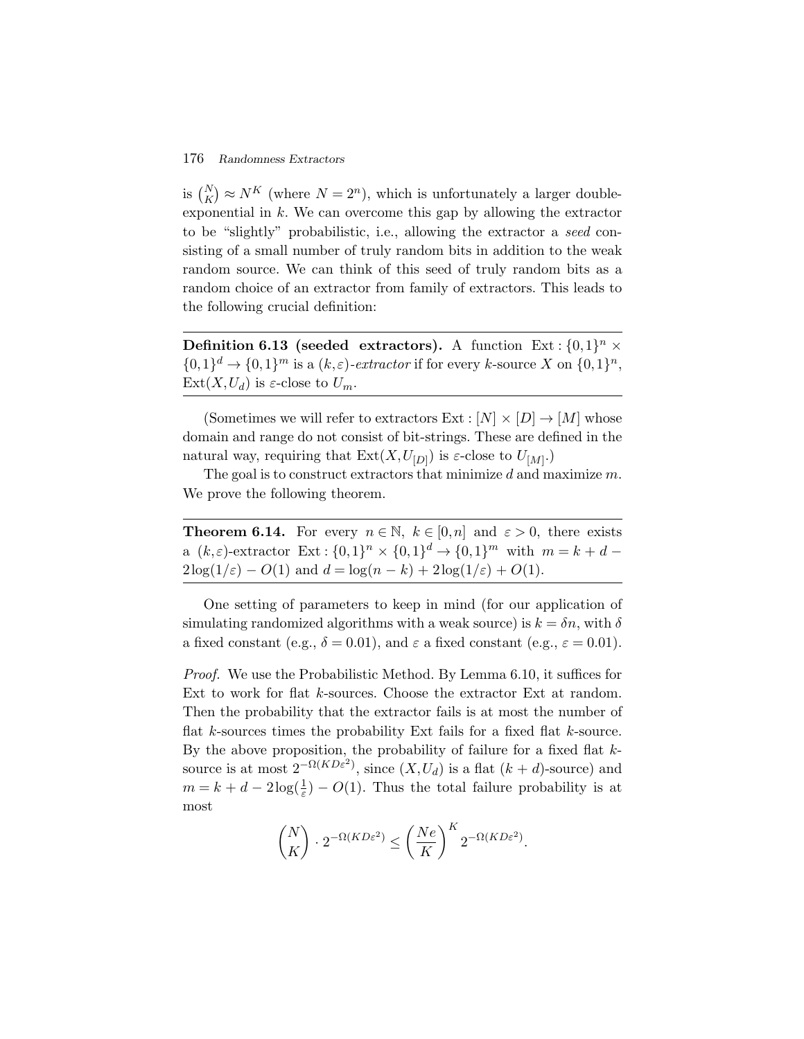is $\binom{N}{K} \approx N^K$ (where $N = 2^n$), which is unfortunately a larger double-exponential in $k$. We can overcome this gap by allowing the extractor to be "slightly" probabilistic, i.e., allowing the extractor a *seed* consisting of a small number of truly random bits in addition to the weak random source. We can think of this seed of truly random bits as a random choice of an extractor from family of extractors. This leads to the following crucial definition:

**Definition 6.13 (seeded extractors).** A function $\mathrm{Ext}: \{0,1\}^n \times \{0,1\}^d \to \{0,1\}^m$ is a $(k, \varepsilon)$-*extractor* if for every $k$-source $X$ on $\{0,1\}^n$, $\mathrm{Ext}(X, U_d)$ is $\varepsilon$-close to $U_m$.

(Sometimes we will refer to extractors $\mathrm{Ext}: [N] \times [D] \to [M]$ whose domain and range do not consist of bit-strings. These are defined in the natural way, requiring that $\mathrm{Ext}(X, U_{[D]})$ is $\varepsilon$-close to $U_{[M]}$.)

The goal is to construct extractors that minimize $d$ and maximize $m$. We prove the following theorem.

**Theorem 6.14.** For every $n \in \mathbb{N}$, $k \in [0, n]$ and $\varepsilon > 0$, there exists a $(k, \varepsilon)$-extractor $\mathrm{Ext}: \{0,1\}^n \times \{0,1\}^d \to \{0,1\}^m$ with $m = k + d - 2\log(1/\varepsilon) - O(1)$ and $d = \log(n - k) + 2\log(1/\varepsilon) + O(1)$.

One setting of parameters to keep in mind (for our application of simulating randomized algorithms with a weak source) is $k = \delta n$, with $\delta$ a fixed constant (e.g., $\delta = 0.01$), and $\varepsilon$ a fixed constant (e.g., $\varepsilon = 0.01$).

*Proof.* We use the Probabilistic Method. By Lemma 6.10, it suffices for Ext to work for flat $k$-sources. Choose the extractor Ext at random. Then the probability that the extractor fails is at most the number of flat $k$-sources times the probability Ext fails for a fixed flat $k$-source. By the above proposition, the probability of failure for a fixed flat $k$-source is at most $2^{-\Omega(KD\varepsilon^2)}$, since $(X, U_d)$ is a flat $(k + d)$-source) and $m = k + d - 2\log(\frac{1}{\varepsilon}) - O(1)$. Thus the total failure probability is at most

$$\binom{N}{K} \cdot 2^{-\Omega(KD\varepsilon^2)} \leq \left(\frac{Ne}{K}\right)^K 2^{-\Omega(KD\varepsilon^2)}.$$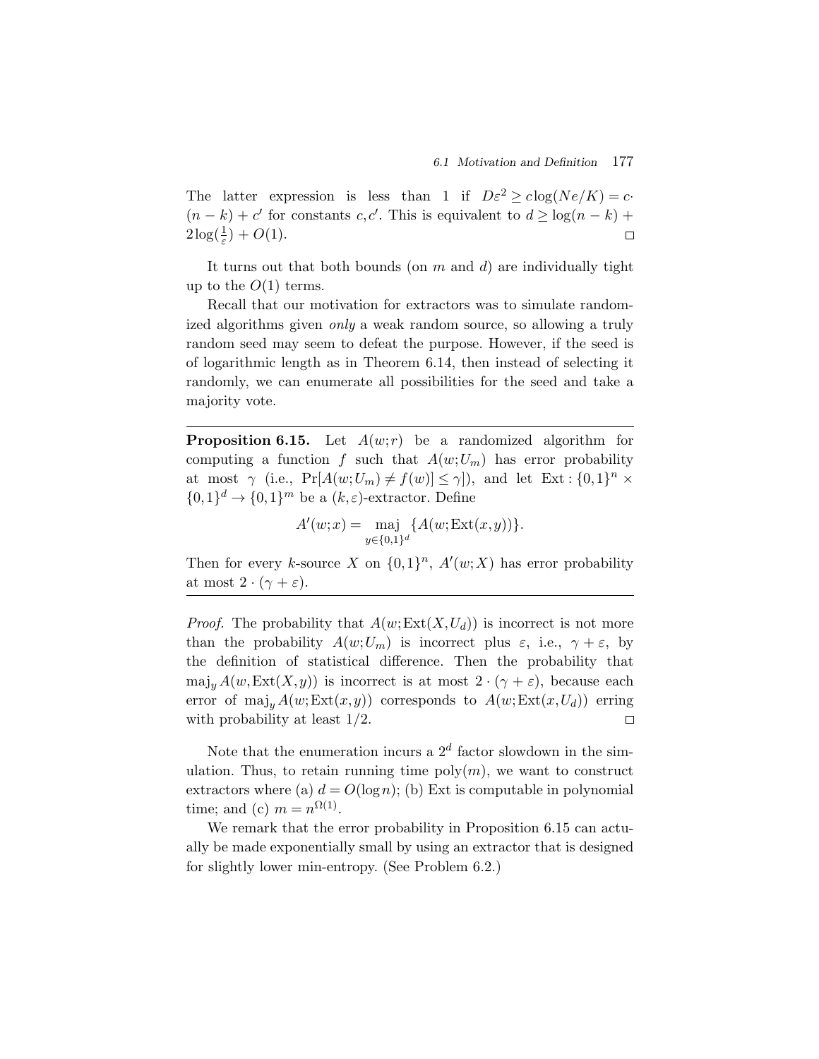The latter expression is less than 1 if $D\varepsilon^2 \geq c\log(Ne/K) = c \cdot (n-k) + c'$ for constants $c, c'$. This is equivalent to $d \geq \log(n-k) + 2\log(\frac{1}{\varepsilon}) + O(1)$. □

It turns out that both bounds (on $m$ and $d$) are individually tight up to the $O(1)$ terms.

Recall that our motivation for extractors was to simulate randomized algorithms given *only* a weak random source, so allowing a truly random seed may seem to defeat the purpose. However, if the seed is of logarithmic length as in Theorem 6.14, then instead of selecting it randomly, we can enumerate all possibilities for the seed and take a majority vote.

---

**Proposition 6.15.** Let $A(w;r)$ be a randomized algorithm for computing a function $f$ such that $A(w;U_m)$ has error probability at most $\gamma$ (i.e., $\Pr[A(w;U_m) \neq f(w)] \leq \gamma]$), and let $\mathrm{Ext}: \{0,1\}^n \times \{0,1\}^d \to \{0,1\}^m$ be a $(k,\varepsilon)$-extractor. Define

$$A'(w;x) = \operatorname*{maj}_{y \in \{0,1\}^d} \{A(w;\mathrm{Ext}(x,y))\}.$$

Then for every $k$-source $X$ on $\{0,1\}^n$, $A'(w;X)$ has error probability at most $2 \cdot (\gamma + \varepsilon)$.

---

*Proof.* The probability that $A(w;\mathrm{Ext}(X,U_d))$ is incorrect is not more than the probability $A(w;U_m)$ is incorrect plus $\varepsilon$, i.e., $\gamma + \varepsilon$, by the definition of statistical difference. Then the probability that $\mathrm{maj}_y A(w,\mathrm{Ext}(X,y))$ is incorrect is at most $2 \cdot (\gamma + \varepsilon)$, because each error of $\mathrm{maj}_y A(w;\mathrm{Ext}(x,y))$ corresponds to $A(w;\mathrm{Ext}(x,U_d))$ erring with probability at least $1/2$. □

Note that the enumeration incurs a $2^d$ factor slowdown in the simulation. Thus, to retain running time $\mathrm{poly}(m)$, we want to construct extractors where (a) $d = O(\log n)$; (b) Ext is computable in polynomial time; and (c) $m = n^{\Omega(1)}$.

We remark that the error probability in Proposition 6.15 can actually be made exponentially small by using an extractor that is designed for slightly lower min-entropy. (See Problem 6.2.)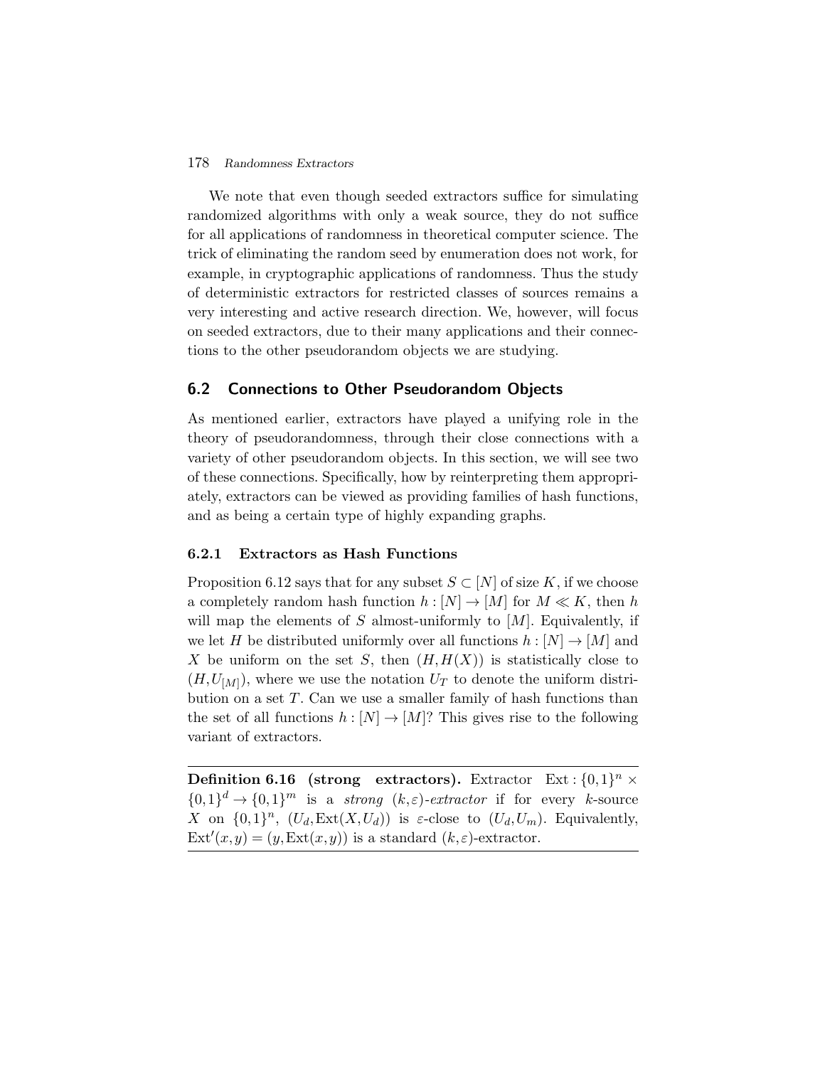We note that even though seeded extractors suffice for simulating randomized algorithms with only a weak source, they do not suffice for all applications of randomness in theoretical computer science. The trick of eliminating the random seed by enumeration does not work, for example, in cryptographic applications of randomness. Thus the study of deterministic extractors for restricted classes of sources remains a very interesting and active research direction. We, however, will focus on seeded extractors, due to their many applications and their connections to the other pseudorandom objects we are studying.

## 6.2 Connections to Other Pseudorandom Objects

As mentioned earlier, extractors have played a unifying role in the theory of pseudorandomness, through their close connections with a variety of other pseudorandom objects. In this section, we will see two of these connections. Specifically, how by reinterpreting them appropriately, extractors can be viewed as providing families of hash functions, and as being a certain type of highly expanding graphs.

### 6.2.1 Extractors as Hash Functions

Proposition 6.12 says that for any subset $S \subset [N]$ of size $K$, if we choose a completely random hash function $h : [N] \to [M]$ for $M \ll K$, then $h$ will map the elements of $S$ almost-uniformly to $[M]$. Equivalently, if we let $H$ be distributed uniformly over all functions $h : [N] \to [M]$ and $X$ be uniform on the set $S$, then $(H, H(X))$ is statistically close to $(H, U_{[M]})$, where we use the notation $U_T$ to denote the uniform distribution on a set $T$. Can we use a smaller family of hash functions than the set of all functions $h : [N] \to [M]$? This gives rise to the following variant of extractors.

---

**Definition 6.16 (strong extractors).** Extractor $\text{Ext} : \{0,1\}^n \times \{0,1\}^d \to \{0,1\}^m$ is a *strong* $(k,\varepsilon)$*-extractor* if for every $k$-source $X$ on $\{0,1\}^n$, $(U_d, \text{Ext}(X, U_d))$ is $\varepsilon$-close to $(U_d, U_m)$. Equivalently, $\text{Ext}'(x,y) = (y, \text{Ext}(x,y))$ is a standard $(k,\varepsilon)$-extractor.

---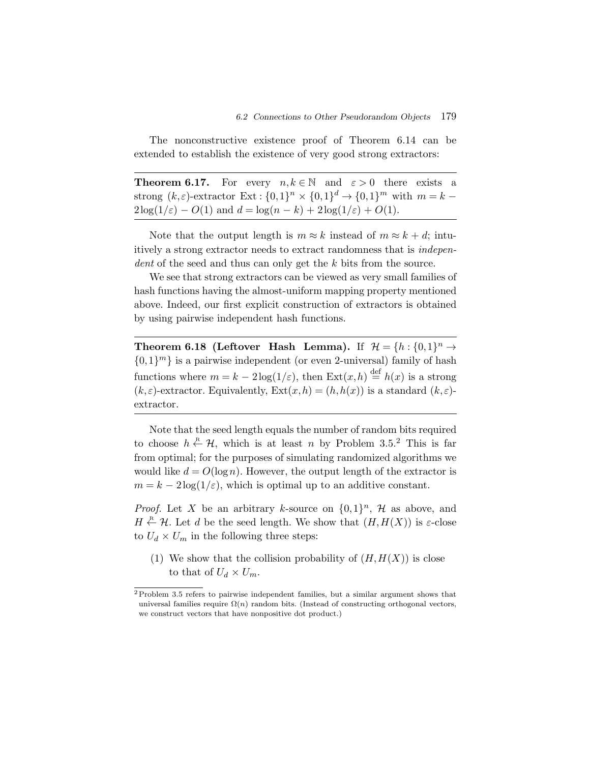The nonconstructive existence proof of Theorem 6.14 can be extended to establish the existence of very good strong extractors:

---

**Theorem 6.17.** For every $n, k \in \mathbb{N}$ and $\varepsilon > 0$ there exists a strong $(k,\varepsilon)$-extractor $\mathrm{Ext}: \{0,1\}^n \times \{0,1\}^d \to \{0,1\}^m$ with $m = k - 2\log(1/\varepsilon) - O(1)$ and $d = \log(n-k) + 2\log(1/\varepsilon) + O(1)$.

---

Note that the output length is $m \approx k$ instead of $m \approx k + d$; intuitively a strong extractor needs to extract randomness that is *independent* of the seed and thus can only get the $k$ bits from the source.

We see that strong extractors can be viewed as very small families of hash functions having the almost-uniform mapping property mentioned above. Indeed, our first explicit construction of extractors is obtained by using pairwise independent hash functions.

---

**Theorem 6.18 (Leftover Hash Lemma).** If $\mathcal{H} = \{h : \{0,1\}^n \to \{0,1\}^m\}$ is a pairwise independent (or even 2-universal) family of hash functions where $m = k - 2\log(1/\varepsilon)$, then $\mathrm{Ext}(x,h) \stackrel{\text{def}}{=} h(x)$ is a strong $(k,\varepsilon)$-extractor. Equivalently, $\mathrm{Ext}(x,h) = (h, h(x))$ is a standard $(k,\varepsilon)$-extractor.

---

Note that the seed length equals the number of random bits required to choose $h \stackrel{\text{R}}{\leftarrow} \mathcal{H}$, which is at least $n$ by Problem 3.5.[2] This is far from optimal; for the purposes of simulating randomized algorithms we would like $d = O(\log n)$. However, the output length of the extractor is $m = k - 2\log(1/\varepsilon)$, which is optimal up to an additive constant.

*Proof.* Let $X$ be an arbitrary $k$-source on $\{0,1\}^n$, $\mathcal{H}$ as above, and $H \stackrel{\text{R}}{\leftarrow} \mathcal{H}$. Let $d$ be the seed length. We show that $(H, H(X))$ is $\varepsilon$-close to $U_d \times U_m$ in the following three steps:

(1) We show that the collision probability of $(H, H(X))$ is close to that of $U_d \times U_m$.

---

[2] Problem 3.5 refers to pairwise independent families, but a similar argument shows that universal families require $\Omega(n)$ random bits. (Instead of constructing orthogonal vectors, we construct vectors that have nonpositive dot product.)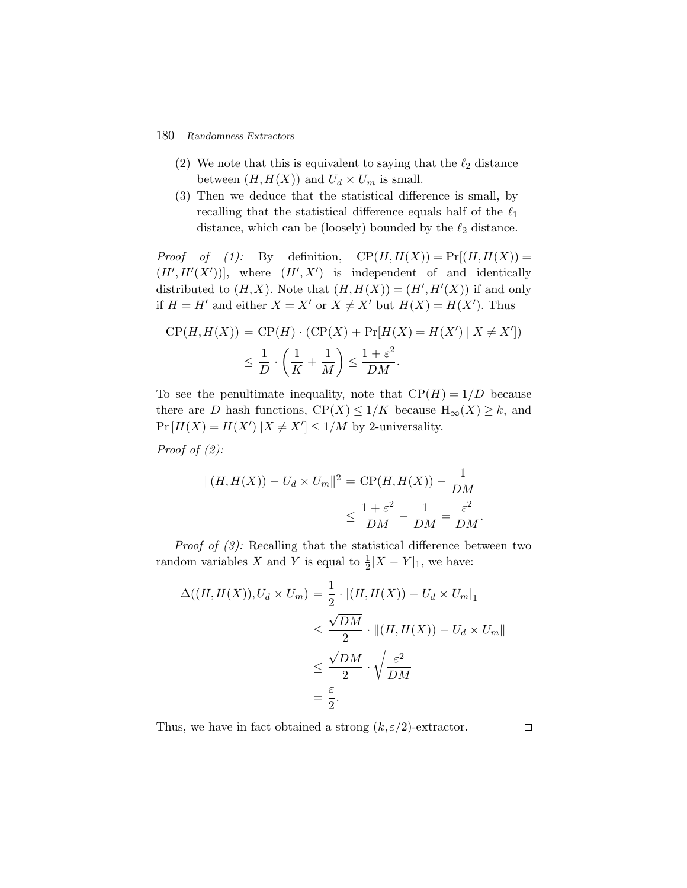(2) We note that this is equivalent to saying that the $\ell_2$ distance between $(H, H(X))$ and $U_d \times U_m$ is small.

(3) Then we deduce that the statistical difference is small, by recalling that the statistical difference equals half of the $\ell_1$ distance, which can be (loosely) bounded by the $\ell_2$ distance.

*Proof of (1):* By definition, $\mathrm{CP}(H, H(X)) = \Pr[(H, H(X)) = (H', H'(X'))]$, where $(H', X')$ is independent of and identically distributed to $(H, X)$. Note that $(H, H(X)) = (H', H'(X))$ if and only if $H = H'$ and either $X = X'$ or $X \neq X'$ but $H(X) = H(X')$. Thus

$$
\begin{aligned}
\mathrm{CP}(H, H(X)) &= \mathrm{CP}(H) \cdot (\mathrm{CP}(X) + \Pr[H(X) = H(X') \mid X \neq X']) \\
&\leq \frac{1}{D} \cdot \left( \frac{1}{K} + \frac{1}{M} \right) \leq \frac{1 + \varepsilon^2}{DM}.
\end{aligned}
$$

To see the penultimate inequality, note that $\mathrm{CP}(H) = 1/D$ because there are $D$ hash functions, $\mathrm{CP}(X) \leq 1/K$ because $\mathrm{H}_\infty(X) \geq k$, and $\Pr[H(X) = H(X') \mid X \neq X'] \leq 1/M$ by 2-universality.

*Proof of (2):*

$$
\begin{aligned}
\|(H, H(X)) - U_d \times U_m\|^2 &= \mathrm{CP}(H, H(X)) - \frac{1}{DM} \\
&\leq \frac{1 + \varepsilon^2}{DM} - \frac{1}{DM} = \frac{\varepsilon^2}{DM}.
\end{aligned}
$$

*Proof of (3):* Recalling that the statistical difference between two random variables $X$ and $Y$ is equal to $\frac{1}{2}|X - Y|_1$, we have:

$$
\begin{aligned}
\Delta((H, H(X)), U_d \times U_m) &= \frac{1}{2} \cdot |(H, H(X)) - U_d \times U_m|_1 \\
&\leq \frac{\sqrt{DM}}{2} \cdot \|(H, H(X)) - U_d \times U_m\| \\
&\leq \frac{\sqrt{DM}}{2} \cdot \sqrt{\frac{\varepsilon^2}{DM}} \\
&= \frac{\varepsilon}{2}.
\end{aligned}
$$

Thus, we have in fact obtained a strong $(k, \varepsilon/2)$-extractor. $\square$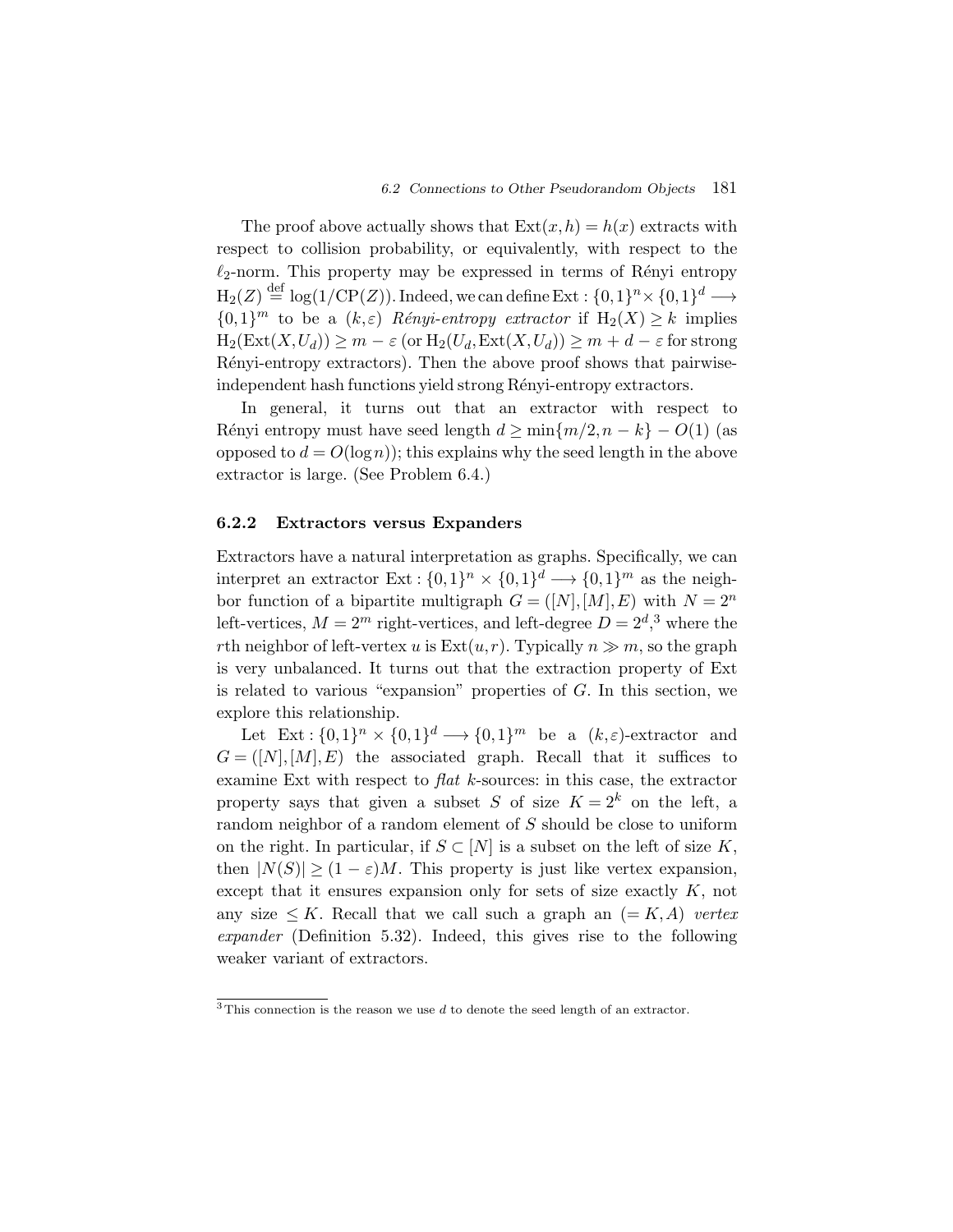The proof above actually shows that $\mathrm{Ext}(x,h) = h(x)$ extracts with respect to collision probability, or equivalently, with respect to the $\ell_2$-norm. This property may be expressed in terms of Rényi entropy $\mathrm{H}_2(Z) \stackrel{\text{def}}{=} \log(1/\mathrm{CP}(Z))$. Indeed, we can define $\mathrm{Ext} : \{0,1\}^n \times \{0,1\}^d \longrightarrow \{0,1\}^m$ to be a $(k,\varepsilon)$ *Rényi-entropy extractor* if $\mathrm{H}_2(X) \geq k$ implies $\mathrm{H}_2(\mathrm{Ext}(X,U_d)) \geq m - \varepsilon$ (or $\mathrm{H}_2(U_d, \mathrm{Ext}(X,U_d)) \geq m + d - \varepsilon$ for strong Rényi-entropy extractors). Then the above proof shows that pairwise-independent hash functions yield strong Rényi-entropy extractors.

In general, it turns out that an extractor with respect to Rényi entropy must have seed length $d \geq \min\{m/2, n-k\} - O(1)$ (as opposed to $d = O(\log n)$); this explains why the seed length in the above extractor is large. (See Problem 6.4.)

### 6.2.2 Extractors versus Expanders

Extractors have a natural interpretation as graphs. Specifically, we can interpret an extractor $\mathrm{Ext} : \{0,1\}^n \times \{0,1\}^d \longrightarrow \{0,1\}^m$ as the neighbor function of a bipartite multigraph $G = ([N],[M],E)$ with $N = 2^n$ left-vertices, $M = 2^m$ right-vertices, and left-degree $D = 2^d$,[3] where the $r$th neighbor of left-vertex $u$ is $\mathrm{Ext}(u,r)$. Typically $n \gg m$, so the graph is very unbalanced. It turns out that the extraction property of Ext is related to various "expansion" properties of $G$. In this section, we explore this relationship.

Let $\mathrm{Ext} : \{0,1\}^n \times \{0,1\}^d \longrightarrow \{0,1\}^m$ be a $(k,\varepsilon)$-extractor and $G = ([N],[M],E)$ the associated graph. Recall that it suffices to examine Ext with respect to *flat* $k$-sources: in this case, the extractor property says that given a subset $S$ of size $K = 2^k$ on the left, a random neighbor of a random element of $S$ should be close to uniform on the right. In particular, if $S \subset [N]$ is a subset on the left of size $K$, then $|N(S)| \geq (1-\varepsilon)M$. This property is just like vertex expansion, except that it ensures expansion only for sets of size exactly $K$, not any size $\leq K$. Recall that we call such a graph an $(=K, A)$ *vertex expander* (Definition 5.32). Indeed, this gives rise to the following weaker variant of extractors.

[3] This connection is the reason we use $d$ to denote the seed length of an extractor.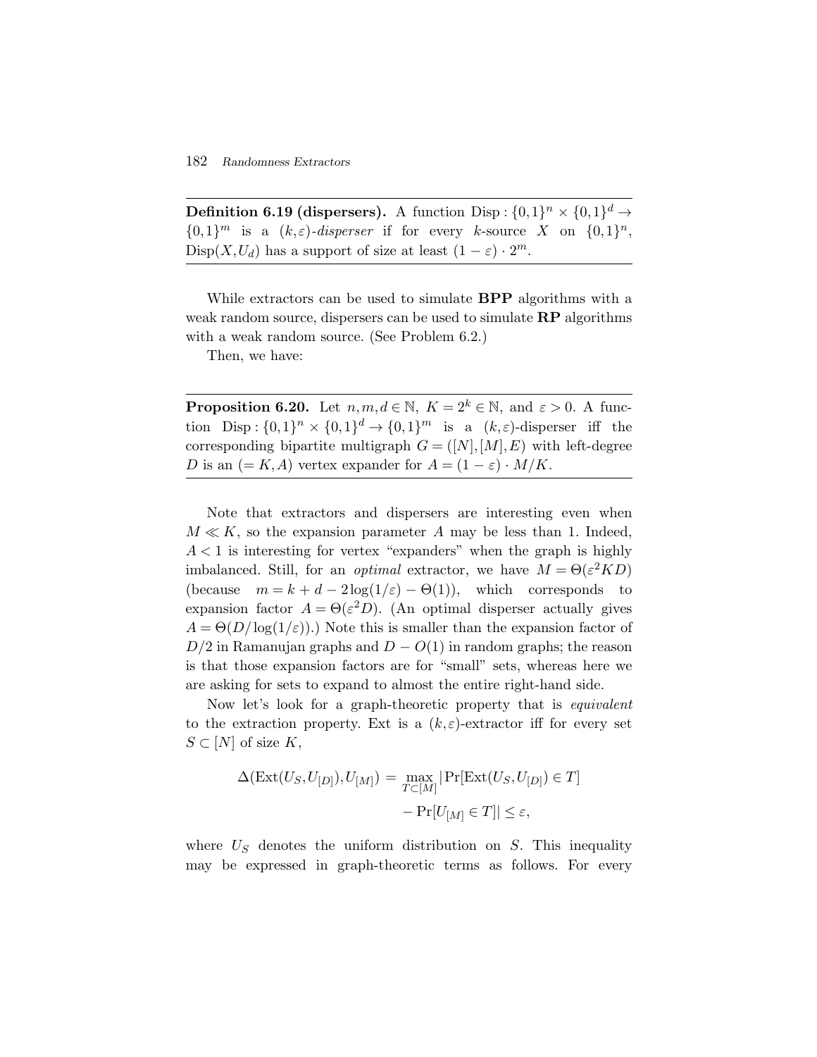**Definition 6.19 (dispersers).** A function $\mathrm{Disp} : \{0,1\}^n \times \{0,1\}^d \to \{0,1\}^m$ is a $(k,\varepsilon)$-*disperser* if for every $k$-source $X$ on $\{0,1\}^n$, $\mathrm{Disp}(X, U_d)$ has a support of size at least $(1-\varepsilon) \cdot 2^m$.

While extractors can be used to simulate **BPP** algorithms with a weak random source, dispersers can be used to simulate **RP** algorithms with a weak random source. (See Problem 6.2.)

Then, we have:

**Proposition 6.20.** Let $n, m, d \in \mathbb{N}$, $K = 2^k \in \mathbb{N}$, and $\varepsilon > 0$. A function $\mathrm{Disp} : \{0,1\}^n \times \{0,1\}^d \to \{0,1\}^m$ is a $(k,\varepsilon)$-disperser iff the corresponding bipartite multigraph $G = ([N], [M], E)$ with left-degree $D$ is an $(= K, A)$ vertex expander for $A = (1-\varepsilon) \cdot M/K$.

Note that extractors and dispersers are interesting even when $M \ll K$, so the expansion parameter $A$ may be less than 1. Indeed, $A < 1$ is interesting for vertex "expanders" when the graph is highly imbalanced. Still, for an *optimal* extractor, we have $M = \Theta(\varepsilon^2 KD)$ (because $m = k + d - 2\log(1/\varepsilon) - \Theta(1)$), which corresponds to expansion factor $A = \Theta(\varepsilon^2 D)$. (An optimal disperser actually gives $A = \Theta(D/\log(1/\varepsilon))$.) Note this is smaller than the expansion factor of $D/2$ in Ramanujan graphs and $D - O(1)$ in random graphs; the reason is that those expansion factors are for "small" sets, whereas here we are asking for sets to expand to almost the entire right-hand side.

Now let's look for a graph-theoretic property that is *equivalent* to the extraction property. Ext is a $(k,\varepsilon)$-extractor iff for every set $S \subset [N]$ of size $K$,

$$\Delta(\mathrm{Ext}(U_S, U_{[D]}), U_{[M]}) = \max_{T \subset [M]} |\Pr[\mathrm{Ext}(U_S, U_{[D]}) \in T] - \Pr[U_{[M]} \in T]| \leq \varepsilon,$$

where $U_S$ denotes the uniform distribution on $S$. This inequality may be expressed in graph-theoretic terms as follows. For every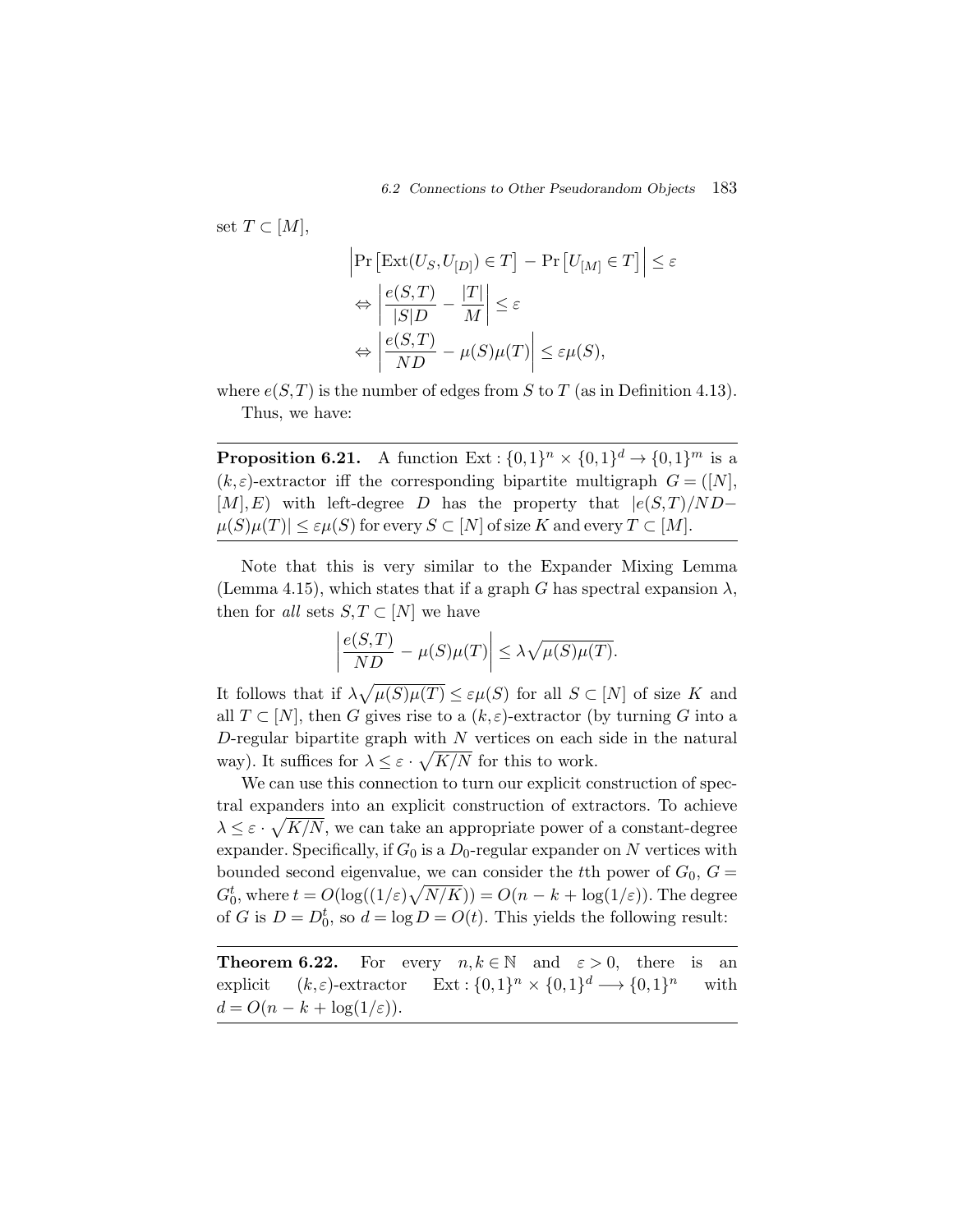set $T \subset [M]$,

$$\left|\Pr\left[\mathrm{Ext}(U_S, U_{[D]}) \in T\right] - \Pr\left[U_{[M]} \in T\right]\right| \leq \varepsilon$$
$$\Leftrightarrow \left|\frac{e(S,T)}{|S|D} - \frac{|T|}{M}\right| \leq \varepsilon$$
$$\Leftrightarrow \left|\frac{e(S,T)}{ND} - \mu(S)\mu(T)\right| \leq \varepsilon\mu(S),$$

where $e(S,T)$ is the number of edges from $S$ to $T$ (as in Definition 4.13).

Thus, we have:

---

**Proposition 6.21.** A function $\mathrm{Ext} : \{0,1\}^n \times \{0,1\}^d \to \{0,1\}^m$ is a $(k,\varepsilon)$-extractor iff the corresponding bipartite multigraph $G = ([N], [M], E)$ with left-degree $D$ has the property that $|e(S,T)/ND - \mu(S)\mu(T)| \leq \varepsilon\mu(S)$ for every $S \subset [N]$ of size $K$ and every $T \subset [M]$.

---

Note that this is very similar to the Expander Mixing Lemma (Lemma 4.15), which states that if a graph $G$ has spectral expansion $\lambda$, then for *all* sets $S,T \subset [N]$ we have

$$\left|\frac{e(S,T)}{ND} - \mu(S)\mu(T)\right| \leq \lambda\sqrt{\mu(S)\mu(T)}.$$

It follows that if $\lambda\sqrt{\mu(S)\mu(T)} \leq \varepsilon\mu(S)$ for all $S \subset [N]$ of size $K$ and all $T \subset [N]$, then $G$ gives rise to a $(k,\varepsilon)$-extractor (by turning $G$ into a $D$-regular bipartite graph with $N$ vertices on each side in the natural way). It suffices for $\lambda \leq \varepsilon \cdot \sqrt{K/N}$ for this to work.

We can use this connection to turn our explicit construction of spectral expanders into an explicit construction of extractors. To achieve $\lambda \leq \varepsilon \cdot \sqrt{K/N}$, we can take an appropriate power of a constant-degree expander. Specifically, if $G_0$ is a $D_0$-regular expander on $N$ vertices with bounded second eigenvalue, we can consider the $t$th power of $G_0$, $G = G_0^t$, where $t = O(\log((1/\varepsilon)\sqrt{N/K})) = O(n - k + \log(1/\varepsilon))$. The degree of $G$ is $D = D_0^t$, so $d = \log D = O(t)$. This yields the following result:

---

**Theorem 6.22.** For every $n,k \in \mathbb{N}$ and $\varepsilon > 0$, there is an explicit $(k,\varepsilon)$-extractor $\mathrm{Ext} : \{0,1\}^n \times \{0,1\}^d \longrightarrow \{0,1\}^n$ with $d = O(n - k + \log(1/\varepsilon))$.

---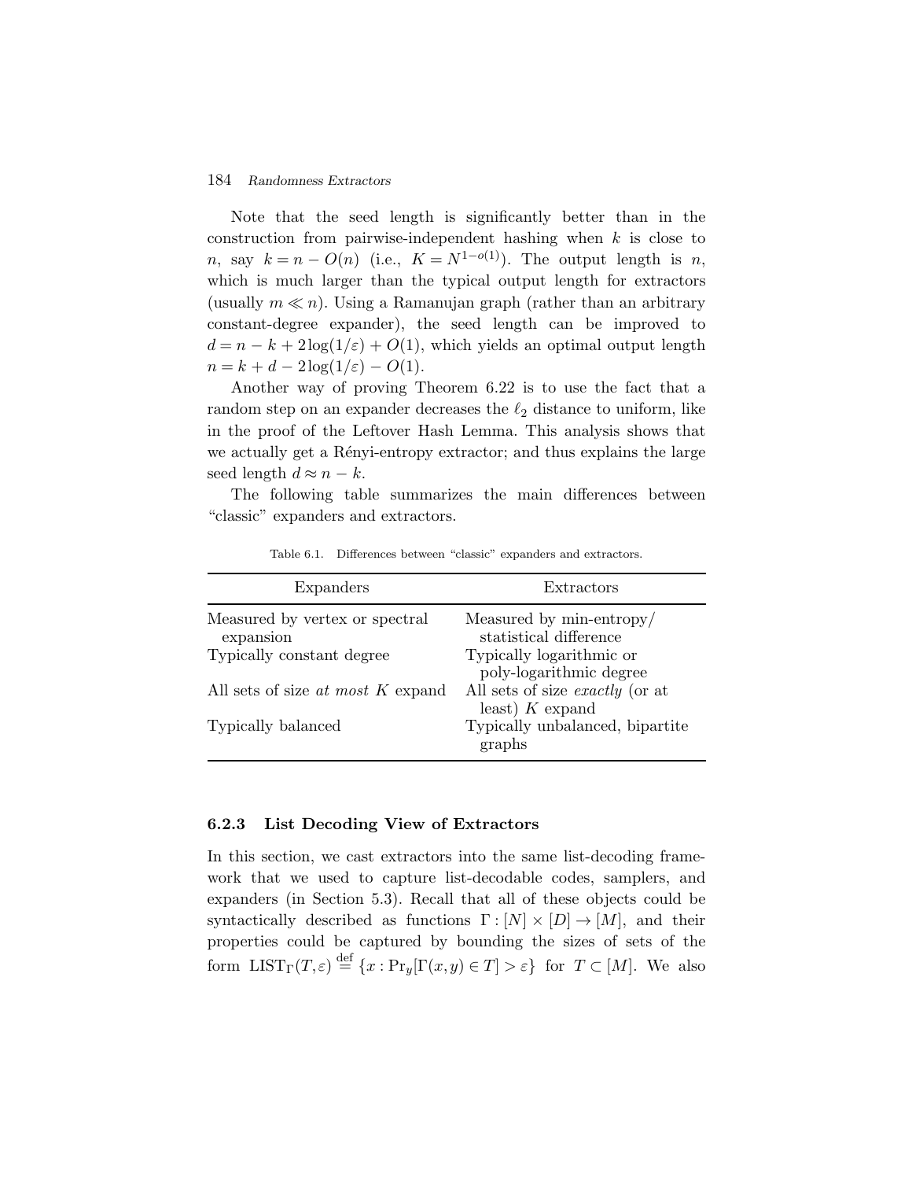Note that the seed length is significantly better than in the construction from pairwise-independent hashing when $k$ is close to $n$, say $k = n - O(n)$ (i.e., $K = N^{1-o(1)}$). The output length is $n$, which is much larger than the typical output length for extractors (usually $m \ll n$). Using a Ramanujan graph (rather than an arbitrary constant-degree expander), the seed length can be improved to $d = n - k + 2\log(1/\varepsilon) + O(1)$, which yields an optimal output length $n = k + d - 2\log(1/\varepsilon) - O(1)$.

Another way of proving Theorem 6.22 is to use the fact that a random step on an expander decreases the $\ell_2$ distance to uniform, like in the proof of the Leftover Hash Lemma. This analysis shows that we actually get a Rényi-entropy extractor; and thus explains the large seed length $d \approx n - k$.

The following table summarizes the main differences between "classic" expanders and extractors.

Table 6.1. Differences between "classic" expanders and extractors.

| Expanders | Extractors |
|---|---|
| Measured by vertex or spectral expansion | Measured by min-entropy/ statistical difference |
| Typically constant degree | Typically logarithmic or poly-logarithmic degree |
| All sets of size *at most* $K$ expand | All sets of size *exactly* (or at least) $K$ expand |
| Typically balanced | Typically unbalanced, bipartite graphs |

### 6.2.3 List Decoding View of Extractors

In this section, we cast extractors into the same list-decoding framework that we used to capture list-decodable codes, samplers, and expanders (in Section 5.3). Recall that all of these objects could be syntactically described as functions $\Gamma : [N] \times [D] \to [M]$, and their properties could be captured by bounding the sizes of sets of the form $\mathrm{LIST}_\Gamma(T, \varepsilon) \stackrel{\text{def}}{=} \{x : \Pr_y[\Gamma(x,y) \in T] > \varepsilon\}$ for $T \subset [M]$. We also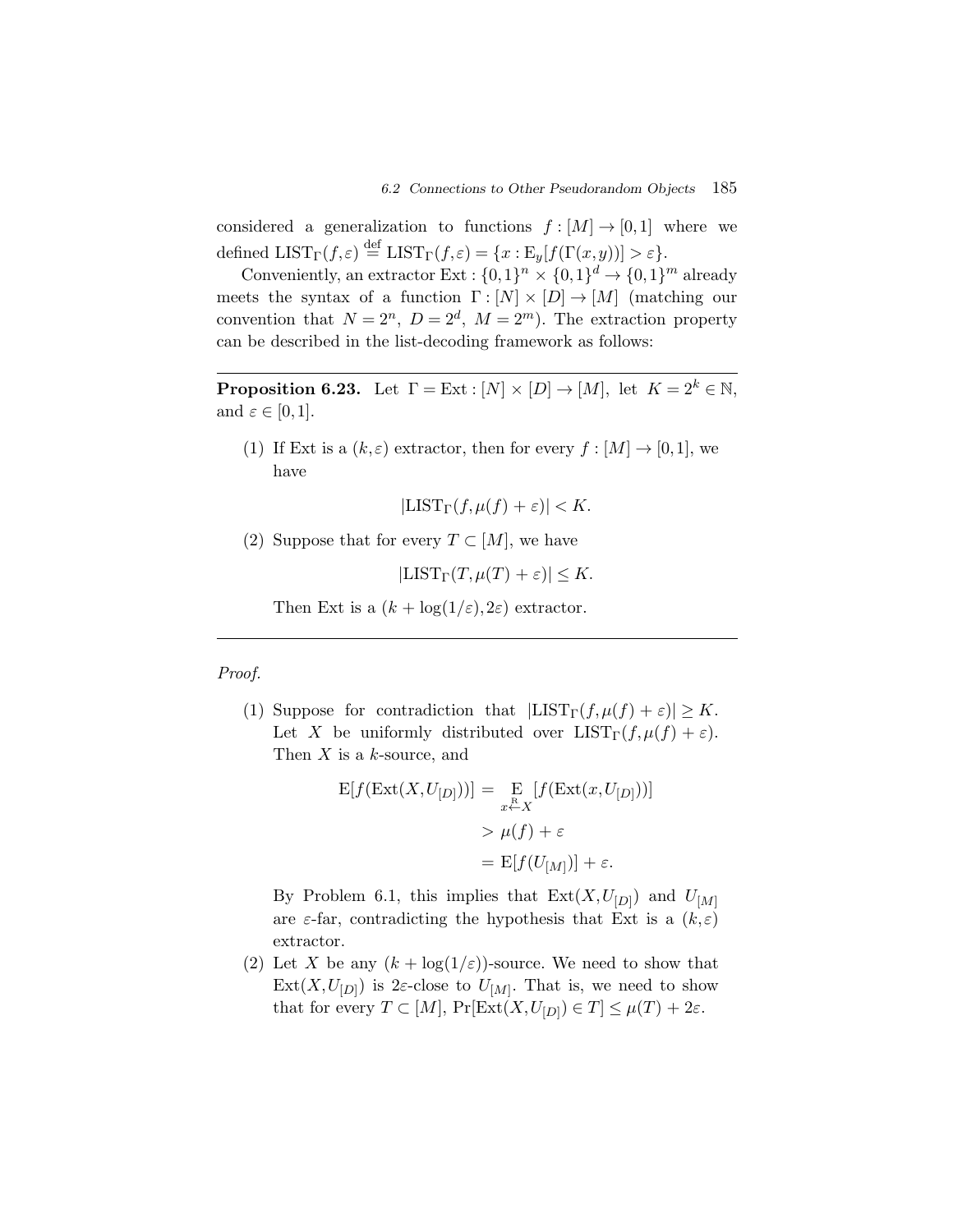considered a generalization to functions $f : [M] \to [0,1]$ where we defined $\mathrm{LIST}_\Gamma(f,\varepsilon) \stackrel{\mathrm{def}}{=} \mathrm{LIST}_\Gamma(f,\varepsilon) = \{x : \mathrm{E}_y[f(\Gamma(x,y))] > \varepsilon\}$.

Conveniently, an extractor $\mathrm{Ext} : \{0,1\}^n \times \{0,1\}^d \to \{0,1\}^m$ already meets the syntax of a function $\Gamma : [N] \times [D] \to [M]$ (matching our convention that $N = 2^n$, $D = 2^d$, $M = 2^m$). The extraction property can be described in the list-decoding framework as follows:

---

**Proposition 6.23.** Let $\Gamma = \mathrm{Ext} : [N] \times [D] \to [M]$, let $K = 2^k \in \mathbb{N}$, and $\varepsilon \in [0,1]$.

(1) If Ext is a $(k,\varepsilon)$ extractor, then for every $f : [M] \to [0,1]$, we have

$$|\mathrm{LIST}_\Gamma(f, \mu(f) + \varepsilon)| < K.$$

(2) Suppose that for every $T \subset [M]$, we have

$$|\mathrm{LIST}_\Gamma(T, \mu(T) + \varepsilon)| \leq K.$$

Then Ext is a $(k + \log(1/\varepsilon), 2\varepsilon)$ extractor.

---

*Proof.*

(1) Suppose for contradiction that $|\mathrm{LIST}_\Gamma(f, \mu(f) + \varepsilon)| \geq K$. Let $X$ be uniformly distributed over $\mathrm{LIST}_\Gamma(f, \mu(f) + \varepsilon)$. Then $X$ is a $k$-source, and

$$\begin{aligned}
\mathrm{E}[f(\mathrm{Ext}(X, U_{[D]}))] &= \mathop{\mathrm{E}}_{x \stackrel{\mathrm{R}}{\leftarrow} X}[f(\mathrm{Ext}(x, U_{[D]}))] \\
&> \mu(f) + \varepsilon \\
&= \mathrm{E}[f(U_{[M]})] + \varepsilon.
\end{aligned}$$

By Problem 6.1, this implies that $\mathrm{Ext}(X, U_{[D]})$ and $U_{[M]}$ are $\varepsilon$-far, contradicting the hypothesis that Ext is a $(k,\varepsilon)$ extractor.

(2) Let $X$ be any $(k + \log(1/\varepsilon))$-source. We need to show that $\mathrm{Ext}(X, U_{[D]})$ is $2\varepsilon$-close to $U_{[M]}$. That is, we need to show that for every $T \subset [M]$, $\Pr[\mathrm{Ext}(X, U_{[D]}) \in T] \leq \mu(T) + 2\varepsilon$.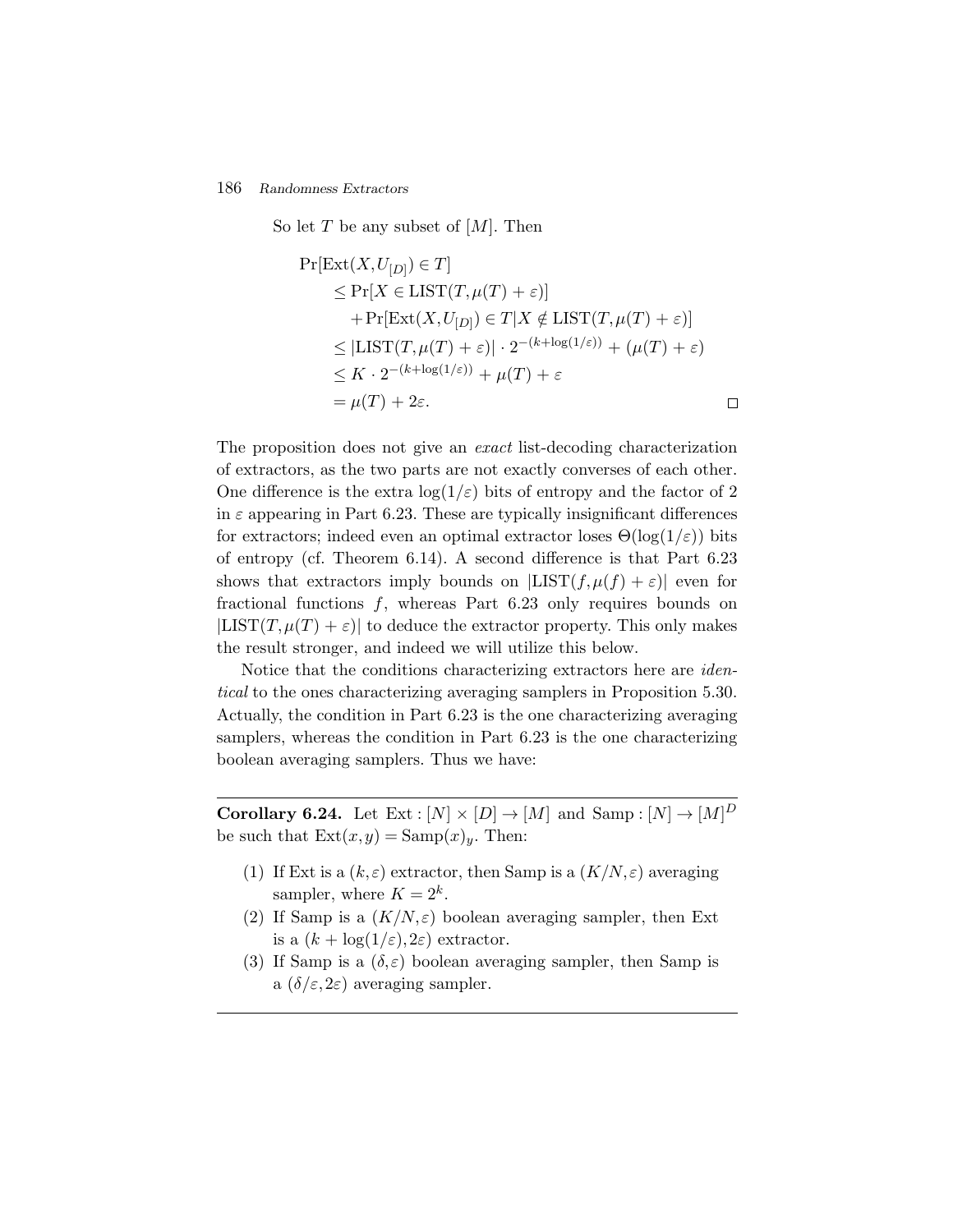So let $T$ be any subset of $[M]$. Then

$$
\begin{aligned}
&\Pr[\mathrm{Ext}(X, U_{[D]}) \in T] \\
&\quad \le \Pr[X \in \mathrm{LIST}(T, \mu(T) + \varepsilon)] \\
&\qquad + \Pr[\mathrm{Ext}(X, U_{[D]}) \in T | X \notin \mathrm{LIST}(T, \mu(T) + \varepsilon)] \\
&\quad \le |\mathrm{LIST}(T, \mu(T) + \varepsilon)| \cdot 2^{-(k+\log(1/\varepsilon))} + (\mu(T) + \varepsilon) \\
&\quad \le K \cdot 2^{-(k+\log(1/\varepsilon))} + \mu(T) + \varepsilon \\
&\quad = \mu(T) + 2\varepsilon.
\end{aligned}
$$

□

The proposition does not give an *exact* list-decoding characterization of extractors, as the two parts are not exactly converses of each other. One difference is the extra $\log(1/\varepsilon)$ bits of entropy and the factor of 2 in $\varepsilon$ appearing in Part 6.23. These are typically insignificant differences for extractors; indeed even an optimal extractor loses $\Theta(\log(1/\varepsilon))$ bits of entropy (cf. Theorem 6.14). A second difference is that Part 6.23 shows that extractors imply bounds on $|\mathrm{LIST}(f, \mu(f) + \varepsilon)|$ even for fractional functions $f$, whereas Part 6.23 only requires bounds on $|\mathrm{LIST}(T, \mu(T) + \varepsilon)|$ to deduce the extractor property. This only makes the result stronger, and indeed we will utilize this below.

Notice that the conditions characterizing extractors here are *identical* to the ones characterizing averaging samplers in Proposition 5.30. Actually, the condition in Part 6.23 is the one characterizing averaging samplers, whereas the condition in Part 6.23 is the one characterizing boolean averaging samplers. Thus we have:

---

**Corollary 6.24.** Let $\mathrm{Ext} : [N] \times [D] \to [M]$ and $\mathrm{Samp} : [N] \to [M]^D$ be such that $\mathrm{Ext}(x, y) = \mathrm{Samp}(x)_y$. Then:

1. If Ext is a $(k, \varepsilon)$ extractor, then Samp is a $(K/N, \varepsilon)$ averaging sampler, where $K = 2^k$.
2. If Samp is a $(K/N, \varepsilon)$ boolean averaging sampler, then Ext is a $(k + \log(1/\varepsilon), 2\varepsilon)$ extractor.
3. If Samp is a $(\delta, \varepsilon)$ boolean averaging sampler, then Samp is a $(\delta/\varepsilon, 2\varepsilon)$ averaging sampler.

---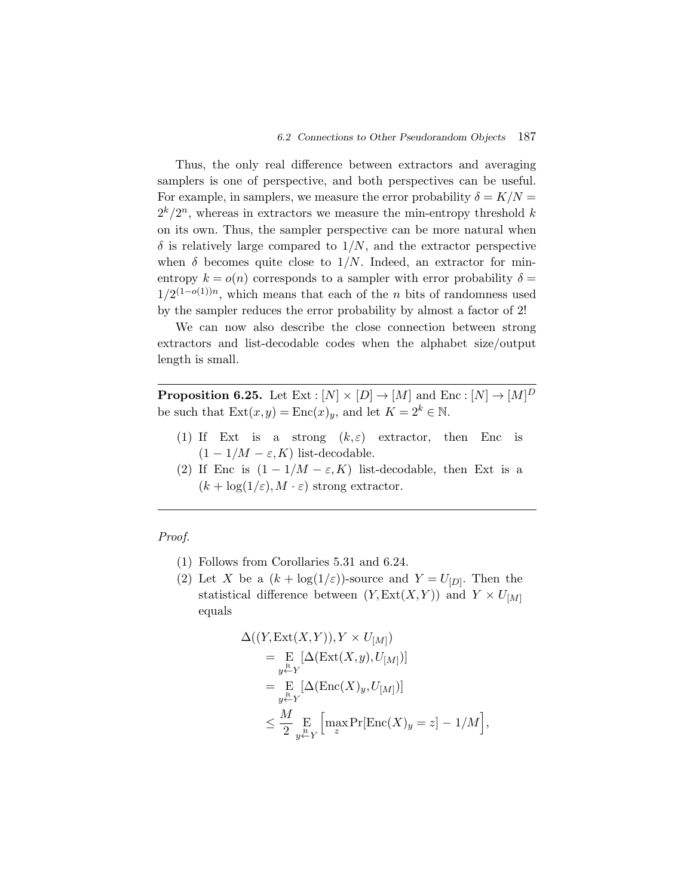Thus, the only real difference between extractors and averaging samplers is one of perspective, and both perspectives can be useful. For example, in samplers, we measure the error probability $\delta = K/N = 2^k/2^n$, whereas in extractors we measure the min-entropy threshold $k$ on its own. Thus, the sampler perspective can be more natural when $\delta$ is relatively large compared to $1/N$, and the extractor perspective when $\delta$ becomes quite close to $1/N$. Indeed, an extractor for min-entropy $k = o(n)$ corresponds to a sampler with error probability $\delta = 1/2^{(1-o(1))n}$, which means that each of the $n$ bits of randomness used by the sampler reduces the error probability by almost a factor of 2!

We can now also describe the close connection between strong extractors and list-decodable codes when the alphabet size/output length is small.

---

**Proposition 6.25.** Let $\mathrm{Ext} : [N] \times [D] \to [M]$ and $\mathrm{Enc} : [N] \to [M]^D$ be such that $\mathrm{Ext}(x,y) = \mathrm{Enc}(x)_y$, and let $K = 2^k \in \mathbb{N}$.

(1) If Ext is a strong $(k,\varepsilon)$ extractor, then Enc is $(1 - 1/M - \varepsilon, K)$ list-decodable.

(2) If Enc is $(1 - 1/M - \varepsilon, K)$ list-decodable, then Ext is a $(k + \log(1/\varepsilon), M \cdot \varepsilon)$ strong extractor.

---

*Proof.*

(1) Follows from Corollaries 5.31 and 6.24.

(2) Let $X$ be a $(k + \log(1/\varepsilon))$-source and $Y = U_{[D]}$. Then the statistical difference between $(Y, \mathrm{Ext}(X,Y))$ and $Y \times U_{[M]}$ equals

$$\begin{aligned}
\Delta((Y, \mathrm{Ext}(X,Y)), Y \times U_{[M]}) \\
&= \mathop{\mathrm{E}}_{y \stackrel{\mathrm{R}}{\leftarrow} Y} [\Delta(\mathrm{Ext}(X,y), U_{[M]})] \\
&= \mathop{\mathrm{E}}_{y \stackrel{\mathrm{R}}{\leftarrow} Y} [\Delta(\mathrm{Enc}(X)_y, U_{[M]})] \\
&\leq \frac{M}{2} \mathop{\mathrm{E}}_{y \stackrel{\mathrm{R}}{\leftarrow} Y} \Big[ \max_z \Pr[\mathrm{Enc}(X)_y = z] - 1/M \Big],
\end{aligned}$$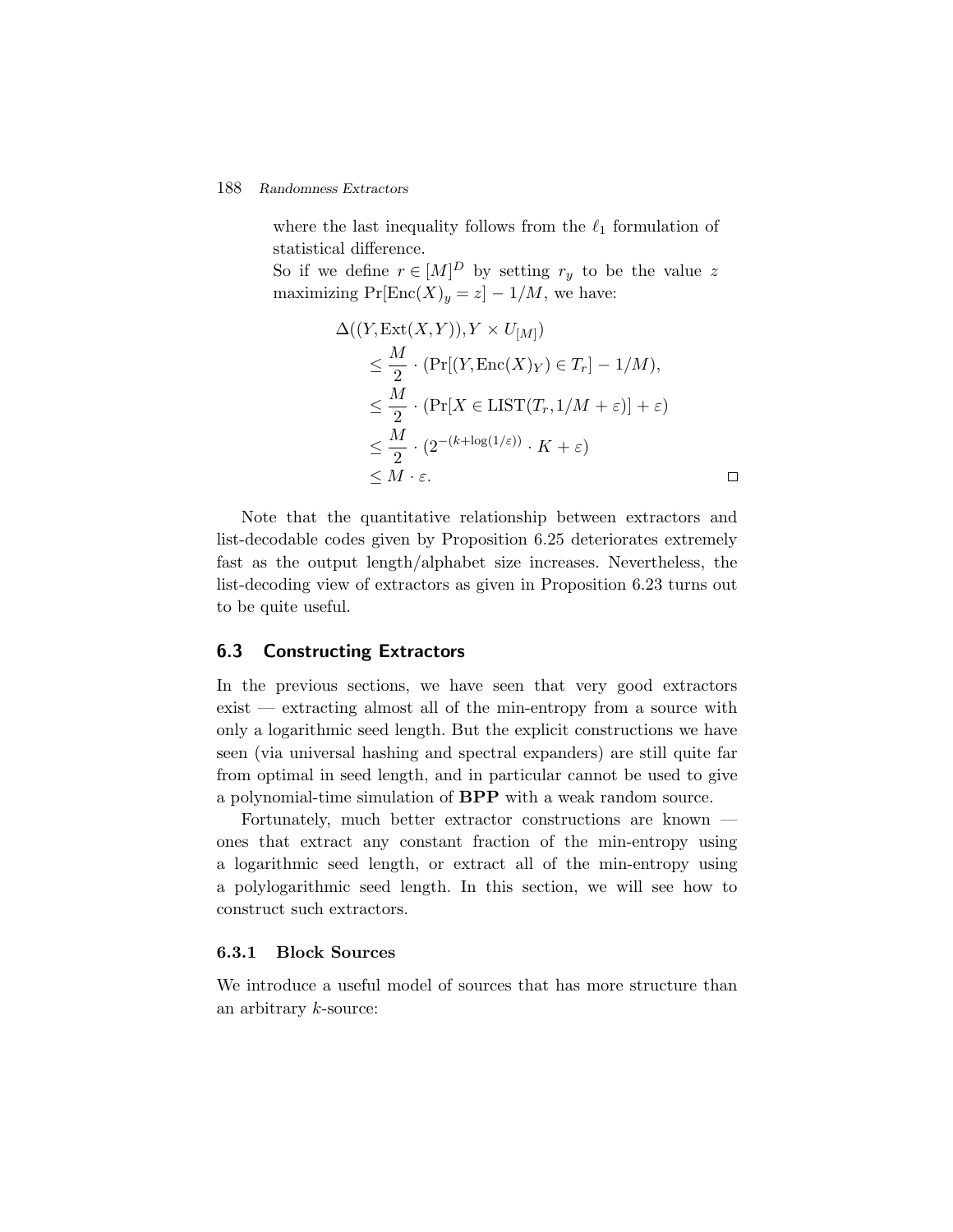where the last inequality follows from the $\ell_1$ formulation of statistical difference.

So if we define $r \in [M]^D$ by setting $r_y$ to be the value $z$ maximizing $\Pr[\mathrm{Enc}(X)_y = z] - 1/M$, we have:

$$
\begin{aligned}
\Delta((Y, \mathrm{Ext}(X,Y)), Y \times U_{[M]}) \\
&\leq \frac{M}{2} \cdot (\Pr[(Y, \mathrm{Enc}(X)_Y) \in T_r] - 1/M), \\
&\leq \frac{M}{2} \cdot (\Pr[X \in \mathrm{LIST}(T_r, 1/M + \varepsilon)] + \varepsilon) \\
&\leq \frac{M}{2} \cdot (2^{-(k + \log(1/\varepsilon))} \cdot K + \varepsilon) \\
&\leq M \cdot \varepsilon.
\end{aligned}
$$

$\square$

Note that the quantitative relationship between extractors and list-decodable codes given by Proposition 6.25 deteriorates extremely fast as the output length/alphabet size increases. Nevertheless, the list-decoding view of extractors as given in Proposition 6.23 turns out to be quite useful.

## 6.3 Constructing Extractors

In the previous sections, we have seen that very good extractors exist — extracting almost all of the min-entropy from a source with only a logarithmic seed length. But the explicit constructions we have seen (via universal hashing and spectral expanders) are still quite far from optimal in seed length, and in particular cannot be used to give a polynomial-time simulation of **BPP** with a weak random source.

Fortunately, much better extractor constructions are known — ones that extract any constant fraction of the min-entropy using a logarithmic seed length, or extract all of the min-entropy using a polylogarithmic seed length. In this section, we will see how to construct such extractors.

### 6.3.1 Block Sources

We introduce a useful model of sources that has more structure than an arbitrary $k$-source: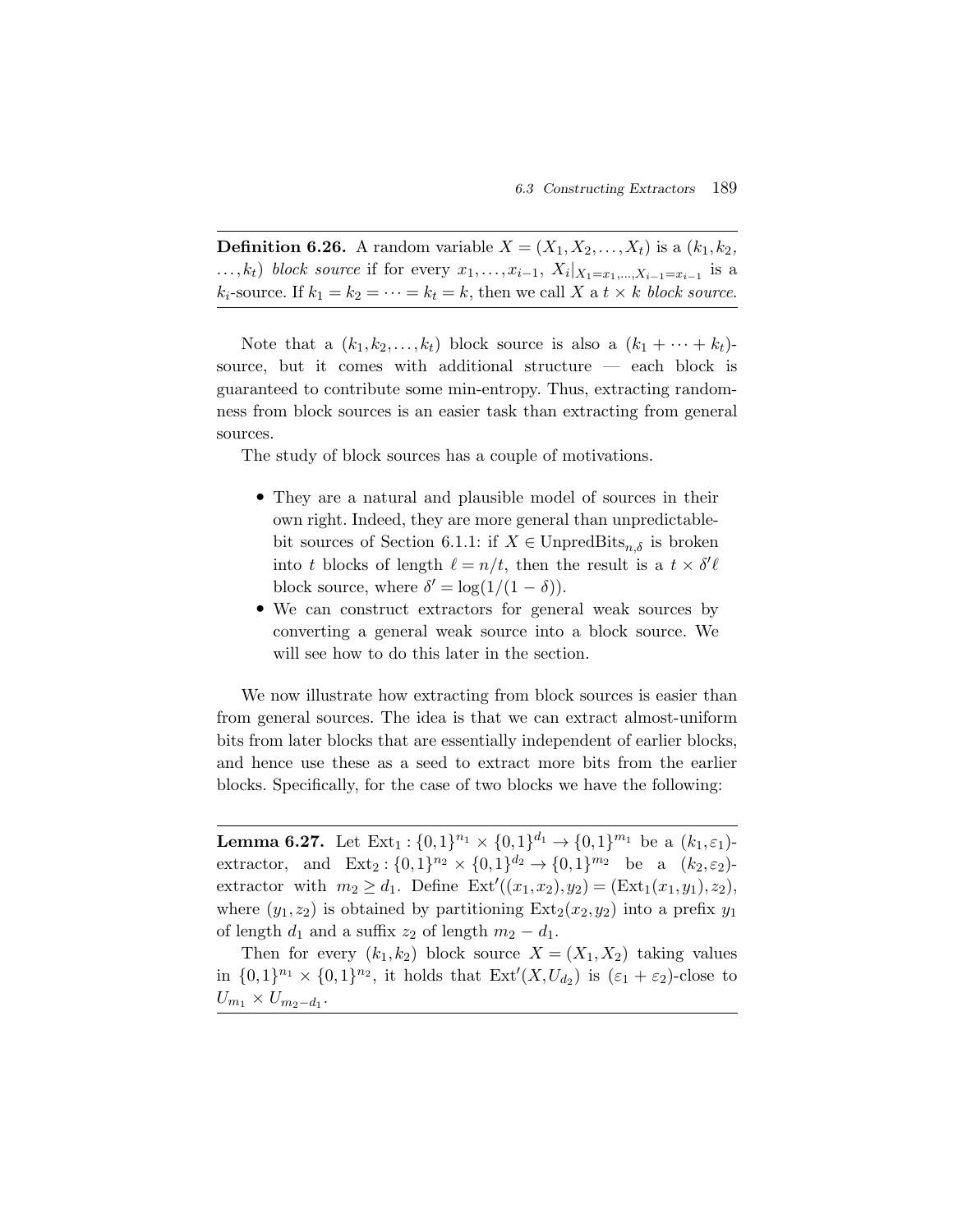**Definition 6.26.** A random variable $X = (X_1, X_2, \ldots, X_t)$ is a $(k_1, k_2, \ldots, k_t)$ *block source* if for every $x_1, \ldots, x_{i-1}$, $X_i|_{X_1 = x_1, \ldots, X_{i-1} = x_{i-1}}$ is a $k_i$-source. If $k_1 = k_2 = \cdots = k_t = k$, then we call $X$ a $t \times k$ *block source.*

Note that a $(k_1, k_2, \ldots, k_t)$ block source is also a $(k_1 + \cdots + k_t)$-source, but it comes with additional structure — each block is guaranteed to contribute some min-entropy. Thus, extracting randomness from block sources is an easier task than extracting from general sources.

The study of block sources has a couple of motivations.

- They are a natural and plausible model of sources in their own right. Indeed, they are more general than unpredictable-bit sources of Section 6.1.1: if $X \in \text{UnpredBits}_{n,\delta}$ is broken into $t$ blocks of length $\ell = n/t$, then the result is a $t \times \delta'\ell$ block source, where $\delta' = \log(1/(1-\delta))$.
- We can construct extractors for general weak sources by converting a general weak source into a block source. We will see how to do this later in the section.

We now illustrate how extracting from block sources is easier than from general sources. The idea is that we can extract almost-uniform bits from later blocks that are essentially independent of earlier blocks, and hence use these as a seed to extract more bits from the earlier blocks. Specifically, for the case of two blocks we have the following:

**Lemma 6.27.** Let $\text{Ext}_1 : \{0,1\}^{n_1} \times \{0,1\}^{d_1} \to \{0,1\}^{m_1}$ be a $(k_1, \varepsilon_1)$-extractor, and $\text{Ext}_2 : \{0,1\}^{n_2} \times \{0,1\}^{d_2} \to \{0,1\}^{m_2}$ be a $(k_2, \varepsilon_2)$-extractor with $m_2 \geq d_1$. Define $\text{Ext}'((x_1, x_2), y_2) = (\text{Ext}_1(x_1, y_1), z_2)$, where $(y_1, z_2)$ is obtained by partitioning $\text{Ext}_2(x_2, y_2)$ into a prefix $y_1$ of length $d_1$ and a suffix $z_2$ of length $m_2 - d_1$.

Then for every $(k_1, k_2)$ block source $X = (X_1, X_2)$ taking values in $\{0,1\}^{n_1} \times \{0,1\}^{n_2}$, it holds that $\text{Ext}'(X, U_{d_2})$ is $(\varepsilon_1 + \varepsilon_2)$-close to $U_{m_1} \times U_{m_2 - d_1}$.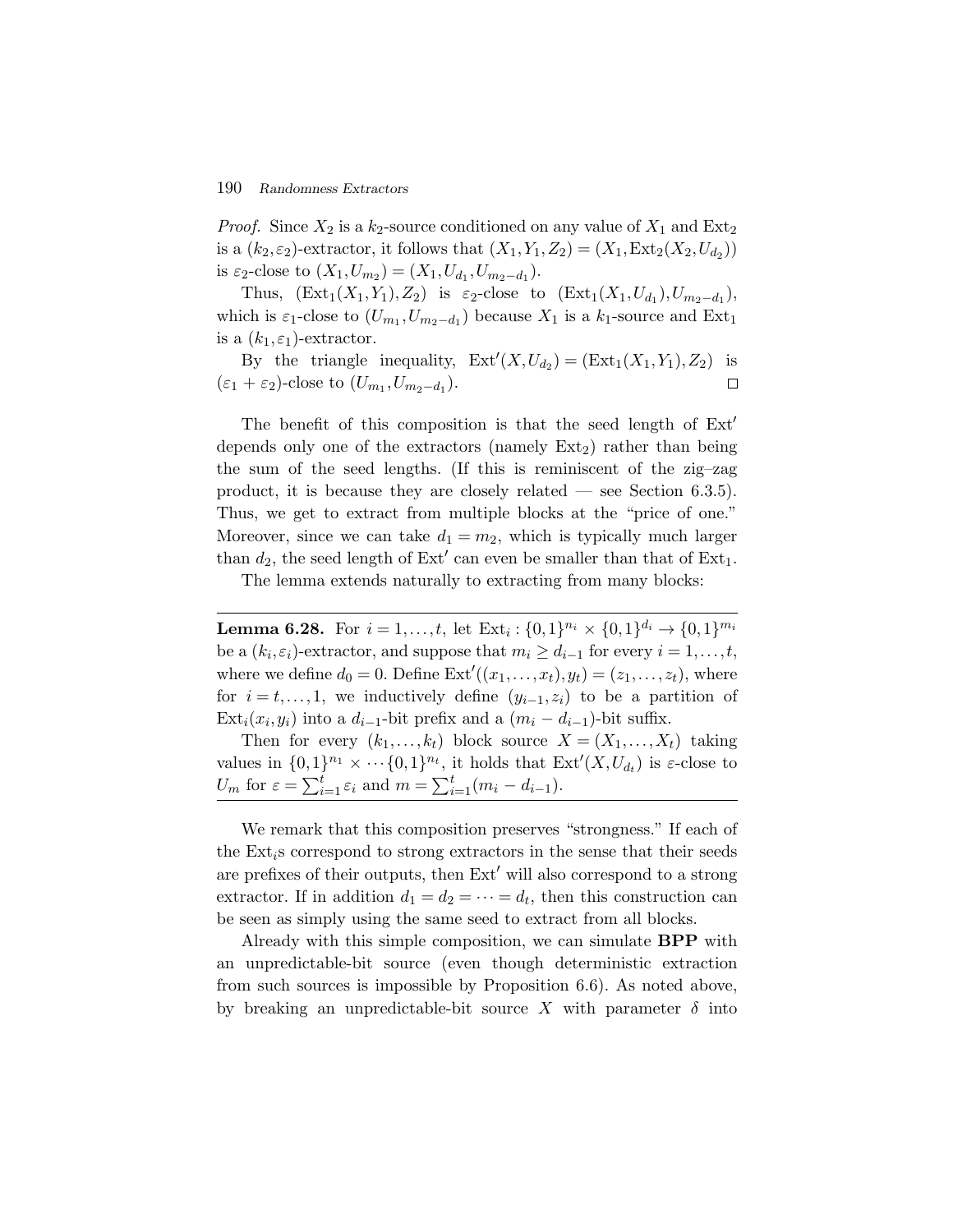*Proof.* Since $X_2$ is a $k_2$-source conditioned on any value of $X_1$ and $\text{Ext}_2$ is a $(k_2, \varepsilon_2)$-extractor, it follows that $(X_1, Y_1, Z_2) = (X_1, \text{Ext}_2(X_2, U_{d_2}))$ is $\varepsilon_2$-close to $(X_1, U_{m_2}) = (X_1, U_{d_1}, U_{m_2 - d_1})$.

Thus, $(\text{Ext}_1(X_1, Y_1), Z_2)$ is $\varepsilon_2$-close to $(\text{Ext}_1(X_1, U_{d_1}), U_{m_2 - d_1})$, which is $\varepsilon_1$-close to $(U_{m_1}, U_{m_2 - d_1})$ because $X_1$ is a $k_1$-source and $\text{Ext}_1$ is a $(k_1, \varepsilon_1)$-extractor.

By the triangle inequality, $\text{Ext}'(X, U_{d_2}) = (\text{Ext}_1(X_1, Y_1), Z_2)$ is $(\varepsilon_1 + \varepsilon_2)$-close to $(U_{m_1}, U_{m_2 - d_1})$. □

The benefit of this composition is that the seed length of $\text{Ext}'$ depends only one of the extractors (namely $\text{Ext}_2$) rather than being the sum of the seed lengths. (If this is reminiscent of the zig–zag product, it is because they are closely related — see Section 6.3.5). Thus, we get to extract from multiple blocks at the "price of one." Moreover, since we can take $d_1 = m_2$, which is typically much larger than $d_2$, the seed length of $\text{Ext}'$ can even be smaller than that of $\text{Ext}_1$.

The lemma extends naturally to extracting from many blocks:

**Lemma 6.28.** For $i = 1, \ldots, t$, let $\text{Ext}_i : \{0,1\}^{n_i} \times \{0,1\}^{d_i} \to \{0,1\}^{m_i}$ be a $(k_i, \varepsilon_i)$-extractor, and suppose that $m_i \geq d_{i-1}$ for every $i = 1, \ldots, t$, where we define $d_0 = 0$. Define $\text{Ext}'((x_1, \ldots, x_t), y_t) = (z_1, \ldots, z_t)$, where for $i = t, \ldots, 1$, we inductively define $(y_{i-1}, z_i)$ to be a partition of $\text{Ext}_i(x_i, y_i)$ into a $d_{i-1}$-bit prefix and a $(m_i - d_{i-1})$-bit suffix.

Then for every $(k_1, \ldots, k_t)$ block source $X = (X_1, \ldots, X_t)$ taking values in $\{0,1\}^{n_1} \times \cdots \{0,1\}^{n_t}$, it holds that $\text{Ext}'(X, U_{d_t})$ is $\varepsilon$-close to $U_m$ for $\varepsilon = \sum_{i=1}^{t} \varepsilon_i$ and $m = \sum_{i=1}^{t} (m_i - d_{i-1})$.

We remark that this composition preserves "strongness." If each of the $\text{Ext}_i$s correspond to strong extractors in the sense that their seeds are prefixes of their outputs, then $\text{Ext}'$ will also correspond to a strong extractor. If in addition $d_1 = d_2 = \cdots = d_t$, then this construction can be seen as simply using the same seed to extract from all blocks.

Already with this simple composition, we can simulate **BPP** with an unpredictable-bit source (even though deterministic extraction from such sources is impossible by Proposition 6.6). As noted above, by breaking an unpredictable-bit source $X$ with parameter $\delta$ into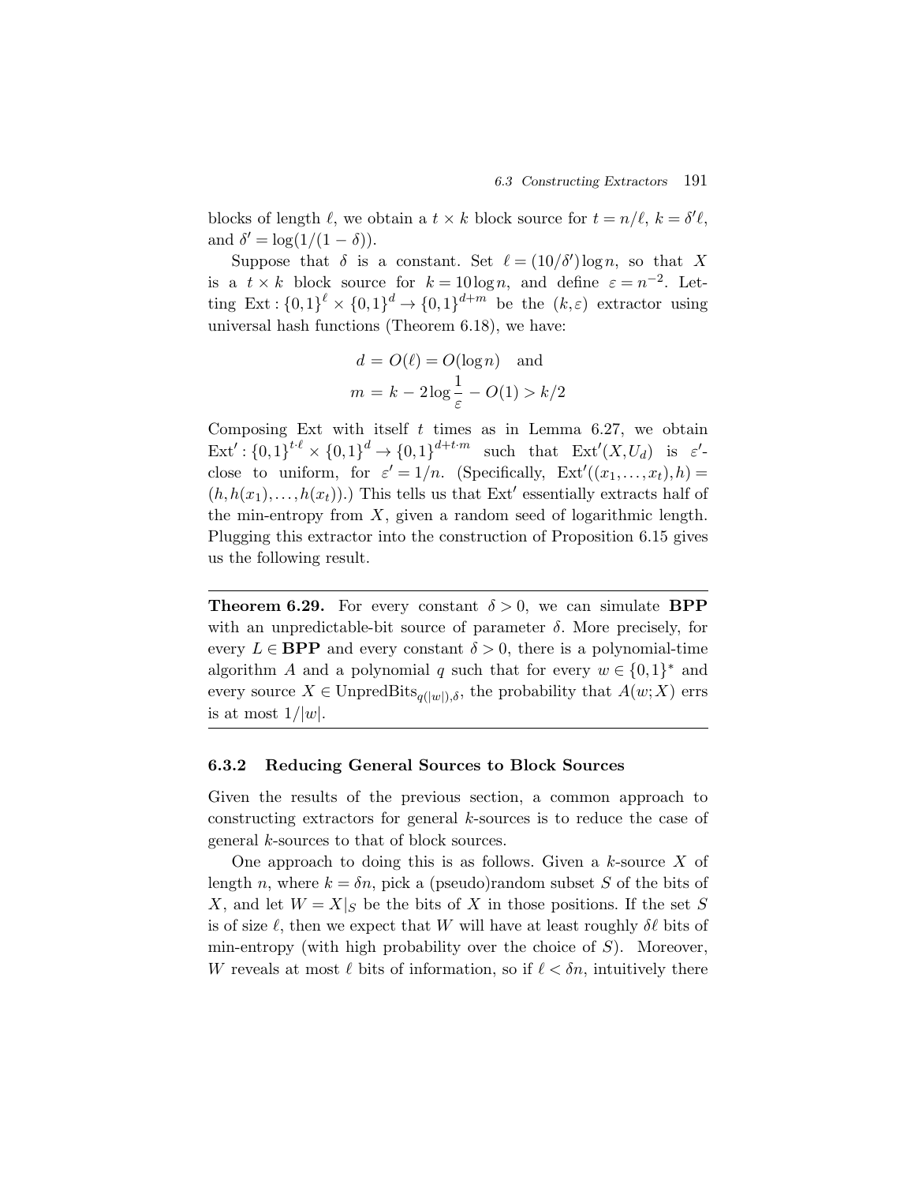blocks of length $\ell$, we obtain a $t \times k$ block source for $t = n/\ell$, $k = \delta'\ell$, and $\delta' = \log(1/(1-\delta))$.

Suppose that $\delta$ is a constant. Set $\ell = (10/\delta')\log n$, so that $X$ is a $t \times k$ block source for $k = 10\log n$, and define $\varepsilon = n^{-2}$. Letting $\mathrm{Ext} : \{0,1\}^{\ell} \times \{0,1\}^d \to \{0,1\}^{d+m}$ be the $(k,\varepsilon)$ extractor using universal hash functions (Theorem 6.18), we have:

$$
\begin{aligned}
d &= O(\ell) = O(\log n) \quad \text{and} \\
m &= k - 2\log\frac{1}{\varepsilon} - O(1) > k/2
\end{aligned}
$$

Composing Ext with itself $t$ times as in Lemma 6.27, we obtain $\mathrm{Ext}' : \{0,1\}^{t\cdot\ell} \times \{0,1\}^d \to \{0,1\}^{d+t\cdot m}$ such that $\mathrm{Ext}'(X, U_d)$ is $\varepsilon'$-close to uniform, for $\varepsilon' = 1/n$. (Specifically, $\mathrm{Ext}'((x_1,\ldots,x_t),h) = (h, h(x_1),\ldots,h(x_t))$.) This tells us that $\mathrm{Ext}'$ essentially extracts half of the min-entropy from $X$, given a random seed of logarithmic length. Plugging this extractor into the construction of Proposition 6.15 gives us the following result.

---

**Theorem 6.29.** For every constant $\delta > 0$, we can simulate **BPP** with an unpredictable-bit source of parameter $\delta$. More precisely, for every $L \in \mathbf{BPP}$ and every constant $\delta > 0$, there is a polynomial-time algorithm $A$ and a polynomial $q$ such that for every $w \in \{0,1\}^*$ and every source $X \in \mathrm{UnpredBits}_{q(|w|),\delta}$, the probability that $A(w;X)$ errs is at most $1/|w|$.

---

### 6.3.2 Reducing General Sources to Block Sources

Given the results of the previous section, a common approach to constructing extractors for general $k$-sources is to reduce the case of general $k$-sources to that of block sources.

One approach to doing this is as follows. Given a $k$-source $X$ of length $n$, where $k = \delta n$, pick a (pseudo)random subset $S$ of the bits of $X$, and let $W = X|_S$ be the bits of $X$ in those positions. If the set $S$ is of size $\ell$, then we expect that $W$ will have at least roughly $\delta\ell$ bits of min-entropy (with high probability over the choice of $S$). Moreover, $W$ reveals at most $\ell$ bits of information, so if $\ell < \delta n$, intuitively there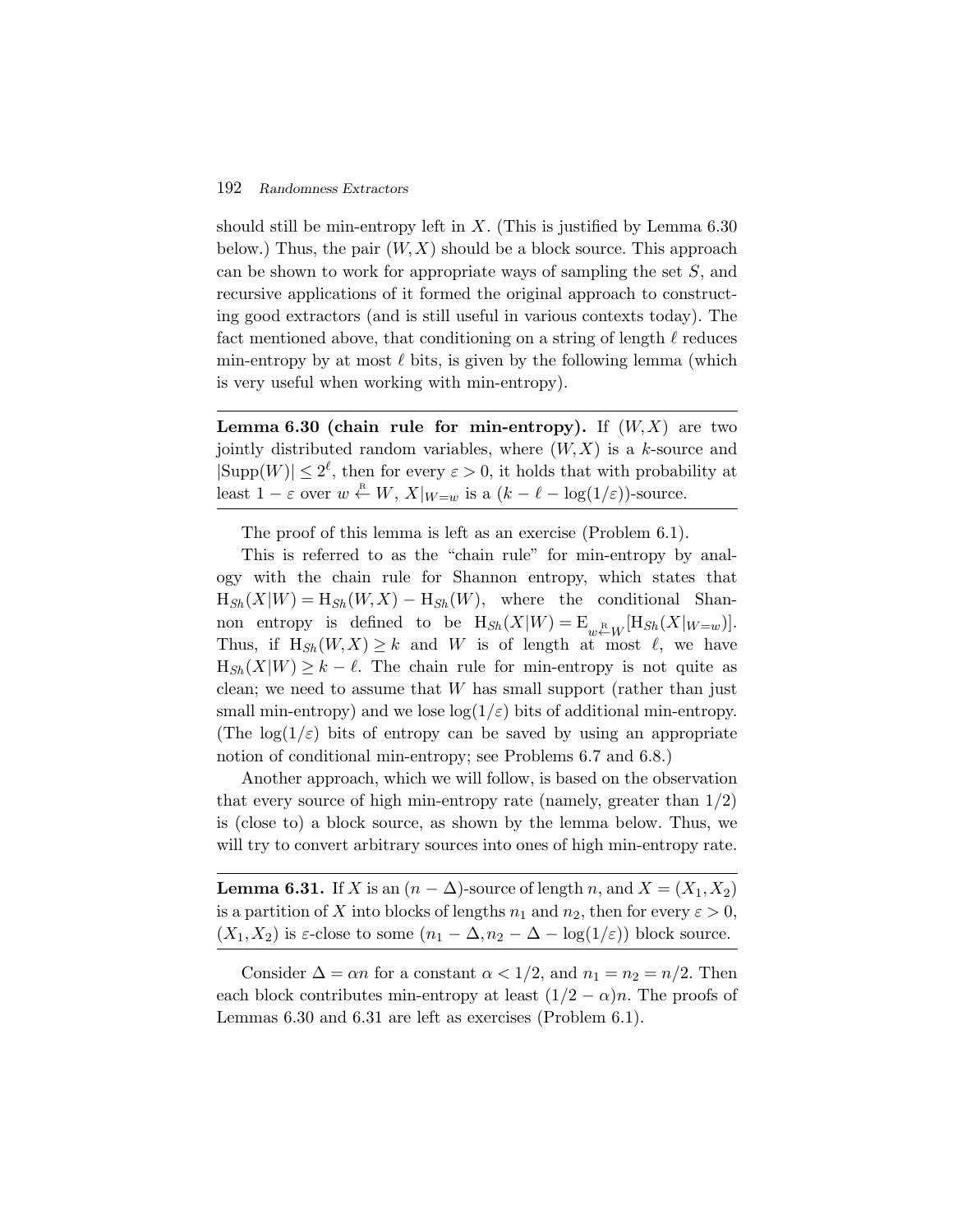should still be min-entropy left in $X$. (This is justified by Lemma 6.30 below.) Thus, the pair $(W, X)$ should be a block source. This approach can be shown to work for appropriate ways of sampling the set $S$, and recursive applications of it formed the original approach to constructing good extractors (and is still useful in various contexts today). The fact mentioned above, that conditioning on a string of length $\ell$ reduces min-entropy by at most $\ell$ bits, is given by the following lemma (which is very useful when working with min-entropy).

---

**Lemma 6.30 (chain rule for min-entropy).** If $(W, X)$ are two jointly distributed random variables, where $(W, X)$ is a $k$-source and $|\mathrm{Supp}(W)| \leq 2^{\ell}$, then for every $\varepsilon > 0$, it holds that with probability at least $1 - \varepsilon$ over $w \stackrel{\mathrm{R}}{\leftarrow} W$, $X|_{W=w}$ is a $(k - \ell - \log(1/\varepsilon))$-source.

---

The proof of this lemma is left as an exercise (Problem 6.1).

This is referred to as the "chain rule" for min-entropy by analogy with the chain rule for Shannon entropy, which states that $\mathrm{H}_{Sh}(X|W) = \mathrm{H}_{Sh}(W, X) - \mathrm{H}_{Sh}(W)$, where the conditional Shannon entropy is defined to be $\mathrm{H}_{Sh}(X|W) = \mathrm{E}_{w \stackrel{\mathrm{R}}{\leftarrow} W}[\mathrm{H}_{Sh}(X|_{W=w})]$. Thus, if $\mathrm{H}_{Sh}(W, X) \geq k$ and $W$ is of length at most $\ell$, we have $\mathrm{H}_{Sh}(X|W) \geq k - \ell$. The chain rule for min-entropy is not quite as clean; we need to assume that $W$ has small support (rather than just small min-entropy) and we lose $\log(1/\varepsilon)$ bits of additional min-entropy. (The $\log(1/\varepsilon)$ bits of entropy can be saved by using an appropriate notion of conditional min-entropy; see Problems 6.7 and 6.8.)

Another approach, which we will follow, is based on the observation that every source of high min-entropy rate (namely, greater than $1/2$) is (close to) a block source, as shown by the lemma below. Thus, we will try to convert arbitrary sources into ones of high min-entropy rate.

---

**Lemma 6.31.** If $X$ is an $(n - \Delta)$-source of length $n$, and $X = (X_1, X_2)$ is a partition of $X$ into blocks of lengths $n_1$ and $n_2$, then for every $\varepsilon > 0$, $(X_1, X_2)$ is $\varepsilon$-close to some $(n_1 - \Delta, n_2 - \Delta - \log(1/\varepsilon))$ block source.

---

Consider $\Delta = \alpha n$ for a constant $\alpha < 1/2$, and $n_1 = n_2 = n/2$. Then each block contributes min-entropy at least $(1/2 - \alpha)n$. The proofs of Lemmas 6.30 and 6.31 are left as exercises (Problem 6.1).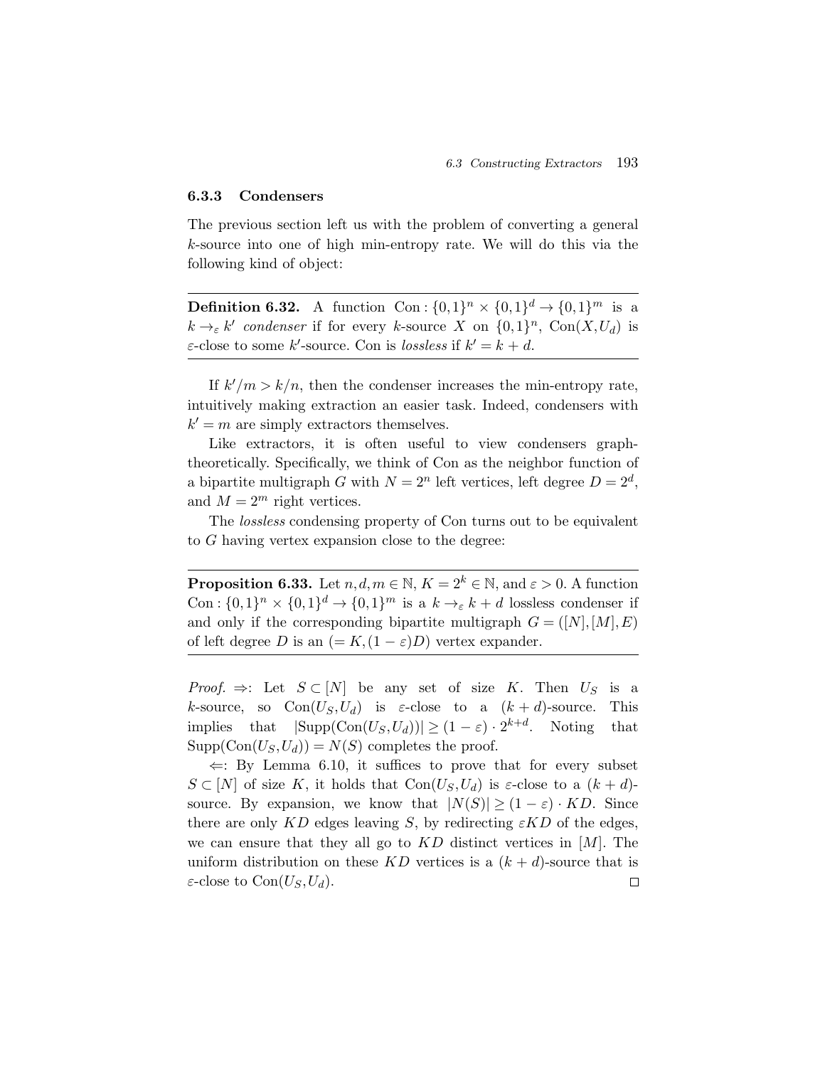### 6.3.3 Condensers

The previous section left us with the problem of converting a general $k$-source into one of high min-entropy rate. We will do this via the following kind of object:

**Definition 6.32.** A function $\mathrm{Con}: \{0,1\}^n \times \{0,1\}^d \to \{0,1\}^m$ is a $k \to_\varepsilon k'$ *condenser* if for every $k$-source $X$ on $\{0,1\}^n$, $\mathrm{Con}(X, U_d)$ is $\varepsilon$-close to some $k'$-source. Con is *lossless* if $k' = k + d$.

If $k'/m > k/n$, then the condenser increases the min-entropy rate, intuitively making extraction an easier task. Indeed, condensers with $k' = m$ are simply extractors themselves.

Like extractors, it is often useful to view condensers graph-theoretically. Specifically, we think of Con as the neighbor function of a bipartite multigraph $G$ with $N = 2^n$ left vertices, left degree $D = 2^d$, and $M = 2^m$ right vertices.

The *lossless* condensing property of Con turns out to be equivalent to $G$ having vertex expansion close to the degree:

**Proposition 6.33.** Let $n, d, m \in \mathbb{N}$, $K = 2^k \in \mathbb{N}$, and $\varepsilon > 0$. A function $\mathrm{Con}: \{0,1\}^n \times \{0,1\}^d \to \{0,1\}^m$ is a $k \to_\varepsilon k + d$ lossless condenser if and only if the corresponding bipartite multigraph $G = ([N], [M], E)$ of left degree $D$ is an $(= K, (1-\varepsilon)D)$ vertex expander.

*Proof.* $\Rightarrow$: Let $S \subset [N]$ be any set of size $K$. Then $U_S$ is a $k$-source, so $\mathrm{Con}(U_S, U_d)$ is $\varepsilon$-close to a $(k+d)$-source. This implies that $|\mathrm{Supp}(\mathrm{Con}(U_S, U_d))| \geq (1-\varepsilon) \cdot 2^{k+d}$. Noting that $\mathrm{Supp}(\mathrm{Con}(U_S, U_d)) = N(S)$ completes the proof.

$\Leftarrow$: By Lemma 6.10, it suffices to prove that for every subset $S \subset [N]$ of size $K$, it holds that $\mathrm{Con}(U_S, U_d)$ is $\varepsilon$-close to a $(k+d)$-source. By expansion, we know that $|N(S)| \geq (1-\varepsilon) \cdot KD$. Since there are only $KD$ edges leaving $S$, by redirecting $\varepsilon KD$ of the edges, we can ensure that they all go to $KD$ distinct vertices in $[M]$. The uniform distribution on these $KD$ vertices is a $(k+d)$-source that is $\varepsilon$-close to $\mathrm{Con}(U_S, U_d)$. $\square$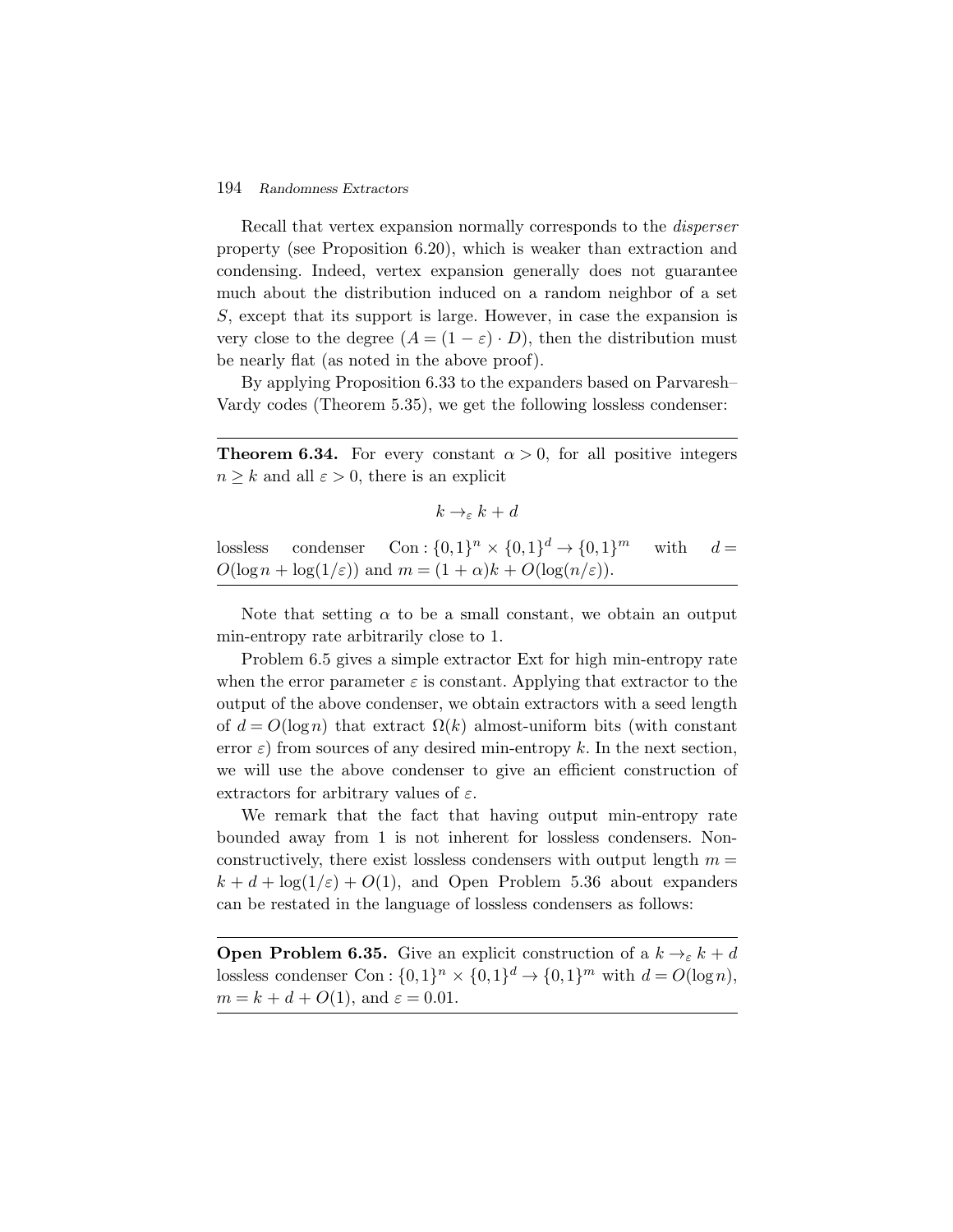Recall that vertex expansion normally corresponds to the *disperser* property (see Proposition 6.20), which is weaker than extraction and condensing. Indeed, vertex expansion generally does not guarantee much about the distribution induced on a random neighbor of a set $S$, except that its support is large. However, in case the expansion is very close to the degree ($A = (1-\varepsilon) \cdot D$), then the distribution must be nearly flat (as noted in the above proof).

By applying Proposition 6.33 to the expanders based on Parvaresh–Vardy codes (Theorem 5.35), we get the following lossless condenser:

---

**Theorem 6.34.** For every constant $\alpha > 0$, for all positive integers $n \geq k$ and all $\varepsilon > 0$, there is an explicit

$$k \to_{\varepsilon} k + d$$

lossless condenser $\mathrm{Con} : \{0,1\}^n \times \{0,1\}^d \to \{0,1\}^m$ with $d = O(\log n + \log(1/\varepsilon))$ and $m = (1+\alpha)k + O(\log(n/\varepsilon))$.

---

Note that setting $\alpha$ to be a small constant, we obtain an output min-entropy rate arbitrarily close to 1.

Problem 6.5 gives a simple extractor Ext for high min-entropy rate when the error parameter $\varepsilon$ is constant. Applying that extractor to the output of the above condenser, we obtain extractors with a seed length of $d = O(\log n)$ that extract $\Omega(k)$ almost-uniform bits (with constant error $\varepsilon$) from sources of any desired min-entropy $k$. In the next section, we will use the above condenser to give an efficient construction of extractors for arbitrary values of $\varepsilon$.

We remark that the fact that having output min-entropy rate bounded away from 1 is not inherent for lossless condensers. Nonconstructively, there exist lossless condensers with output length $m = k + d + \log(1/\varepsilon) + O(1)$, and Open Problem 5.36 about expanders can be restated in the language of lossless condensers as follows:

---

**Open Problem 6.35.** Give an explicit construction of a $k \to_{\varepsilon} k + d$ lossless condenser $\mathrm{Con} : \{0,1\}^n \times \{0,1\}^d \to \{0,1\}^m$ with $d = O(\log n)$, $m = k + d + O(1)$, and $\varepsilon = 0.01$.

---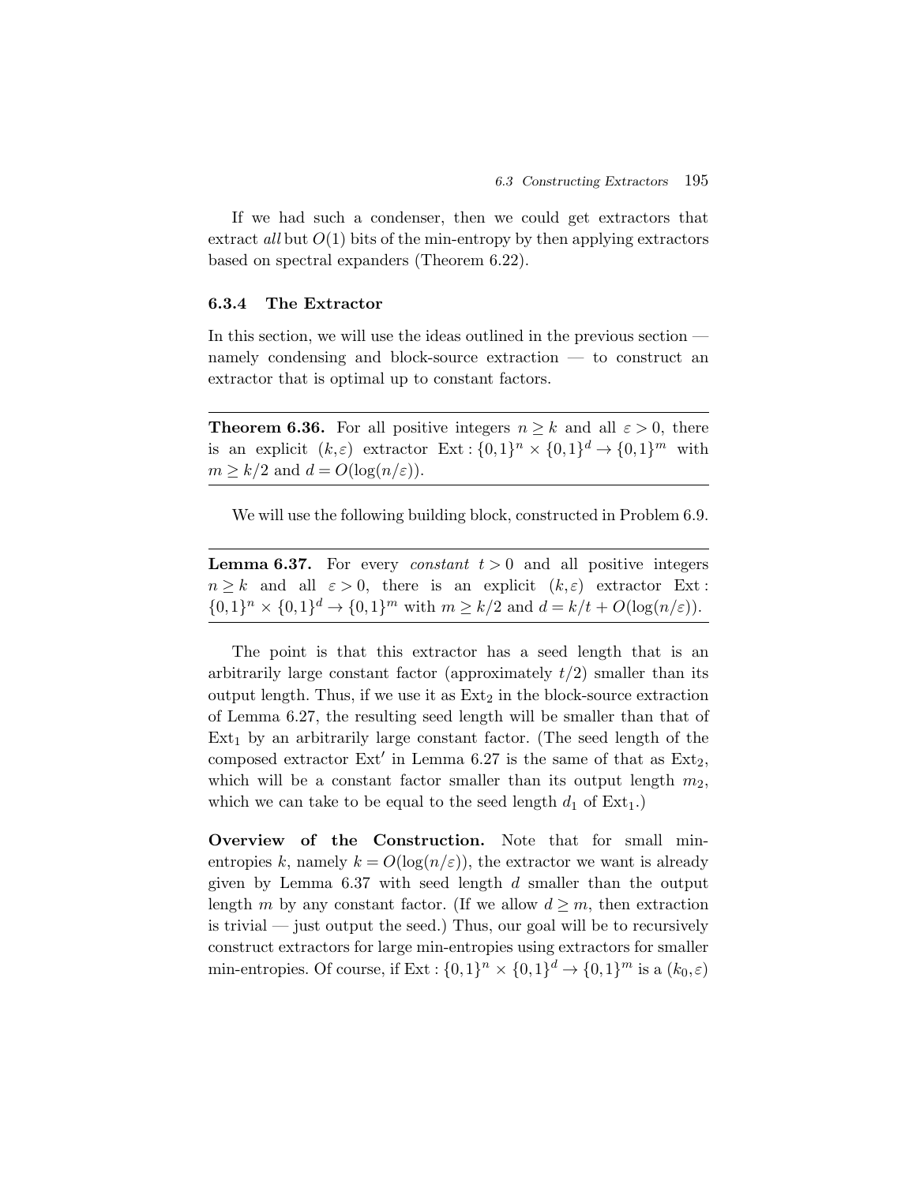If we had such a condenser, then we could get extractors that extract *all* but $O(1)$ bits of the min-entropy by then applying extractors based on spectral expanders (Theorem 6.22).

### 6.3.4 The Extractor

In this section, we will use the ideas outlined in the previous section — namely condensing and block-source extraction — to construct an extractor that is optimal up to constant factors.

**Theorem 6.36.** For all positive integers $n \geq k$ and all $\varepsilon > 0$, there is an explicit $(k, \varepsilon)$ extractor $\mathrm{Ext} : \{0,1\}^n \times \{0,1\}^d \to \{0,1\}^m$ with $m \geq k/2$ and $d = O(\log(n/\varepsilon))$.

We will use the following building block, constructed in Problem 6.9.

**Lemma 6.37.** For every *constant* $t > 0$ and all positive integers $n \geq k$ and all $\varepsilon > 0$, there is an explicit $(k, \varepsilon)$ extractor $\mathrm{Ext} : \{0,1\}^n \times \{0,1\}^d \to \{0,1\}^m$ with $m \geq k/2$ and $d = k/t + O(\log(n/\varepsilon))$.

The point is that this extractor has a seed length that is an arbitrarily large constant factor (approximately $t/2$) smaller than its output length. Thus, if we use it as $\mathrm{Ext}_2$ in the block-source extraction of Lemma 6.27, the resulting seed length will be smaller than that of $\mathrm{Ext}_1$ by an arbitrarily large constant factor. (The seed length of the composed extractor $\mathrm{Ext}'$ in Lemma 6.27 is the same of that as $\mathrm{Ext}_2$, which will be a constant factor smaller than its output length $m_2$, which we can take to be equal to the seed length $d_1$ of $\mathrm{Ext}_1$.)

**Overview of the Construction.** Note that for small min-entropies $k$, namely $k = O(\log(n/\varepsilon))$, the extractor we want is already given by Lemma 6.37 with seed length $d$ smaller than the output length $m$ by any constant factor. (If we allow $d \geq m$, then extraction is trivial — just output the seed.) Thus, our goal will be to recursively construct extractors for large min-entropies using extractors for smaller min-entropies. Of course, if $\mathrm{Ext} : \{0,1\}^n \times \{0,1\}^d \to \{0,1\}^m$ is a $(k_0, \varepsilon)$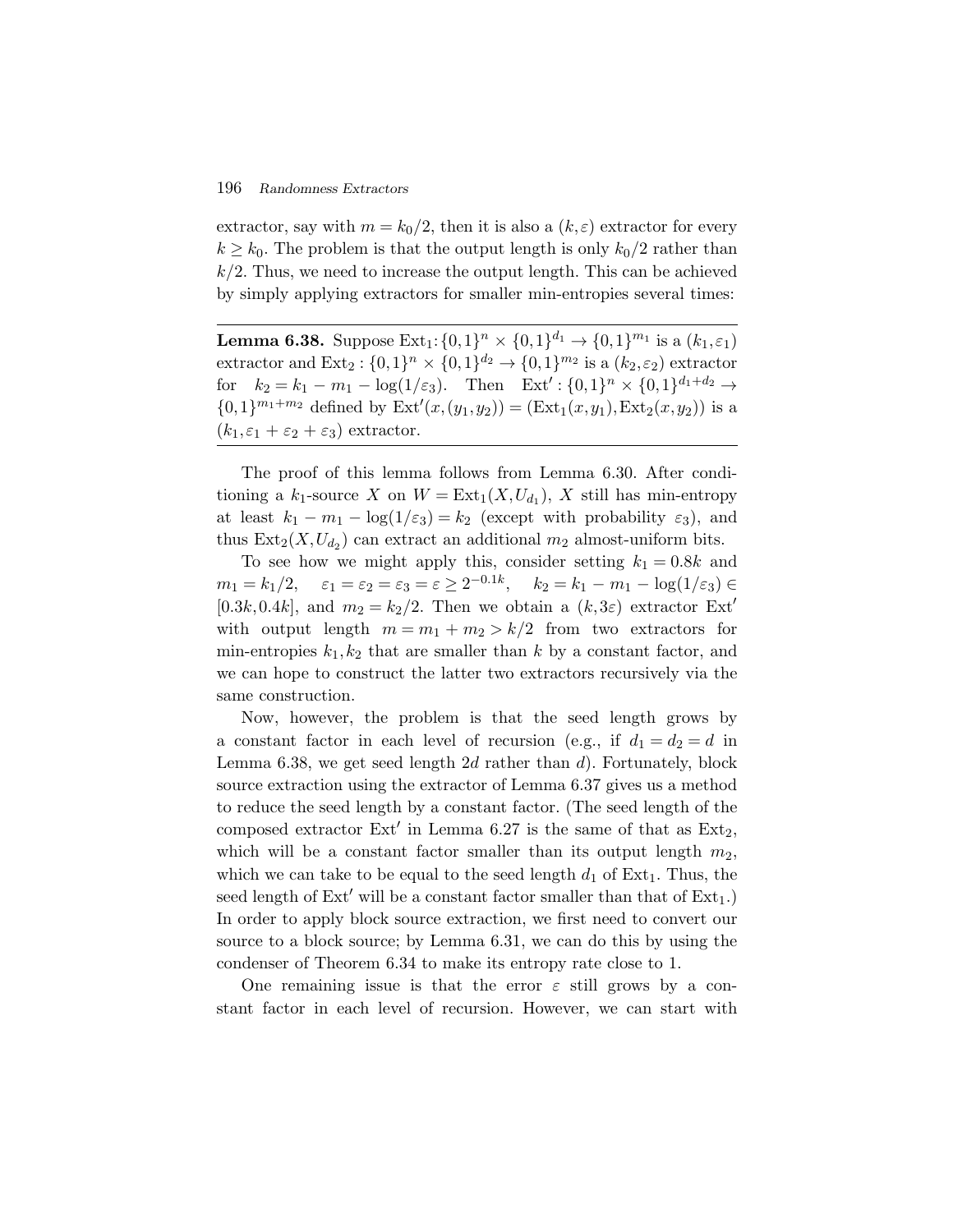extractor, say with $m = k_0/2$, then it is also a $(k,\varepsilon)$ extractor for every $k \geq k_0$. The problem is that the output length is only $k_0/2$ rather than $k/2$. Thus, we need to increase the output length. This can be achieved by simply applying extractors for smaller min-entropies several times:

---

**Lemma 6.38.** Suppose $\mathrm{Ext}_1 \colon \{0,1\}^n \times \{0,1\}^{d_1} \to \{0,1\}^{m_1}$ is a $(k_1,\varepsilon_1)$ extractor and $\mathrm{Ext}_2 : \{0,1\}^n \times \{0,1\}^{d_2} \to \{0,1\}^{m_2}$ is a $(k_2,\varepsilon_2)$ extractor for $k_2 = k_1 - m_1 - \log(1/\varepsilon_3)$. Then $\mathrm{Ext}' : \{0,1\}^n \times \{0,1\}^{d_1+d_2} \to \{0,1\}^{m_1+m_2}$ defined by $\mathrm{Ext}'(x,(y_1,y_2)) = (\mathrm{Ext}_1(x,y_1),\mathrm{Ext}_2(x,y_2))$ is a $(k_1,\varepsilon_1 + \varepsilon_2 + \varepsilon_3)$ extractor.

---

The proof of this lemma follows from Lemma 6.30. After conditioning a $k_1$-source $X$ on $W = \mathrm{Ext}_1(X,U_{d_1})$, $X$ still has min-entropy at least $k_1 - m_1 - \log(1/\varepsilon_3) = k_2$ (except with probability $\varepsilon_3$), and thus $\mathrm{Ext}_2(X,U_{d_2})$ can extract an additional $m_2$ almost-uniform bits.

To see how we might apply this, consider setting $k_1 = 0.8k$ and $m_1 = k_1/2$, $\varepsilon_1 = \varepsilon_2 = \varepsilon_3 = \varepsilon \geq 2^{-0.1k}$, $k_2 = k_1 - m_1 - \log(1/\varepsilon_3) \in [0.3k, 0.4k]$, and $m_2 = k_2/2$. Then we obtain a $(k,3\varepsilon)$ extractor $\mathrm{Ext}'$ with output length $m = m_1 + m_2 > k/2$ from two extractors for min-entropies $k_1, k_2$ that are smaller than $k$ by a constant factor, and we can hope to construct the latter two extractors recursively via the same construction.

Now, however, the problem is that the seed length grows by a constant factor in each level of recursion (e.g., if $d_1 = d_2 = d$ in Lemma 6.38, we get seed length $2d$ rather than $d$). Fortunately, block source extraction using the extractor of Lemma 6.37 gives us a method to reduce the seed length by a constant factor. (The seed length of the composed extractor $\mathrm{Ext}'$ in Lemma 6.27 is the same of that as $\mathrm{Ext}_2$, which will be a constant factor smaller than its output length $m_2$, which we can take to be equal to the seed length $d_1$ of $\mathrm{Ext}_1$. Thus, the seed length of $\mathrm{Ext}'$ will be a constant factor smaller than that of $\mathrm{Ext}_1$.) In order to apply block source extraction, we first need to convert our source to a block source; by Lemma 6.31, we can do this by using the condenser of Theorem 6.34 to make its entropy rate close to 1.

One remaining issue is that the error $\varepsilon$ still grows by a constant factor in each level of recursion. However, we can start with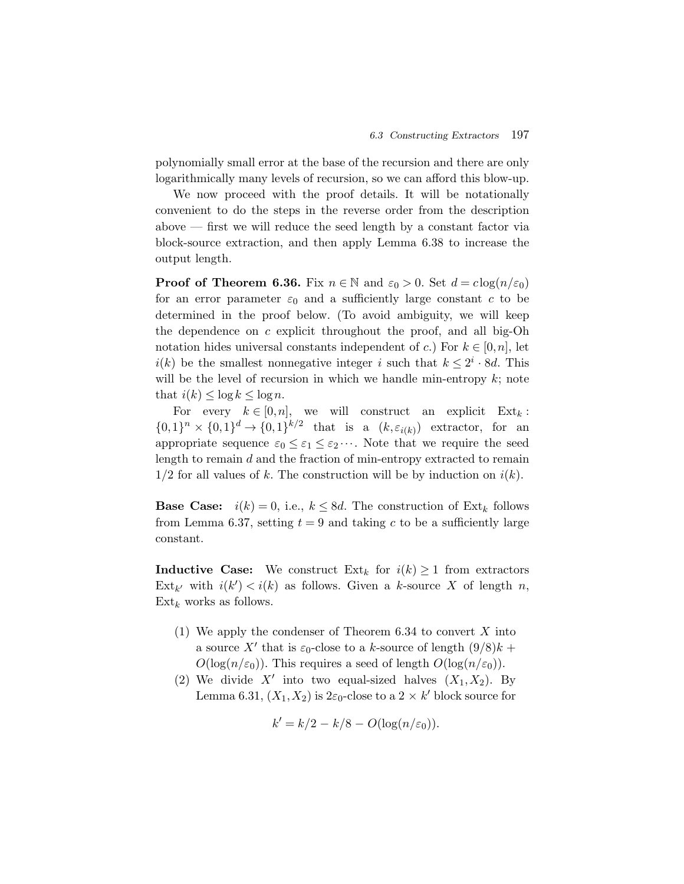polynomially small error at the base of the recursion and there are only logarithmically many levels of recursion, so we can afford this blow-up.

We now proceed with the proof details. It will be notationally convenient to do the steps in the reverse order from the description above — first we will reduce the seed length by a constant factor via block-source extraction, and then apply Lemma 6.38 to increase the output length.

**Proof of Theorem 6.36.** Fix $n \in \mathbb{N}$ and $\varepsilon_0 > 0$. Set $d = c\log(n/\varepsilon_0)$ for an error parameter $\varepsilon_0$ and a sufficiently large constant $c$ to be determined in the proof below. (To avoid ambiguity, we will keep the dependence on $c$ explicit throughout the proof, and all big-Oh notation hides universal constants independent of $c$.) For $k \in [0,n]$, let $i(k)$ be the smallest nonnegative integer $i$ such that $k \le 2^i \cdot 8d$. This will be the level of recursion in which we handle min-entropy $k$; note that $i(k) \le \log k \le \log n$.

For every $k \in [0,n]$, we will construct an explicit $\mathrm{Ext}_k : \{0,1\}^n \times \{0,1\}^d \to \{0,1\}^{k/2}$ that is a $(k, \varepsilon_{i(k)})$ extractor, for an appropriate sequence $\varepsilon_0 \le \varepsilon_1 \le \varepsilon_2 \cdots$. Note that we require the seed length to remain $d$ and the fraction of min-entropy extracted to remain $1/2$ for all values of $k$. The construction will be by induction on $i(k)$.

**Base Case:** $i(k) = 0$, i.e., $k \le 8d$. The construction of $\mathrm{Ext}_k$ follows from Lemma 6.37, setting $t = 9$ and taking $c$ to be a sufficiently large constant.

**Inductive Case:** We construct $\mathrm{Ext}_k$ for $i(k) \ge 1$ from extractors $\mathrm{Ext}_{k'}$ with $i(k') < i(k)$ as follows. Given a $k$-source $X$ of length $n$, $\mathrm{Ext}_k$ works as follows.

(1) We apply the condenser of Theorem 6.34 to convert $X$ into a source $X'$ that is $\varepsilon_0$-close to a $k$-source of length $(9/8)k + O(\log(n/\varepsilon_0))$. This requires a seed of length $O(\log(n/\varepsilon_0))$.

(2) We divide $X'$ into two equal-sized halves $(X_1, X_2)$. By Lemma 6.31, $(X_1, X_2)$ is $2\varepsilon_0$-close to a $2 \times k'$ block source for

$$k' = k/2 - k/8 - O(\log(n/\varepsilon_0)).$$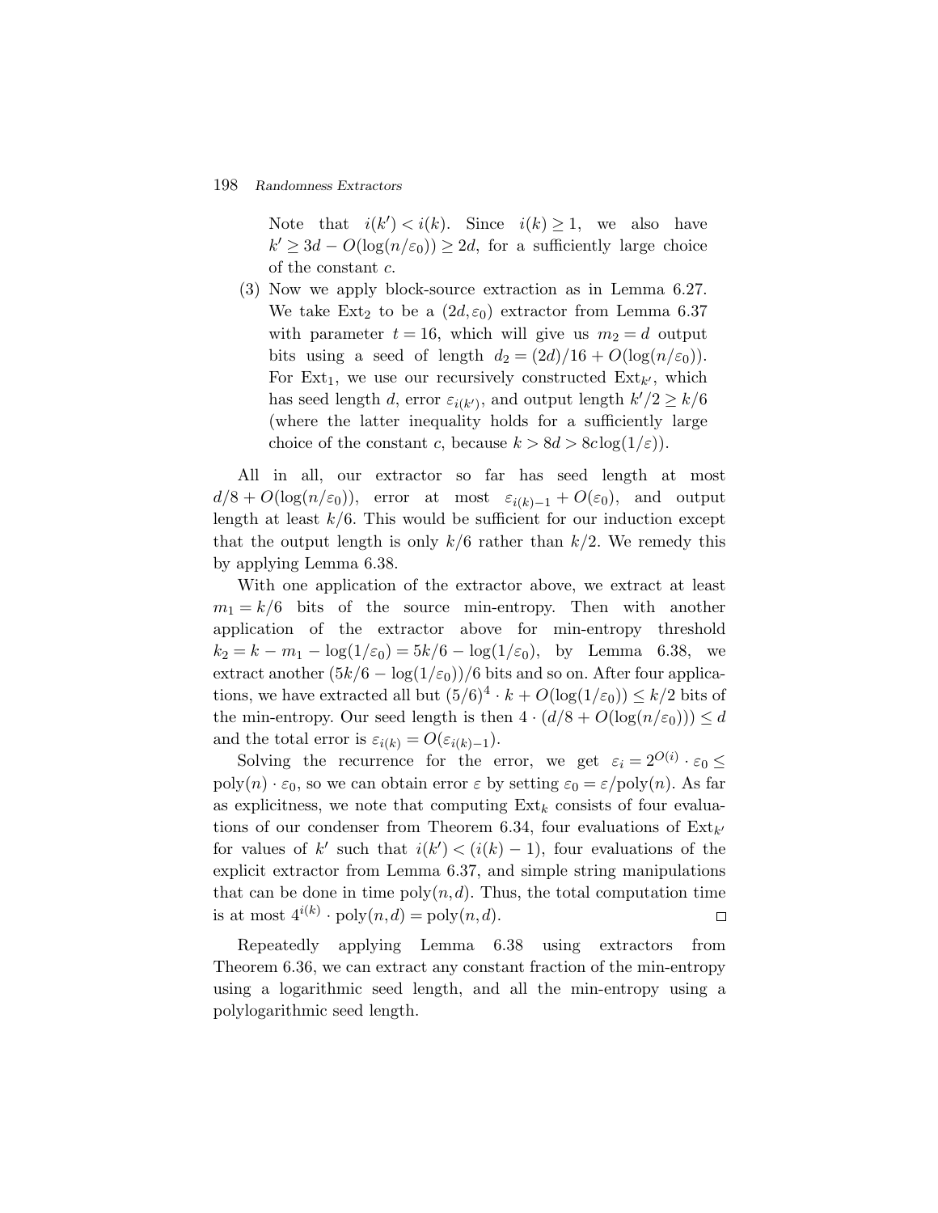Note that $i(k') < i(k)$. Since $i(k) \geq 1$, we also have $k' \geq 3d - O(\log(n/\varepsilon_0)) \geq 2d$, for a sufficiently large choice of the constant $c$.

(3) Now we apply block-source extraction as in Lemma 6.27. We take $\mathrm{Ext}_2$ to be a $(2d, \varepsilon_0)$ extractor from Lemma 6.37 with parameter $t = 16$, which will give us $m_2 = d$ output bits using a seed of length $d_2 = (2d)/16 + O(\log(n/\varepsilon_0))$. For $\mathrm{Ext}_1$, we use our recursively constructed $\mathrm{Ext}_{k'}$, which has seed length $d$, error $\varepsilon_{i(k')}$, and output length $k'/2 \geq k/6$ (where the latter inequality holds for a sufficiently large choice of the constant $c$, because $k > 8d > 8c\log(1/\varepsilon)$).

All in all, our extractor so far has seed length at most $d/8 + O(\log(n/\varepsilon_0))$, error at most $\varepsilon_{i(k)-1} + O(\varepsilon_0)$, and output length at least $k/6$. This would be sufficient for our induction except that the output length is only $k/6$ rather than $k/2$. We remedy this by applying Lemma 6.38.

With one application of the extractor above, we extract at least $m_1 = k/6$ bits of the source min-entropy. Then with another application of the extractor above for min-entropy threshold $k_2 = k - m_1 - \log(1/\varepsilon_0) = 5k/6 - \log(1/\varepsilon_0)$, by Lemma 6.38, we extract another $(5k/6 - \log(1/\varepsilon_0))/6$ bits and so on. After four applications, we have extracted all but $(5/6)^4 \cdot k + O(\log(1/\varepsilon_0)) \leq k/2$ bits of the min-entropy. Our seed length is then $4 \cdot (d/8 + O(\log(n/\varepsilon_0))) \leq d$ and the total error is $\varepsilon_{i(k)} = O(\varepsilon_{i(k)-1})$.

Solving the recurrence for the error, we get $\varepsilon_i = 2^{O(i)} \cdot \varepsilon_0 \leq \mathrm{poly}(n) \cdot \varepsilon_0$, so we can obtain error $\varepsilon$ by setting $\varepsilon_0 = \varepsilon/\mathrm{poly}(n)$. As far as explicitness, we note that computing $\mathrm{Ext}_k$ consists of four evaluations of our condenser from Theorem 6.34, four evaluations of $\mathrm{Ext}_{k'}$ for values of $k'$ such that $i(k') < (i(k) - 1)$, four evaluations of the explicit extractor from Lemma 6.37, and simple string manipulations that can be done in time $\mathrm{poly}(n, d)$. Thus, the total computation time is at most $4^{i(k)} \cdot \mathrm{poly}(n, d) = \mathrm{poly}(n, d)$. □

Repeatedly applying Lemma 6.38 using extractors from Theorem 6.36, we can extract any constant fraction of the min-entropy using a logarithmic seed length, and all the min-entropy using a polylogarithmic seed length.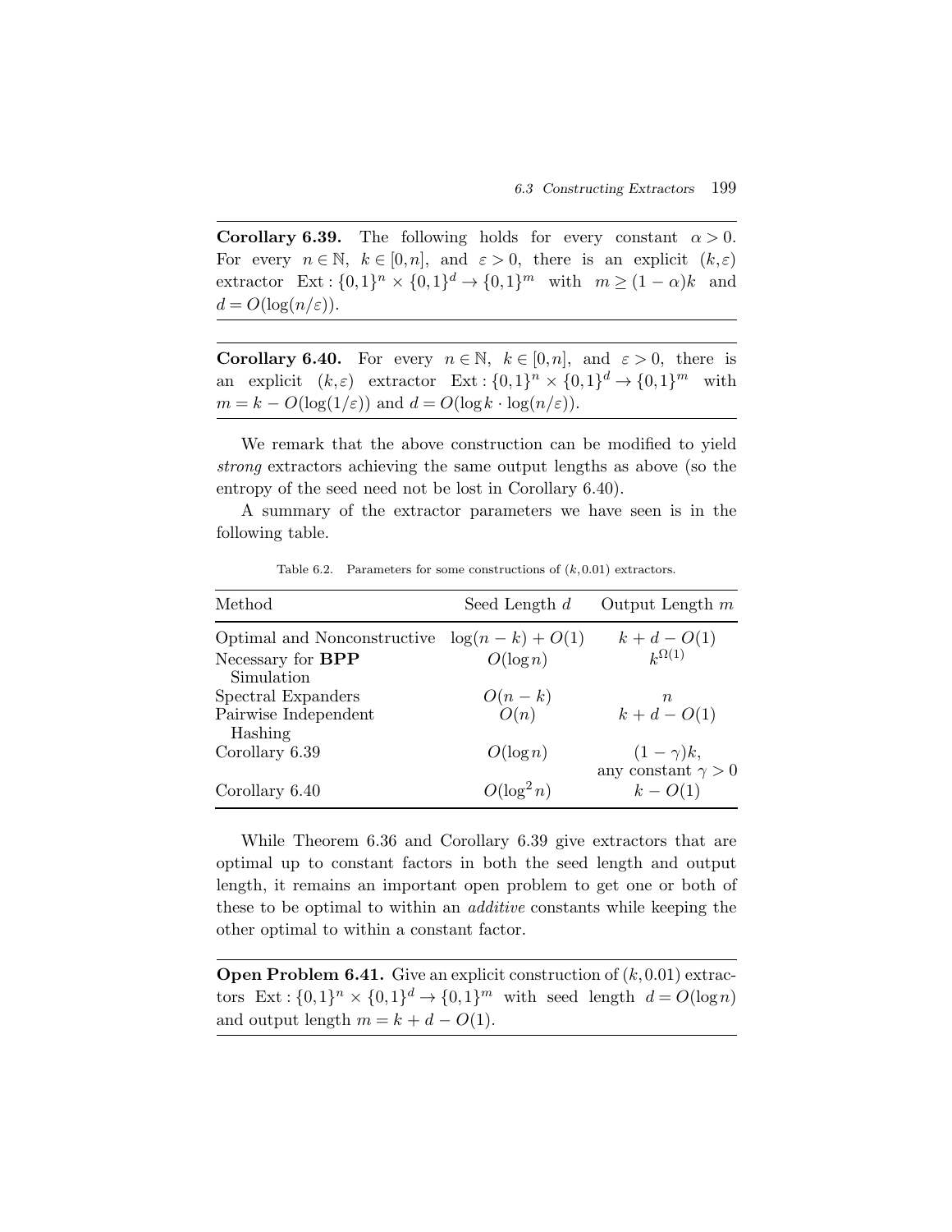**Corollary 6.39.** The following holds for every constant $\alpha > 0$. For every $n \in \mathbb{N}$, $k \in [0,n]$, and $\varepsilon > 0$, there is an explicit $(k,\varepsilon)$ extractor $\text{Ext} : \{0,1\}^n \times \{0,1\}^d \to \{0,1\}^m$ with $m \geq (1-\alpha)k$ and $d = O(\log(n/\varepsilon))$.

**Corollary 6.40.** For every $n \in \mathbb{N}$, $k \in [0,n]$, and $\varepsilon > 0$, there is an explicit $(k,\varepsilon)$ extractor $\text{Ext} : \{0,1\}^n \times \{0,1\}^d \to \{0,1\}^m$ with $m = k - O(\log(1/\varepsilon))$ and $d = O(\log k \cdot \log(n/\varepsilon))$.

We remark that the above construction can be modified to yield *strong* extractors achieving the same output lengths as above (so the entropy of the seed need not be lost in Corollary 6.40).

A summary of the extractor parameters we have seen is in the following table.

Table 6.2. Parameters for some constructions of $(k, 0.01)$ extractors.

| Method | Seed Length $d$ | Output Length $m$ |
|---|---|---|
| Optimal and Nonconstructive | $\log(n-k) + O(1)$ | $k + d - O(1)$ |
| Necessary for **BPP** Simulation | $O(\log n)$ | $k^{\Omega(1)}$ |
| Spectral Expanders | $O(n-k)$ | $n$ |
| Pairwise Independent Hashing | $O(n)$ | $k + d - O(1)$ |
| Corollary 6.39 | $O(\log n)$ | $(1-\gamma)k$, any constant $\gamma > 0$ |
| Corollary 6.40 | $O(\log^2 n)$ | $k - O(1)$ |

While Theorem 6.36 and Corollary 6.39 give extractors that are optimal up to constant factors in both the seed length and output length, it remains an important open problem to get one or both of these to be optimal to within an *additive* constants while keeping the other optimal to within a constant factor.

**Open Problem 6.41.** Give an explicit construction of $(k, 0.01)$ extractors $\text{Ext} : \{0,1\}^n \times \{0,1\}^d \to \{0,1\}^m$ with seed length $d = O(\log n)$ and output length $m = k + d - O(1)$.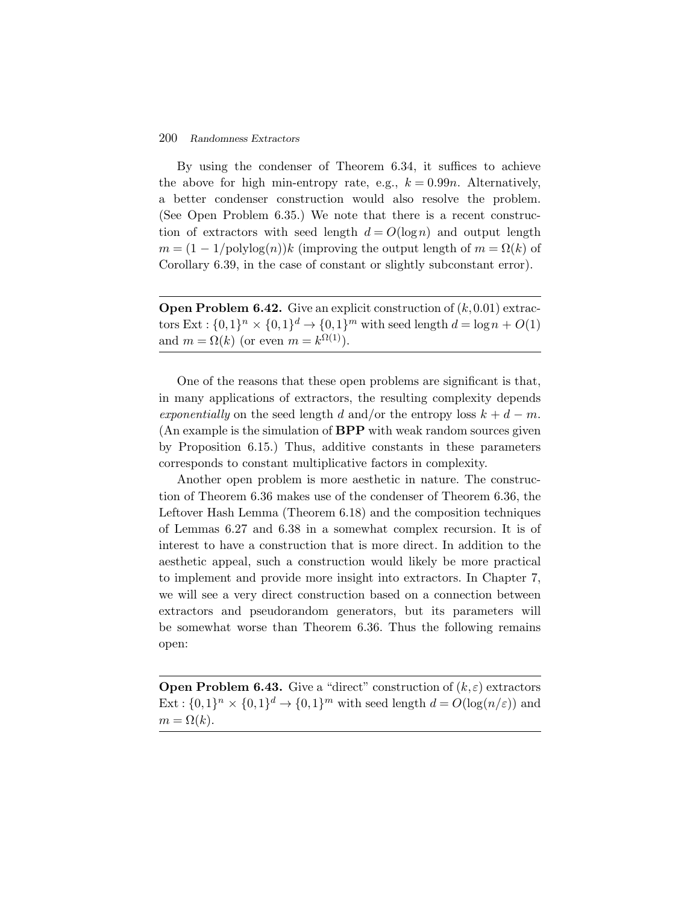By using the condenser of Theorem 6.34, it suffices to achieve the above for high min-entropy rate, e.g., $k = 0.99n$. Alternatively, a better condenser construction would also resolve the problem. (See Open Problem 6.35.) We note that there is a recent construction of extractors with seed length $d = O(\log n)$ and output length $m = (1 - 1/\mathrm{polylog}(n))k$ (improving the output length of $m = \Omega(k)$ of Corollary 6.39, in the case of constant or slightly subconstant error).

---

**Open Problem 6.42.** Give an explicit construction of $(k, 0.01)$ extractors $\mathrm{Ext} : \{0,1\}^n \times \{0,1\}^d \to \{0,1\}^m$ with seed length $d = \log n + O(1)$ and $m = \Omega(k)$ (or even $m = k^{\Omega(1)}$).

---

One of the reasons that these open problems are significant is that, in many applications of extractors, the resulting complexity depends *exponentially* on the seed length $d$ and/or the entropy loss $k + d - m$. (An example is the simulation of **BPP** with weak random sources given by Proposition 6.15.) Thus, additive constants in these parameters corresponds to constant multiplicative factors in complexity.

Another open problem is more aesthetic in nature. The construction of Theorem 6.36 makes use of the condenser of Theorem 6.36, the Leftover Hash Lemma (Theorem 6.18) and the composition techniques of Lemmas 6.27 and 6.38 in a somewhat complex recursion. It is of interest to have a construction that is more direct. In addition to the aesthetic appeal, such a construction would likely be more practical to implement and provide more insight into extractors. In Chapter 7, we will see a very direct construction based on a connection between extractors and pseudorandom generators, but its parameters will be somewhat worse than Theorem 6.36. Thus the following remains open:

---

**Open Problem 6.43.** Give a "direct" construction of $(k, \varepsilon)$ extractors $\mathrm{Ext} : \{0,1\}^n \times \{0,1\}^d \to \{0,1\}^m$ with seed length $d = O(\log(n/\varepsilon))$ and $m = \Omega(k)$.

---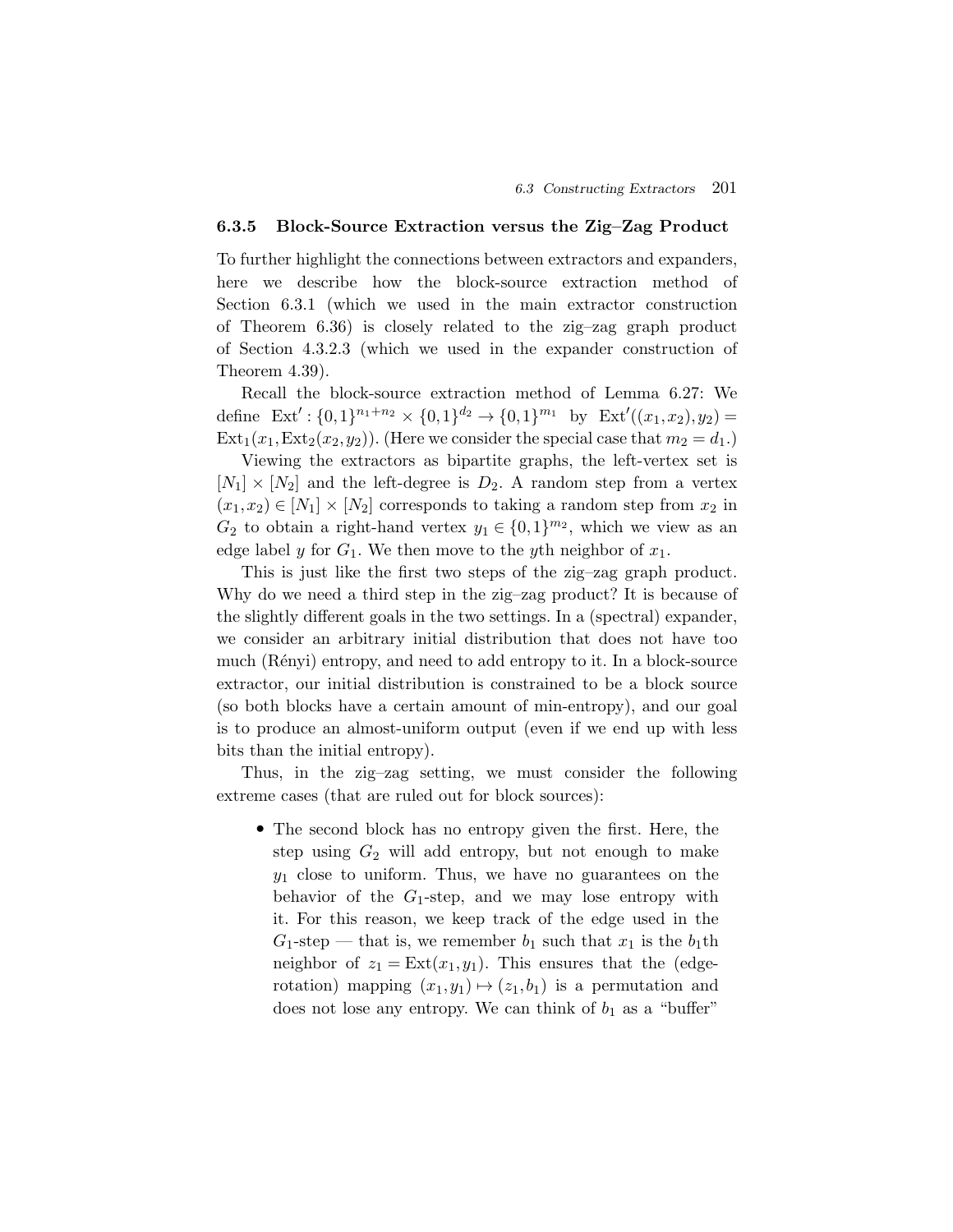### 6.3.5 Block-Source Extraction versus the Zig–Zag Product

To further highlight the connections between extractors and expanders, here we describe how the block-source extraction method of Section 6.3.1 (which we used in the main extractor construction of Theorem 6.36) is closely related to the zig–zag graph product of Section 4.3.2.3 (which we used in the expander construction of Theorem 4.39).

Recall the block-source extraction method of Lemma 6.27: We define $\mathrm{Ext}' : \{0,1\}^{n_1+n_2} \times \{0,1\}^{d_2} \to \{0,1\}^{m_1}$ by $\mathrm{Ext}'((x_1,x_2),y_2) = \mathrm{Ext}_1(x_1, \mathrm{Ext}_2(x_2,y_2))$. (Here we consider the special case that $m_2 = d_1$.)

Viewing the extractors as bipartite graphs, the left-vertex set is $[N_1] \times [N_2]$ and the left-degree is $D_2$. A random step from a vertex $(x_1,x_2) \in [N_1] \times [N_2]$ corresponds to taking a random step from $x_2$ in $G_2$ to obtain a right-hand vertex $y_1 \in \{0,1\}^{m_2}$, which we view as an edge label $y$ for $G_1$. We then move to the $y$th neighbor of $x_1$.

This is just like the first two steps of the zig–zag graph product. Why do we need a third step in the zig–zag product? It is because of the slightly different goals in the two settings. In a (spectral) expander, we consider an arbitrary initial distribution that does not have too much (Rényi) entropy, and need to add entropy to it. In a block-source extractor, our initial distribution is constrained to be a block source (so both blocks have a certain amount of min-entropy), and our goal is to produce an almost-uniform output (even if we end up with less bits than the initial entropy).

Thus, in the zig–zag setting, we must consider the following extreme cases (that are ruled out for block sources):

- The second block has no entropy given the first. Here, the step using $G_2$ will add entropy, but not enough to make $y_1$ close to uniform. Thus, we have no guarantees on the behavior of the $G_1$-step, and we may lose entropy with it. For this reason, we keep track of the edge used in the $G_1$-step — that is, we remember $b_1$ such that $x_1$ is the $b_1$th neighbor of $z_1 = \mathrm{Ext}(x_1,y_1)$. This ensures that the (edge-rotation) mapping $(x_1,y_1) \mapsto (z_1,b_1)$ is a permutation and does not lose any entropy. We can think of $b_1$ as a "buffer"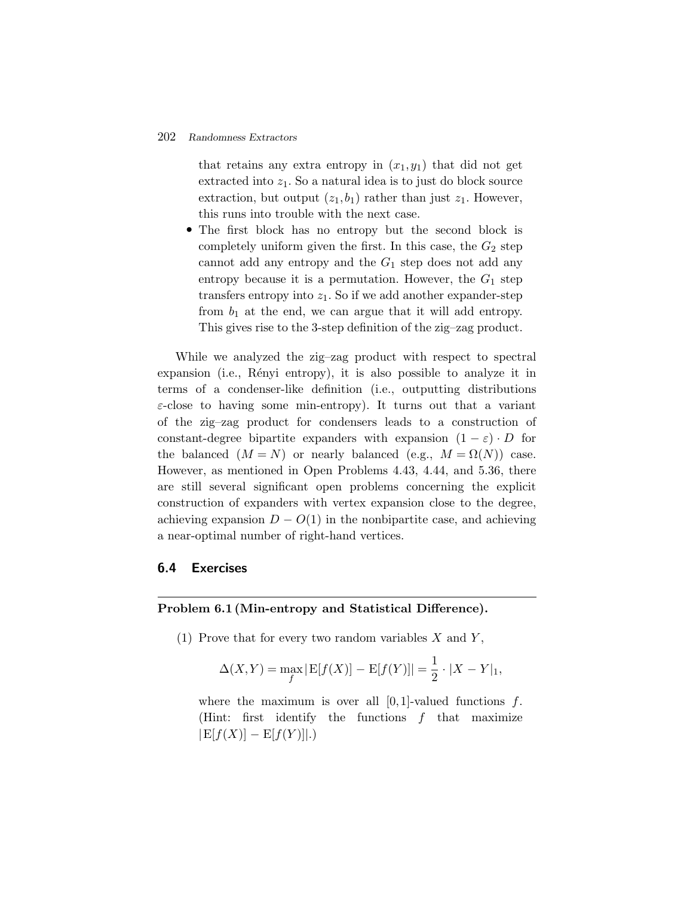that retains any extra entropy in $(x_1, y_1)$ that did not get extracted into $z_1$. So a natural idea is to just do block source extraction, but output $(z_1, b_1)$ rather than just $z_1$. However, this runs into trouble with the next case.

- The first block has no entropy but the second block is completely uniform given the first. In this case, the $G_2$ step cannot add any entropy and the $G_1$ step does not add any entropy because it is a permutation. However, the $G_1$ step transfers entropy into $z_1$. So if we add another expander-step from $b_1$ at the end, we can argue that it will add entropy. This gives rise to the 3-step definition of the zig–zag product.

While we analyzed the zig–zag product with respect to spectral expansion (i.e., Rényi entropy), it is also possible to analyze it in terms of a condenser-like definition (i.e., outputting distributions $\varepsilon$-close to having some min-entropy). It turns out that a variant of the zig–zag product for condensers leads to a construction of constant-degree bipartite expanders with expansion $(1 - \varepsilon) \cdot D$ for the balanced ($M = N$) or nearly balanced (e.g., $M = \Omega(N)$) case. However, as mentioned in Open Problems 4.43, 4.44, and 5.36, there are still several significant open problems concerning the explicit construction of expanders with vertex expansion close to the degree, achieving expansion $D - O(1)$ in the nonbipartite case, and achieving a near-optimal number of right-hand vertices.

## 6.4 Exercises

---

**Problem 6.1 (Min-entropy and Statistical Difference).**

(1) Prove that for every two random variables $X$ and $Y$,

$$\Delta(X,Y) = \max_f |\mathrm{E}[f(X)] - \mathrm{E}[f(Y)]| = \frac{1}{2} \cdot |X - Y|_1,$$

where the maximum is over all $[0,1]$-valued functions $f$. (Hint: first identify the functions $f$ that maximize $|\mathrm{E}[f(X)] - \mathrm{E}[f(Y)]|$.)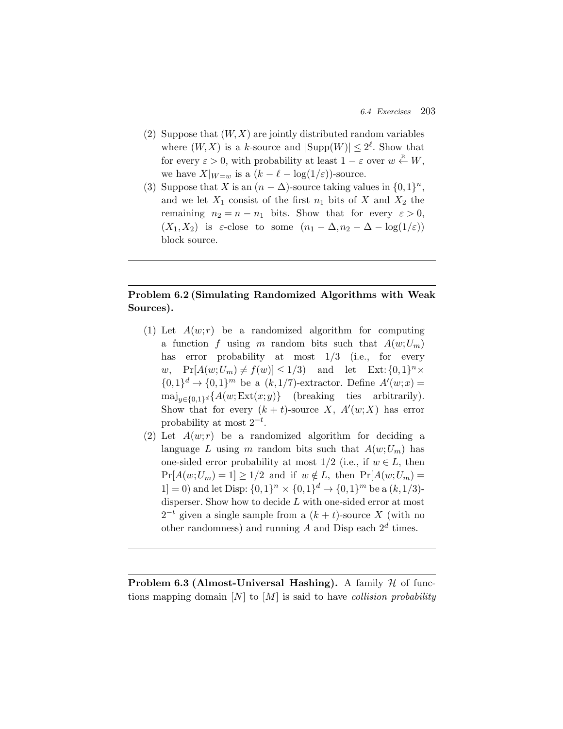(2) Suppose that $(W, X)$ are jointly distributed random variables where $(W, X)$ is a $k$-source and $|\mathrm{Supp}(W)| \leq 2^\ell$. Show that for every $\varepsilon > 0$, with probability at least $1 - \varepsilon$ over $w \stackrel{\mathrm{R}}{\leftarrow} W$, we have $X|_{W=w}$ is a $(k - \ell - \log(1/\varepsilon))$-source.

(3) Suppose that $X$ is an $(n - \Delta)$-source taking values in $\{0,1\}^n$, and we let $X_1$ consist of the first $n_1$ bits of $X$ and $X_2$ the remaining $n_2 = n - n_1$ bits. Show that for every $\varepsilon > 0$, $(X_1, X_2)$ is $\varepsilon$-close to some $(n_1 - \Delta, n_2 - \Delta - \log(1/\varepsilon))$ block source.

---

**Problem 6.2 (Simulating Randomized Algorithms with Weak Sources).**

(1) Let $A(w; r)$ be a randomized algorithm for computing a function $f$ using $m$ random bits such that $A(w; U_m)$ has error probability at most $1/3$ (i.e., for every $w$, $\Pr[A(w; U_m) \neq f(w)] \leq 1/3$) and let $\mathrm{Ext}\colon \{0,1\}^n \times \{0,1\}^d \to \{0,1\}^m$ be a $(k, 1/7)$-extractor. Define $A'(w; x) = \mathrm{maj}_{y \in \{0,1\}^d}\{A(w; \mathrm{Ext}(x; y)\}$ (breaking ties arbitrarily). Show that for every $(k + t)$-source $X$, $A'(w; X)$ has error probability at most $2^{-t}$.

(2) Let $A(w; r)$ be a randomized algorithm for deciding a language $L$ using $m$ random bits such that $A(w; U_m)$ has one-sided error probability at most $1/2$ (i.e., if $w \in L$, then $\Pr[A(w; U_m) = 1] \geq 1/2$ and if $w \notin L$, then $\Pr[A(w; U_m) = 1] = 0$) and let $\mathrm{Disp}\colon \{0,1\}^n \times \{0,1\}^d \to \{0,1\}^m$ be a $(k, 1/3)$-disperser. Show how to decide $L$ with one-sided error at most $2^{-t}$ given a single sample from a $(k + t)$-source $X$ (with no other randomness) and running $A$ and Disp each $2^d$ times.

---

**Problem 6.3 (Almost-Universal Hashing).** A family $\mathcal{H}$ of functions mapping domain $[N]$ to $[M]$ is said to have *collision probability*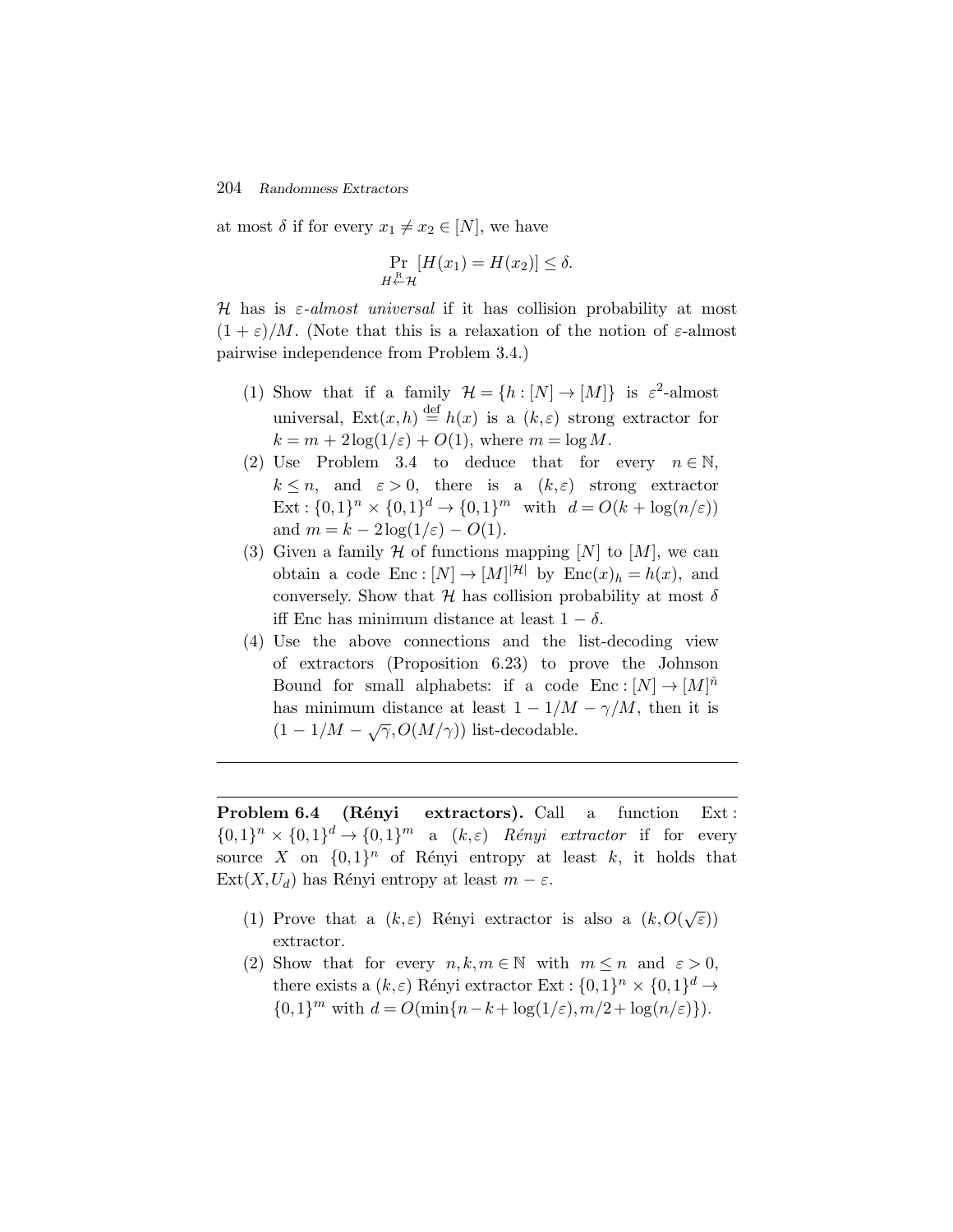at most $\delta$ if for every $x_1 \neq x_2 \in [N]$, we have

$$\Pr_{H \stackrel{R}{\leftarrow} \mathcal{H}}[H(x_1) = H(x_2)] \leq \delta.$$

$\mathcal{H}$ has is *$\varepsilon$-almost universal* if it has collision probability at most $(1+\varepsilon)/M$. (Note that this is a relaxation of the notion of $\varepsilon$-almost pairwise independence from Problem 3.4.)

(1) Show that if a family $\mathcal{H} = \{h : [N] \to [M]\}$ is $\varepsilon^2$-almost universal, $\mathrm{Ext}(x,h) \stackrel{\mathrm{def}}{=} h(x)$ is a $(k,\varepsilon)$ strong extractor for $k = m + 2\log(1/\varepsilon) + O(1)$, where $m = \log M$.

(2) Use Problem 3.4 to deduce that for every $n \in \mathbb{N}$, $k \leq n$, and $\varepsilon > 0$, there is a $(k,\varepsilon)$ strong extractor $\mathrm{Ext} : \{0,1\}^n \times \{0,1\}^d \to \{0,1\}^m$ with $d = O(k + \log(n/\varepsilon))$ and $m = k - 2\log(1/\varepsilon) - O(1)$.

(3) Given a family $\mathcal{H}$ of functions mapping $[N]$ to $[M]$, we can obtain a code $\mathrm{Enc} : [N] \to [M]^{|\mathcal{H}|}$ by $\mathrm{Enc}(x)_h = h(x)$, and conversely. Show that $\mathcal{H}$ has collision probability at most $\delta$ iff Enc has minimum distance at least $1 - \delta$.

(4) Use the above connections and the list-decoding view of extractors (Proposition 6.23) to prove the Johnson Bound for small alphabets: if a code $\mathrm{Enc} : [N] \to [M]^{\hat{n}}$ has minimum distance at least $1 - 1/M - \gamma/M$, then it is $(1 - 1/M - \sqrt{\gamma}, O(M/\gamma))$ list-decodable.

---

**Problem 6.4 (Rényi extractors).** Call a function $\mathrm{Ext} : \{0,1\}^n \times \{0,1\}^d \to \{0,1\}^m$ a $(k,\varepsilon)$ *Rényi extractor* if for every source $X$ on $\{0,1\}^n$ of Rényi entropy at least $k$, it holds that $\mathrm{Ext}(X, U_d)$ has Rényi entropy at least $m - \varepsilon$.

(1) Prove that a $(k,\varepsilon)$ Rényi extractor is also a $(k, O(\sqrt{\varepsilon}))$ extractor.

(2) Show that for every $n,k,m \in \mathbb{N}$ with $m \leq n$ and $\varepsilon > 0$, there exists a $(k,\varepsilon)$ Rényi extractor $\mathrm{Ext} : \{0,1\}^n \times \{0,1\}^d \to \{0,1\}^m$ with $d = O(\min\{n - k + \log(1/\varepsilon), m/2 + \log(n/\varepsilon)\})$.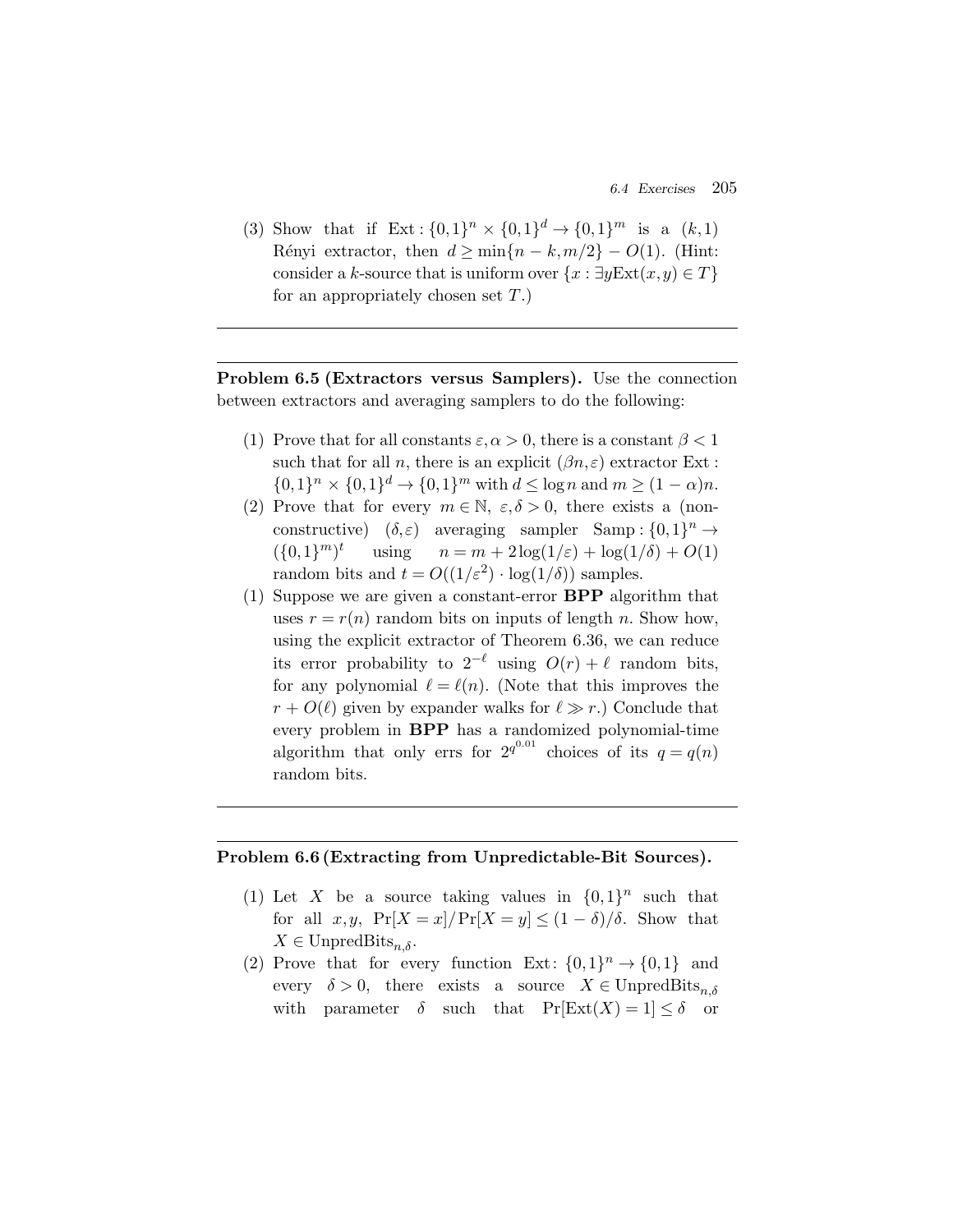(3) Show that if $\text{Ext} : \{0,1\}^n \times \{0,1\}^d \to \{0,1\}^m$ is a $(k, 1)$ Rényi extractor, then $d \geq \min\{n - k, m/2\} - O(1)$. (Hint: consider a $k$-source that is uniform over $\{x : \exists y \text{Ext}(x, y) \in T\}$ for an appropriately chosen set $T$.)

---

---

**Problem 6.5 (Extractors versus Samplers).** Use the connection between extractors and averaging samplers to do the following:

(1) Prove that for all constants $\varepsilon, \alpha > 0$, there is a constant $\beta < 1$ such that for all $n$, there is an explicit $(\beta n, \varepsilon)$ extractor $\text{Ext} : \{0,1\}^n \times \{0,1\}^d \to \{0,1\}^m$ with $d \leq \log n$ and $m \geq (1 - \alpha)n$.

(2) Prove that for every $m \in \mathbb{N}$, $\varepsilon, \delta > 0$, there exists a (nonconstructive) $(\delta, \varepsilon)$ averaging sampler $\text{Samp} : \{0,1\}^n \to (\{0,1\}^m)^t$ using $n = m + 2\log(1/\varepsilon) + \log(1/\delta) + O(1)$ random bits and $t = O((1/\varepsilon^2) \cdot \log(1/\delta))$ samples.

(1) Suppose we are given a constant-error **BPP** algorithm that uses $r = r(n)$ random bits on inputs of length $n$. Show how, using the explicit extractor of Theorem 6.36, we can reduce its error probability to $2^{-\ell}$ using $O(r) + \ell$ random bits, for any polynomial $\ell = \ell(n)$. (Note that this improves the $r + O(\ell)$ given by expander walks for $\ell \gg r$.) Conclude that every problem in **BPP** has a randomized polynomial-time algorithm that only errs for $2^{q^{0.01}}$ choices of its $q = q(n)$ random bits.

---

---

**Problem 6.6 (Extracting from Unpredictable-Bit Sources).**

(1) Let $X$ be a source taking values in $\{0,1\}^n$ such that for all $x, y$, $\Pr[X = x]/\Pr[X = y] \leq (1 - \delta)/\delta$. Show that $X \in \text{UnpredBits}_{n,\delta}$.

(2) Prove that for every function $\text{Ext} \colon \{0,1\}^n \to \{0,1\}$ and every $\delta > 0$, there exists a source $X \in \text{UnpredBits}_{n,\delta}$ with parameter $\delta$ such that $\Pr[\text{Ext}(X) = 1] \leq \delta$ or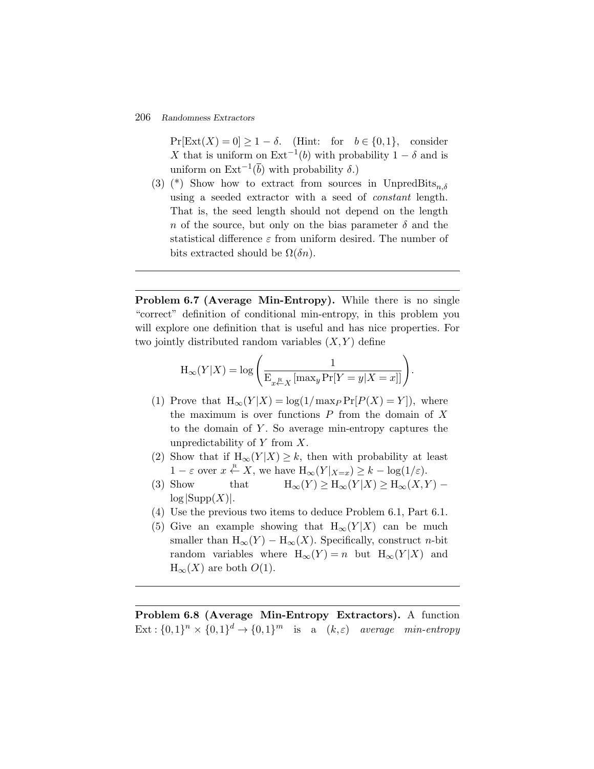$\Pr[\mathrm{Ext}(X) = 0] \geq 1 - \delta$. (Hint: for $b \in \{0,1\}$, consider $X$ that is uniform on $\mathrm{Ext}^{-1}(b)$ with probability $1 - \delta$ and is uniform on $\mathrm{Ext}^{-1}(\bar{b})$ with probability $\delta$.)

(3) (*) Show how to extract from sources in $\mathrm{UnpredBits}_{n,\delta}$ using a seeded extractor with a seed of *constant* length. That is, the seed length should not depend on the length $n$ of the source, but only on the bias parameter $\delta$ and the statistical difference $\varepsilon$ from uniform desired. The number of bits extracted should be $\Omega(\delta n)$.

---

---

**Problem 6.7 (Average Min-Entropy).** While there is no single "correct" definition of conditional min-entropy, in this problem you will explore one definition that is useful and has nice properties. For two jointly distributed random variables $(X, Y)$ define

$$\mathrm{H}_\infty(Y|X) = \log\left(\frac{1}{\mathrm{E}_{x \stackrel{\mathrm{R}}{\leftarrow} X}\left[\max_y \Pr[Y = y | X = x]\right]}\right).$$

(1) Prove that $\mathrm{H}_\infty(Y|X) = \log(1/\max_P \Pr[P(X) = Y])$, where the maximum is over functions $P$ from the domain of $X$ to the domain of $Y$. So average min-entropy captures the unpredictability of $Y$ from $X$.

(2) Show that if $\mathrm{H}_\infty(Y|X) \geq k$, then with probability at least $1 - \varepsilon$ over $x \stackrel{\mathrm{R}}{\leftarrow} X$, we have $\mathrm{H}_\infty(Y|_{X=x}) \geq k - \log(1/\varepsilon)$.

(3) Show that $\mathrm{H}_\infty(Y) \geq \mathrm{H}_\infty(Y|X) \geq \mathrm{H}_\infty(X,Y) - \log|\mathrm{Supp}(X)|$.

(4) Use the previous two items to deduce Problem 6.1, Part 6.1.

(5) Give an example showing that $\mathrm{H}_\infty(Y|X)$ can be much smaller than $\mathrm{H}_\infty(Y) - \mathrm{H}_\infty(X)$. Specifically, construct $n$-bit random variables where $\mathrm{H}_\infty(Y) = n$ but $\mathrm{H}_\infty(Y|X)$ and $\mathrm{H}_\infty(X)$ are both $O(1)$.

---

---

**Problem 6.8 (Average Min-Entropy Extractors).** A function $\mathrm{Ext} : \{0,1\}^n \times \{0,1\}^d \to \{0,1\}^m$ is a $(k, \varepsilon)$ *average min-entropy*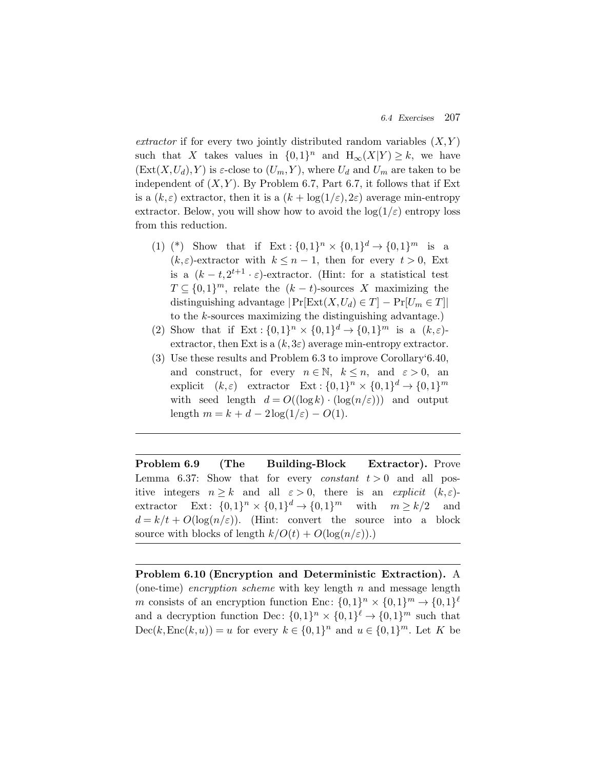*extractor* if for every two jointly distributed random variables $(X, Y)$ such that $X$ takes values in $\{0,1\}^n$ and $\mathrm{H}_\infty(X|Y) \geq k$, we have $(\mathrm{Ext}(X, U_d), Y)$ is $\varepsilon$-close to $(U_m, Y)$, where $U_d$ and $U_m$ are taken to be independent of $(X, Y)$. By Problem 6.7, Part 6.7, it follows that if Ext is a $(k, \varepsilon)$ extractor, then it is a $(k + \log(1/\varepsilon), 2\varepsilon)$ average min-entropy extractor. Below, you will show how to avoid the $\log(1/\varepsilon)$ entropy loss from this reduction.

(1) (*) Show that if $\mathrm{Ext}: \{0,1\}^n \times \{0,1\}^d \to \{0,1\}^m$ is a $(k, \varepsilon)$-extractor with $k \leq n - 1$, then for every $t > 0$, Ext is a $(k - t, 2^{t+1} \cdot \varepsilon)$-extractor. (Hint: for a statistical test $T \subseteq \{0,1\}^m$, relate the $(k-t)$-sources $X$ maximizing the distinguishing advantage $|\Pr[\mathrm{Ext}(X, U_d) \in T] - \Pr[U_m \in T]|$ to the $k$-sources maximizing the distinguishing advantage.)

(2) Show that if $\mathrm{Ext}: \{0,1\}^n \times \{0,1\}^d \to \{0,1\}^m$ is a $(k, \varepsilon)$-extractor, then Ext is a $(k, 3\varepsilon)$ average min-entropy extractor.

(3) Use these results and Problem 6.3 to improve Corollary‘6.40, and construct, for every $n \in \mathbb{N}$, $k \leq n$, and $\varepsilon > 0$, an explicit $(k, \varepsilon)$ extractor $\mathrm{Ext}: \{0,1\}^n \times \{0,1\}^d \to \{0,1\}^m$ with seed length $d = O((\log k) \cdot (\log(n/\varepsilon)))$ and output length $m = k + d - 2\log(1/\varepsilon) - O(1)$.

---

**Problem 6.9 (The Building-Block Extractor).** Prove Lemma 6.37: Show that for every *constant* $t > 0$ and all positive integers $n \geq k$ and all $\varepsilon > 0$, there is an *explicit* $(k, \varepsilon)$-extractor $\mathrm{Ext}: \{0,1\}^n \times \{0,1\}^d \to \{0,1\}^m$ with $m \geq k/2$ and $d = k/t + O(\log(n/\varepsilon))$. (Hint: convert the source into a block source with blocks of length $k/O(t) + O(\log(n/\varepsilon))$.)

---

**Problem 6.10 (Encryption and Deterministic Extraction).** A (one-time) *encryption scheme* with key length $n$ and message length $m$ consists of an encryption function $\mathrm{Enc}: \{0,1\}^n \times \{0,1\}^m \to \{0,1\}^\ell$ and a decryption function $\mathrm{Dec}: \{0,1\}^n \times \{0,1\}^\ell \to \{0,1\}^m$ such that $\mathrm{Dec}(k, \mathrm{Enc}(k, u)) = u$ for every $k \in \{0,1\}^n$ and $u \in \{0,1\}^m$. Let $K$ be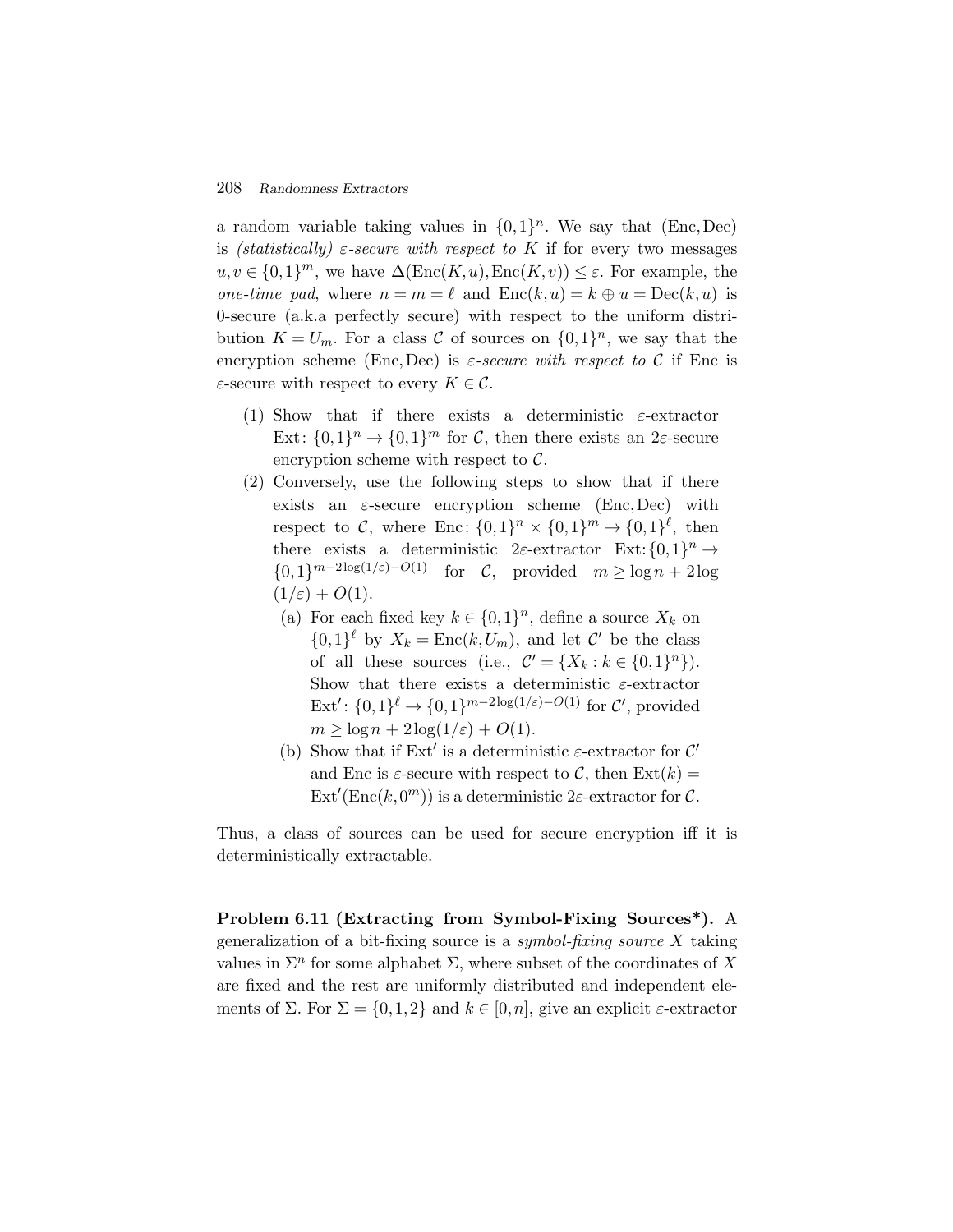a random variable taking values in $\{0,1\}^n$. We say that (Enc, Dec) is *(statistically) $\varepsilon$-secure with respect to $K$* if for every two messages $u, v \in \{0,1\}^m$, we have $\Delta(\mathrm{Enc}(K,u), \mathrm{Enc}(K,v)) \leq \varepsilon$. For example, the *one-time pad*, where $n = m = \ell$ and $\mathrm{Enc}(k,u) = k \oplus u = \mathrm{Dec}(k,u)$ is 0-secure (a.k.a perfectly secure) with respect to the uniform distribution $K = U_m$. For a class $\mathcal{C}$ of sources on $\{0,1\}^n$, we say that the encryption scheme (Enc, Dec) is *$\varepsilon$-secure with respect to $\mathcal{C}$* if Enc is $\varepsilon$-secure with respect to every $K \in \mathcal{C}$.

(1) Show that if there exists a deterministic $\varepsilon$-extractor $\mathrm{Ext}\colon \{0,1\}^n \to \{0,1\}^m$ for $\mathcal{C}$, then there exists an $2\varepsilon$-secure encryption scheme with respect to $\mathcal{C}$.

(2) Conversely, use the following steps to show that if there exists an $\varepsilon$-secure encryption scheme (Enc, Dec) with respect to $\mathcal{C}$, where $\mathrm{Enc}\colon \{0,1\}^n \times \{0,1\}^m \to \{0,1\}^\ell$, then there exists a deterministic $2\varepsilon$-extractor $\mathrm{Ext}\colon \{0,1\}^n \to \{0,1\}^{m - 2\log(1/\varepsilon) - O(1)}$ for $\mathcal{C}$, provided $m \geq \log n + 2\log(1/\varepsilon) + O(1)$.

   (a) For each fixed key $k \in \{0,1\}^n$, define a source $X_k$ on $\{0,1\}^\ell$ by $X_k = \mathrm{Enc}(k, U_m)$, and let $\mathcal{C}'$ be the class of all these sources (i.e., $\mathcal{C}' = \{X_k : k \in \{0,1\}^n\}$). Show that there exists a deterministic $\varepsilon$-extractor $\mathrm{Ext}'\colon \{0,1\}^\ell \to \{0,1\}^{m - 2\log(1/\varepsilon) - O(1)}$ for $\mathcal{C}'$, provided $m \geq \log n + 2\log(1/\varepsilon) + O(1)$.

   (b) Show that if $\mathrm{Ext}'$ is a deterministic $\varepsilon$-extractor for $\mathcal{C}'$ and Enc is $\varepsilon$-secure with respect to $\mathcal{C}$, then $\mathrm{Ext}(k) = \mathrm{Ext}'(\mathrm{Enc}(k, 0^m))$ is a deterministic $2\varepsilon$-extractor for $\mathcal{C}$.

Thus, a class of sources can be used for secure encryption iff it is deterministically extractable.

---

**Problem 6.11 (Extracting from Symbol-Fixing Sources\*).** A generalization of a bit-fixing source is a *symbol-fixing source* $X$ taking values in $\Sigma^n$ for some alphabet $\Sigma$, where subset of the coordinates of $X$ are fixed and the rest are uniformly distributed and independent elements of $\Sigma$. For $\Sigma = \{0,1,2\}$ and $k \in [0,n]$, give an explicit $\varepsilon$-extractor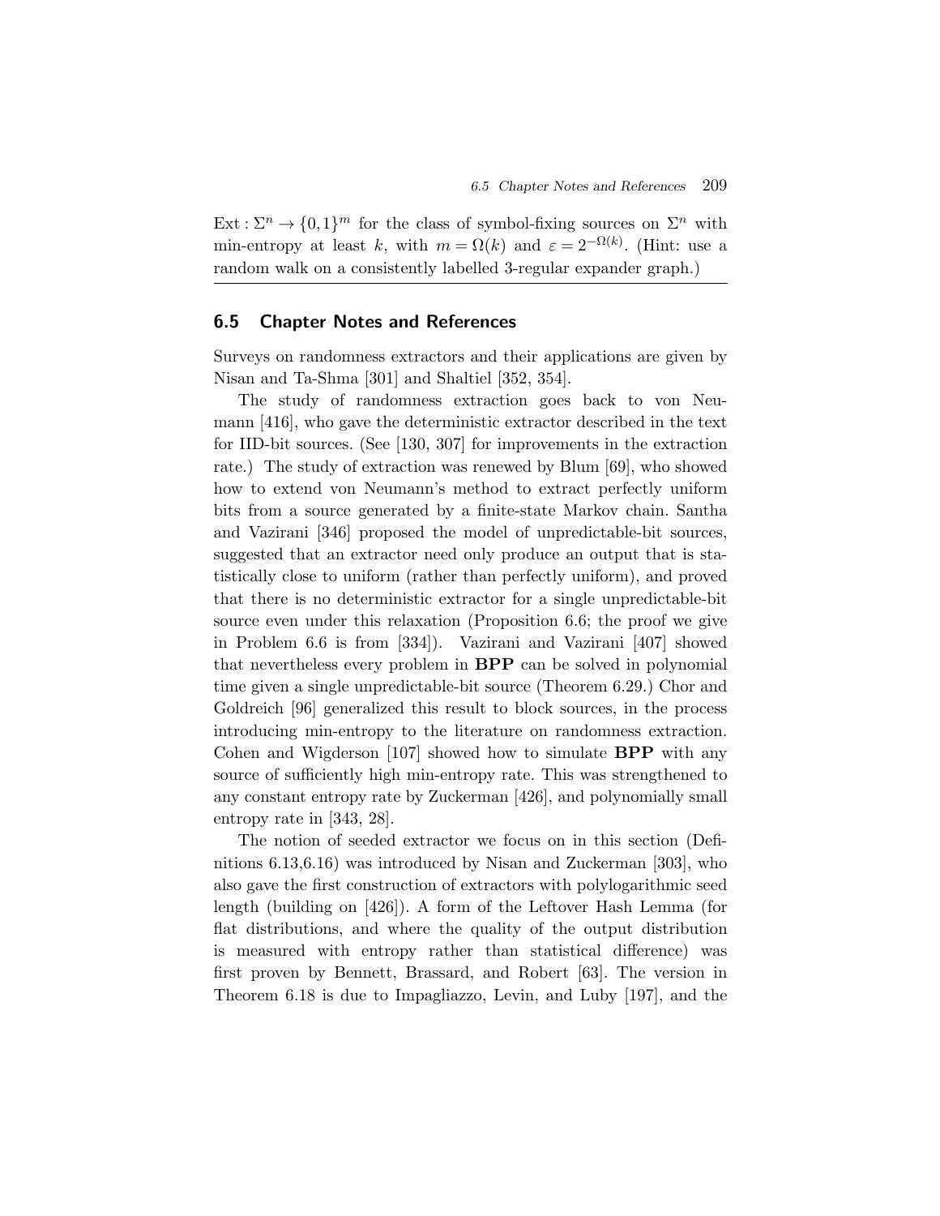$\text{Ext} : \Sigma^n \to \{0,1\}^m$ for the class of symbol-fixing sources on $\Sigma^n$ with min-entropy at least $k$, with $m = \Omega(k)$ and $\varepsilon = 2^{-\Omega(k)}$. (Hint: use a random walk on a consistently labelled 3-regular expander graph.)

## 6.5 Chapter Notes and References

Surveys on randomness extractors and their applications are given by Nisan and Ta-Shma [301] and Shaltiel [352, 354].

The study of randomness extraction goes back to von Neumann [416], who gave the deterministic extractor described in the text for IID-bit sources. (See [130, 307] for improvements in the extraction rate.) The study of extraction was renewed by Blum [69], who showed how to extend von Neumann's method to extract perfectly uniform bits from a source generated by a finite-state Markov chain. Santha and Vazirani [346] proposed the model of unpredictable-bit sources, suggested that an extractor need only produce an output that is statistically close to uniform (rather than perfectly uniform), and proved that there is no deterministic extractor for a single unpredictable-bit source even under this relaxation (Proposition 6.6; the proof we give in Problem 6.6 is from [334]). Vazirani and Vazirani [407] showed that nevertheless every problem in **BPP** can be solved in polynomial time given a single unpredictable-bit source (Theorem 6.29.) Chor and Goldreich [96] generalized this result to block sources, in the process introducing min-entropy to the literature on randomness extraction. Cohen and Wigderson [107] showed how to simulate **BPP** with any source of sufficiently high min-entropy rate. This was strengthened to any constant entropy rate by Zuckerman [426], and polynomially small entropy rate in [343, 28].

The notion of seeded extractor we focus on in this section (Definitions 6.13,6.16) was introduced by Nisan and Zuckerman [303], who also gave the first construction of extractors with polylogarithmic seed length (building on [426]). A form of the Leftover Hash Lemma (for flat distributions, and where the quality of the output distribution is measured with entropy rather than statistical difference) was first proven by Bennett, Brassard, and Robert [63]. The version in Theorem 6.18 is due to Impagliazzo, Levin, and Luby [197], and the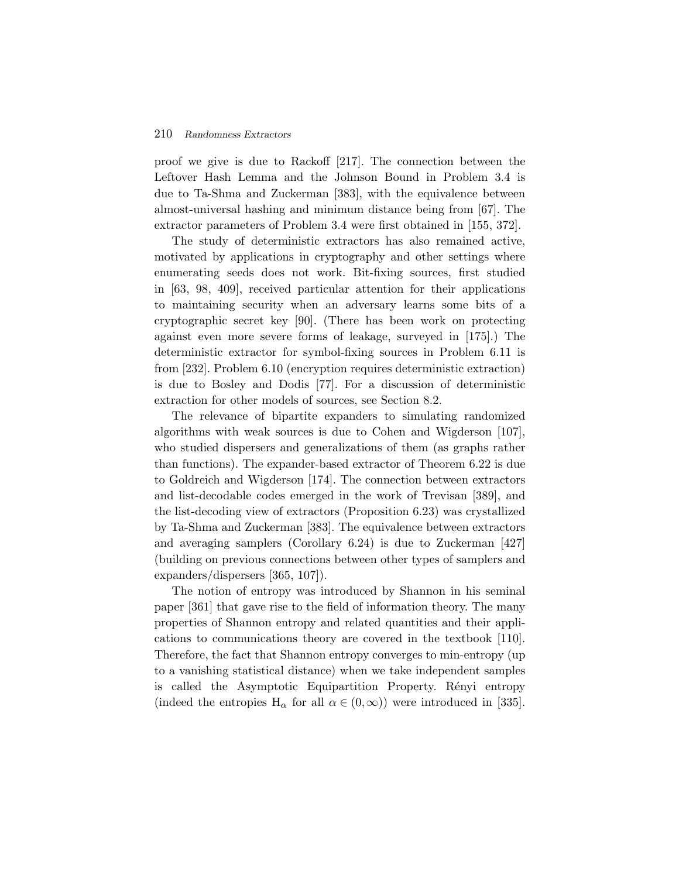proof we give is due to Rackoff [217]. The connection between the Leftover Hash Lemma and the Johnson Bound in Problem 3.4 is due to Ta-Shma and Zuckerman [383], with the equivalence between almost-universal hashing and minimum distance being from [67]. The extractor parameters of Problem 3.4 were first obtained in [155, 372].

The study of deterministic extractors has also remained active, motivated by applications in cryptography and other settings where enumerating seeds does not work. Bit-fixing sources, first studied in [63, 98, 409], received particular attention for their applications to maintaining security when an adversary learns some bits of a cryptographic secret key [90]. (There has been work on protecting against even more severe forms of leakage, surveyed in [175].) The deterministic extractor for symbol-fixing sources in Problem 6.11 is from [232]. Problem 6.10 (encryption requires deterministic extraction) is due to Bosley and Dodis [77]. For a discussion of deterministic extraction for other models of sources, see Section 8.2.

The relevance of bipartite expanders to simulating randomized algorithms with weak sources is due to Cohen and Wigderson [107], who studied dispersers and generalizations of them (as graphs rather than functions). The expander-based extractor of Theorem 6.22 is due to Goldreich and Wigderson [174]. The connection between extractors and list-decodable codes emerged in the work of Trevisan [389], and the list-decoding view of extractors (Proposition 6.23) was crystallized by Ta-Shma and Zuckerman [383]. The equivalence between extractors and averaging samplers (Corollary 6.24) is due to Zuckerman [427] (building on previous connections between other types of samplers and expanders/dispersers [365, 107]).

The notion of entropy was introduced by Shannon in his seminal paper [361] that gave rise to the field of information theory. The many properties of Shannon entropy and related quantities and their applications to communications theory are covered in the textbook [110]. Therefore, the fact that Shannon entropy converges to min-entropy (up to a vanishing statistical distance) when we take independent samples is called the Asymptotic Equipartition Property. Rényi entropy (indeed the entropies $H_\alpha$ for all $\alpha \in (0, \infty)$) were introduced in [335].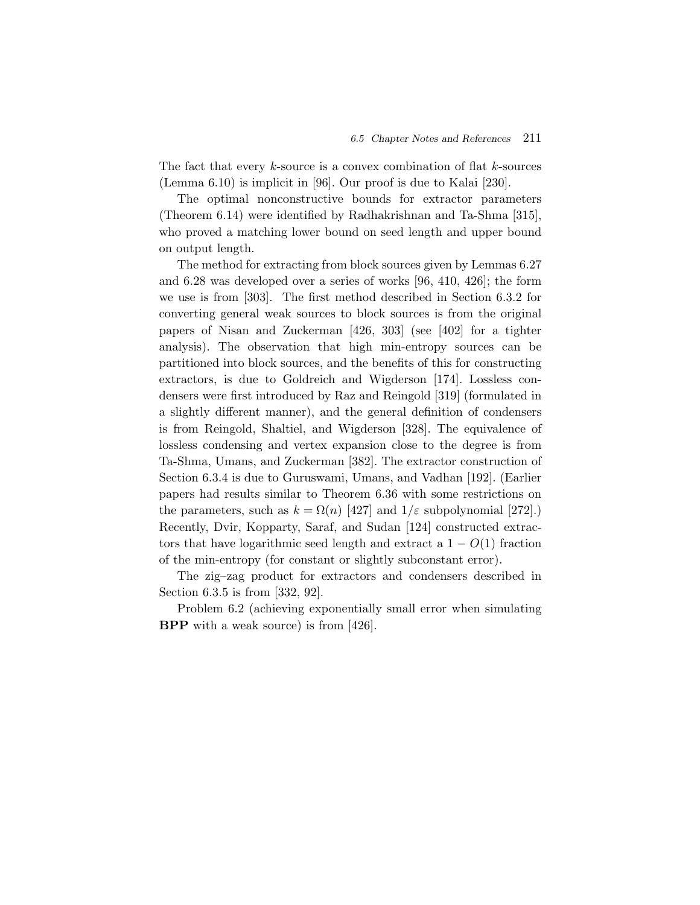The fact that every $k$-source is a convex combination of flat $k$-sources (Lemma 6.10) is implicit in [96]. Our proof is due to Kalai [230].

The optimal nonconstructive bounds for extractor parameters (Theorem 6.14) were identified by Radhakrishnan and Ta-Shma [315], who proved a matching lower bound on seed length and upper bound on output length.

The method for extracting from block sources given by Lemmas 6.27 and 6.28 was developed over a series of works [96, 410, 426]; the form we use is from [303]. The first method described in Section 6.3.2 for converting general weak sources to block sources is from the original papers of Nisan and Zuckerman [426, 303] (see [402] for a tighter analysis). The observation that high min-entropy sources can be partitioned into block sources, and the benefits of this for constructing extractors, is due to Goldreich and Wigderson [174]. Lossless condensers were first introduced by Raz and Reingold [319] (formulated in a slightly different manner), and the general definition of condensers is from Reingold, Shaltiel, and Wigderson [328]. The equivalence of lossless condensing and vertex expansion close to the degree is from Ta-Shma, Umans, and Zuckerman [382]. The extractor construction of Section 6.3.4 is due to Guruswami, Umans, and Vadhan [192]. (Earlier papers had results similar to Theorem 6.36 with some restrictions on the parameters, such as $k = \Omega(n)$ [427] and $1/\varepsilon$ subpolynomial [272].) Recently, Dvir, Kopparty, Saraf, and Sudan [124] constructed extractors that have logarithmic seed length and extract a $1 - O(1)$ fraction of the min-entropy (for constant or slightly subconstant error).

The zig–zag product for extractors and condensers described in Section 6.3.5 is from [332, 92].

Problem 6.2 (achieving exponentially small error when simulating **BPP** with a weak source) is from [426].